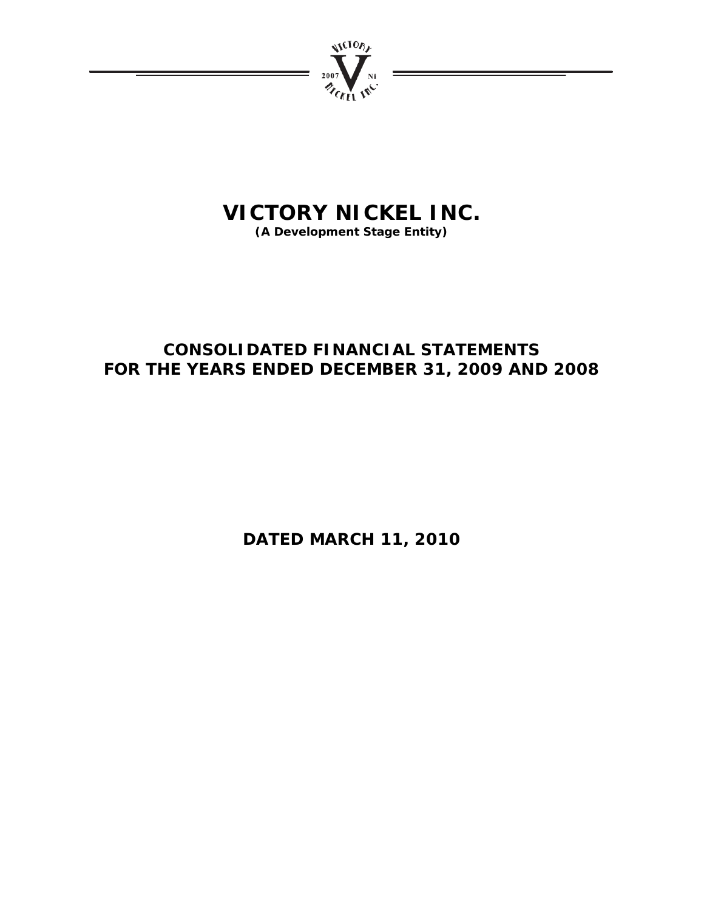# VICTORY NICKEL INC.

**(A Development Stage Entity)**

## CONSOLIDATED FINANCIAL STATEMENTS FOR THE YEARS ENDED DECEMBER 31, 2009 AND 2008

**DATED MARCH 11, 2010**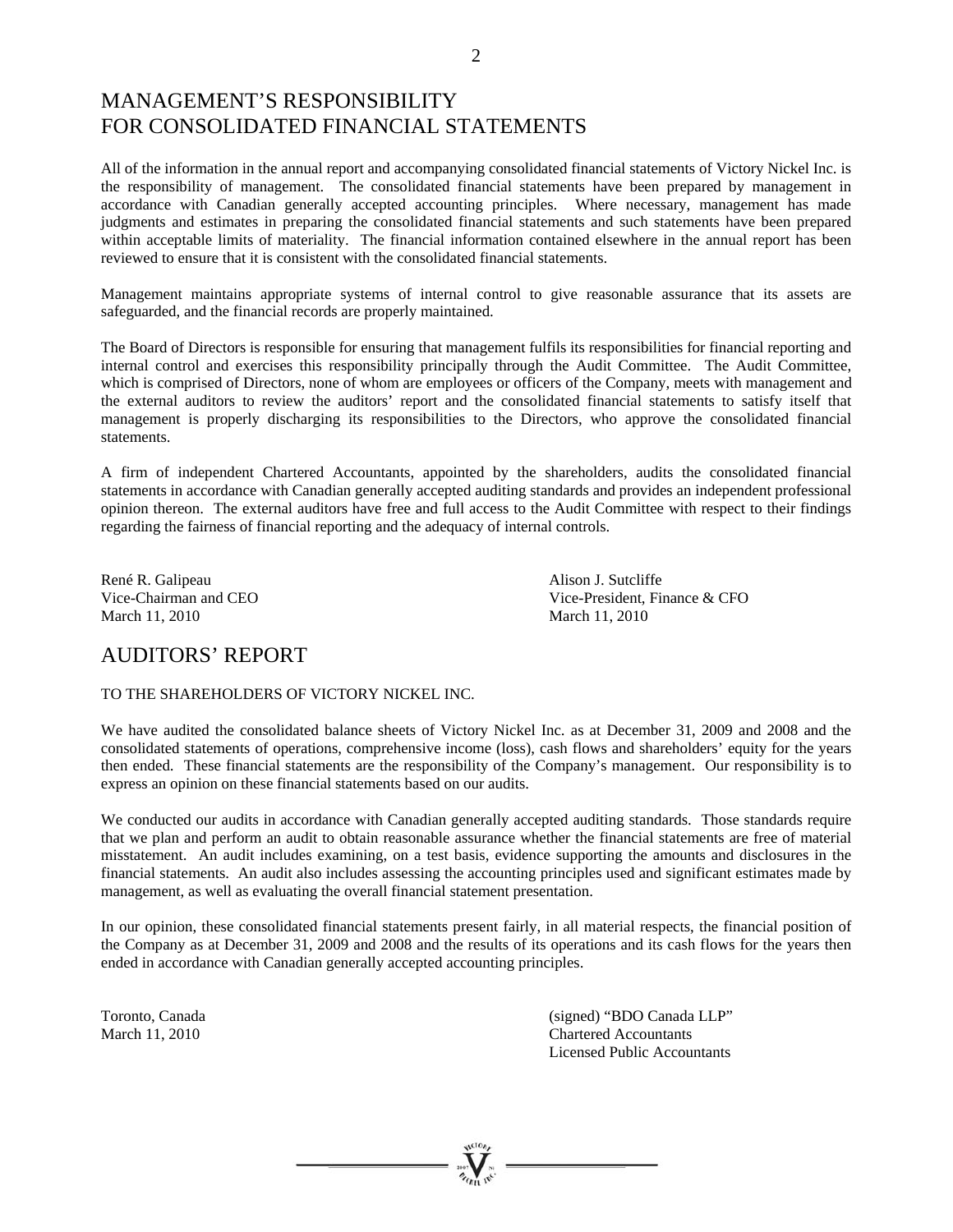# MANAGEMENT'S RESPONSIBILITY FOR CONSOLIDATED FINANCIAL STATEMENTS

All of the information in the annual report and accompanying consolidated financial statements of Victory Nickel Inc. is the responsibility of management. The consolidated financial statements have been prepared by management in accordance with Canadian generally accepted accounting principles. Where necessary, management has made judgments and estimates in preparing the consolidated financial statements and such statements have been prepared within acceptable limits of materiality. The financial information contained elsewhere in the annual report has been reviewed to ensure that it is consistent with the consolidated financial statements.

Management maintains appropriate systems of internal control to give reasonable assurance that its assets are safeguarded, and the financial records are properly maintained.

The Board of Directors is responsible for ensuring that management fulfils its responsibilities for financial reporting and internal control and exercises this responsibility principally through the Audit Committee. The Audit Committee, which is comprised of Directors, none of whom are employees or officers of the Company, meets with management and the external auditors to review the auditors' report and the consolidated financial statements to satisfy itself that management is properly discharging its responsibilities to the Directors, who approve the consolidated financial statements.

A firm of independent Chartered Accountants, appointed by the shareholders, audits the consolidated financial statements in accordance with Canadian generally accepted auditing standards and provides an independent professional opinion thereon. The external auditors have free and full access to the Audit Committee with respect to their findings regarding the fairness of financial reporting and the adequacy of internal controls.

René R. Galipeau
Vice-Chairman and CEO
March 11, 2010

Alison J. Sutcliffe
Vice-President, Finance & CFO
March 11, 2010

# AUDITORS' REPORT

TO THE SHAREHOLDERS OF VICTORY NICKEL INC.

We have audited the consolidated balance sheets of Victory Nickel Inc. as at December 31, 2009 and 2008 and the consolidated statements of operations, comprehensive income (loss), cash flows and shareholders' equity for the years then ended. These financial statements are the responsibility of the Company's management. Our responsibility is to express an opinion on these financial statements based on our audits.

We conducted our audits in accordance with Canadian generally accepted auditing standards. Those standards require that we plan and perform an audit to obtain reasonable assurance whether the financial statements are free of material misstatement. An audit includes examining, on a test basis, evidence supporting the amounts and disclosures in the financial statements. An audit also includes assessing the accounting principles used and significant estimates made by management, as well as evaluating the overall financial statement presentation.

In our opinion, these consolidated financial statements present fairly, in all material respects, the financial position of the Company as at December 31, 2009 and 2008 and the results of its operations and its cash flows for the years then ended in accordance with Canadian generally accepted accounting principles.

Toronto, Canada
March 11, 2010

(signed) "BDO Canada LLP"
Chartered Accountants
Licensed Public Accountants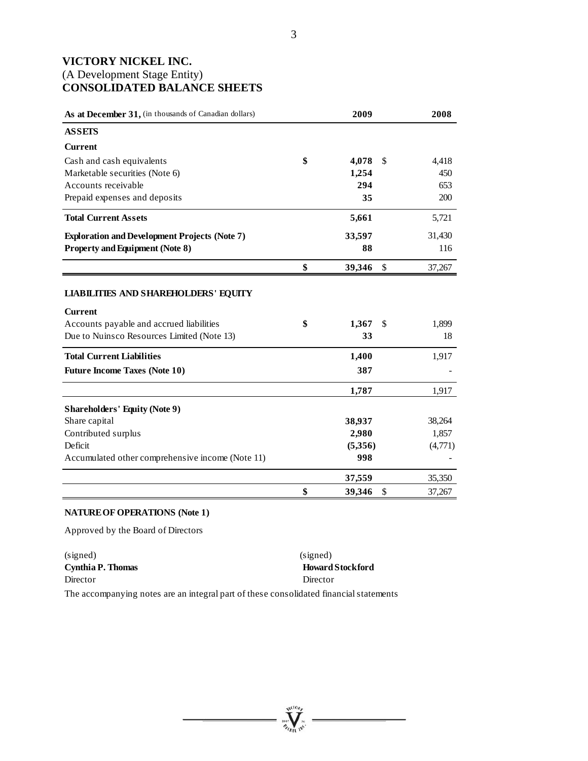# VICTORY NICKEL INC.

(A Development Stage Entity)

## CONSOLIDATED BALANCE SHEETS

| **As at December 31,** (in thousands of Canadian dollars) | **2009** | **2008** |
|---|---|---|
| **ASSETS** | | |
| **Current** | | |
| Cash and cash equivalents | **$ 4,078** | $ 4,418 |
| Marketable securities (Note 6) | **1,254** | 450 |
| Accounts receivable | **294** | 653 |
| Prepaid expenses and deposits | **35** | 200 |
| **Total Current Assets** | **5,661** | 5,721 |
| **Exploration and Development Projects (Note 7)** | **33,597** | 31,430 |
| **Property and Equipment (Note 8)** | **88** | 116 |
| | **$ 39,346** | $ 37,267 |
| **LIABILITIES AND SHAREHOLDERS' EQUITY** | | |
| **Current** | | |
| Accounts payable and accrued liabilities | **$ 1,367** | $ 1,899 |
| Due to Nuinsco Resources Limited (Note 13) | **33** | 18 |
| **Total Current Liabilities** | **1,400** | 1,917 |
| **Future Income Taxes (Note 10)** | **387** | - |
| | **1,787** | 1,917 |
| **Shareholders' Equity (Note 9)** | | |
| Share capital | **38,937** | 38,264 |
| Contributed surplus | **2,980** | 1,857 |
| Deficit | **(5,356)** | (4,771) |
| Accumulated other comprehensive income (Note 11) | **998** | - |
| | **37,559** | 35,350 |
| | **$ 39,346** | $ 37,267 |

**NATURE OF OPERATIONS (Note 1)**

Approved by the Board of Directors

| | |
|---|---|
| (signed) | (signed) |
| **Cynthia P. Thomas** | **Howard Stockford** |
| Director | Director |

The accompanying notes are an integral part of these consolidated financial statements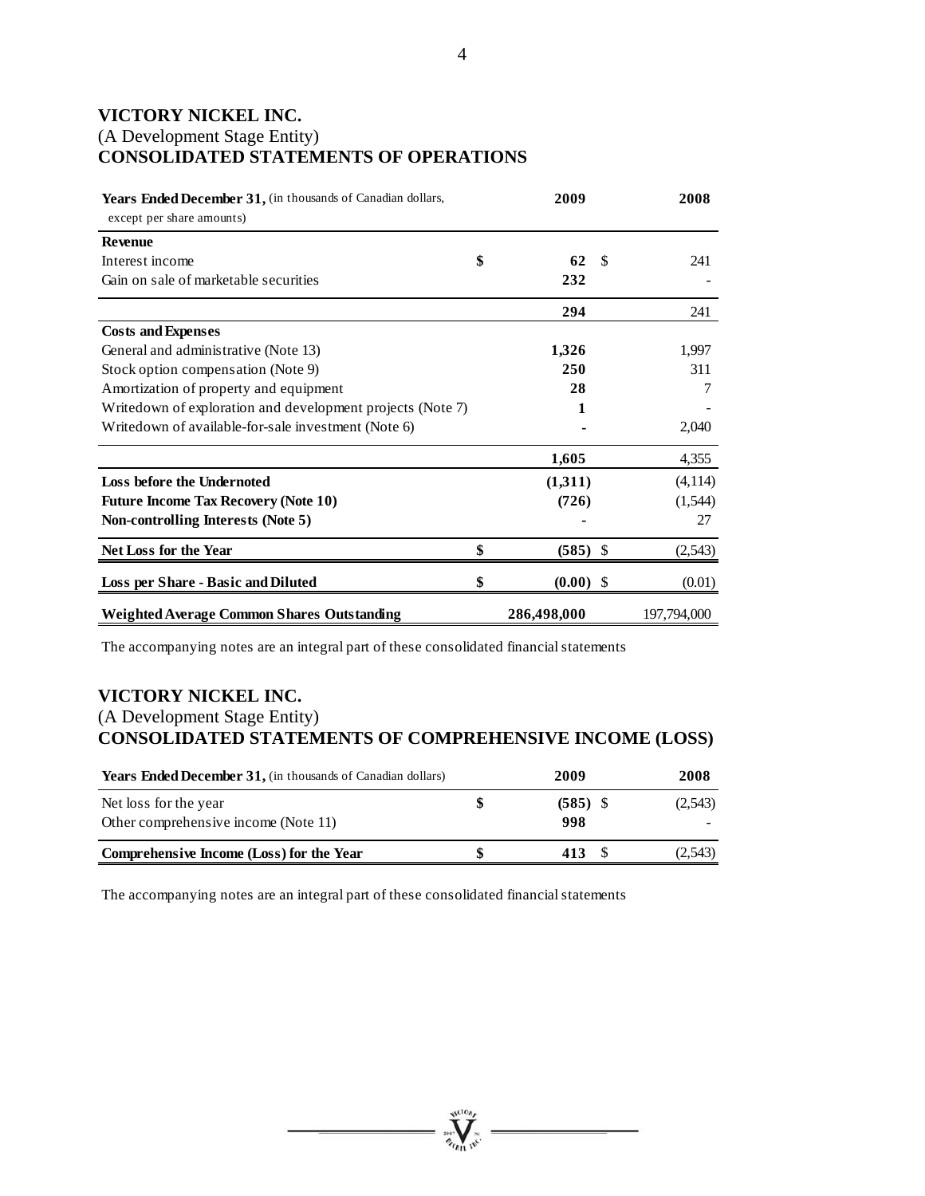# VICTORY NICKEL INC.

(A Development Stage Entity)

## CONSOLIDATED STATEMENTS OF OPERATIONS

| **Years Ended December 31,** (in thousands of Canadian dollars, except per share amounts) | **2009** | 2008 |
|---|---|---|
| **Revenue** | | |
| Interest income | **$ 62** | $ 241 |
| Gain on sale of marketable securities | **232** | - |
| | **294** | 241 |
| **Costs and Expenses** | | |
| General and administrative (Note 13) | **1,326** | 1,997 |
| Stock option compensation (Note 9) | **250** | 311 |
| Amortization of property and equipment | **28** | 7 |
| Writedown of exploration and development projects (Note 7) | **1** | - |
| Writedown of available-for-sale investment (Note 6) | **-** | 2,040 |
| | **1,605** | 4,355 |
| **Loss before the Undernoted** | **(1,311)** | (4,114) |
| **Future Income Tax Recovery (Note 10)** | **(726)** | (1,544) |
| **Non-controlling Interests (Note 5)** | **-** | 27 |
| **Net Loss for the Year** | **$ (585)** | $ (2,543) |
| **Loss per Share - Basic and Diluted** | **$ (0.00)** | $ (0.01) |
| **Weighted Average Common Shares Outstanding** | **286,498,000** | 197,794,000 |

The accompanying notes are an integral part of these consolidated financial statements

# VICTORY NICKEL INC.

(A Development Stage Entity)

## CONSOLIDATED STATEMENTS OF COMPREHENSIVE INCOME (LOSS)

| **Years Ended December 31,** (in thousands of Canadian dollars) | **2009** | 2008 |
|---|---|---|
| Net loss for the year | **$ (585)** | $ (2,543) |
| Other comprehensive income (Note 11) | **998** | - |
| **Comprehensive Income (Loss) for the Year** | **$ 413** | $ (2,543) |

The accompanying notes are an integral part of these consolidated financial statements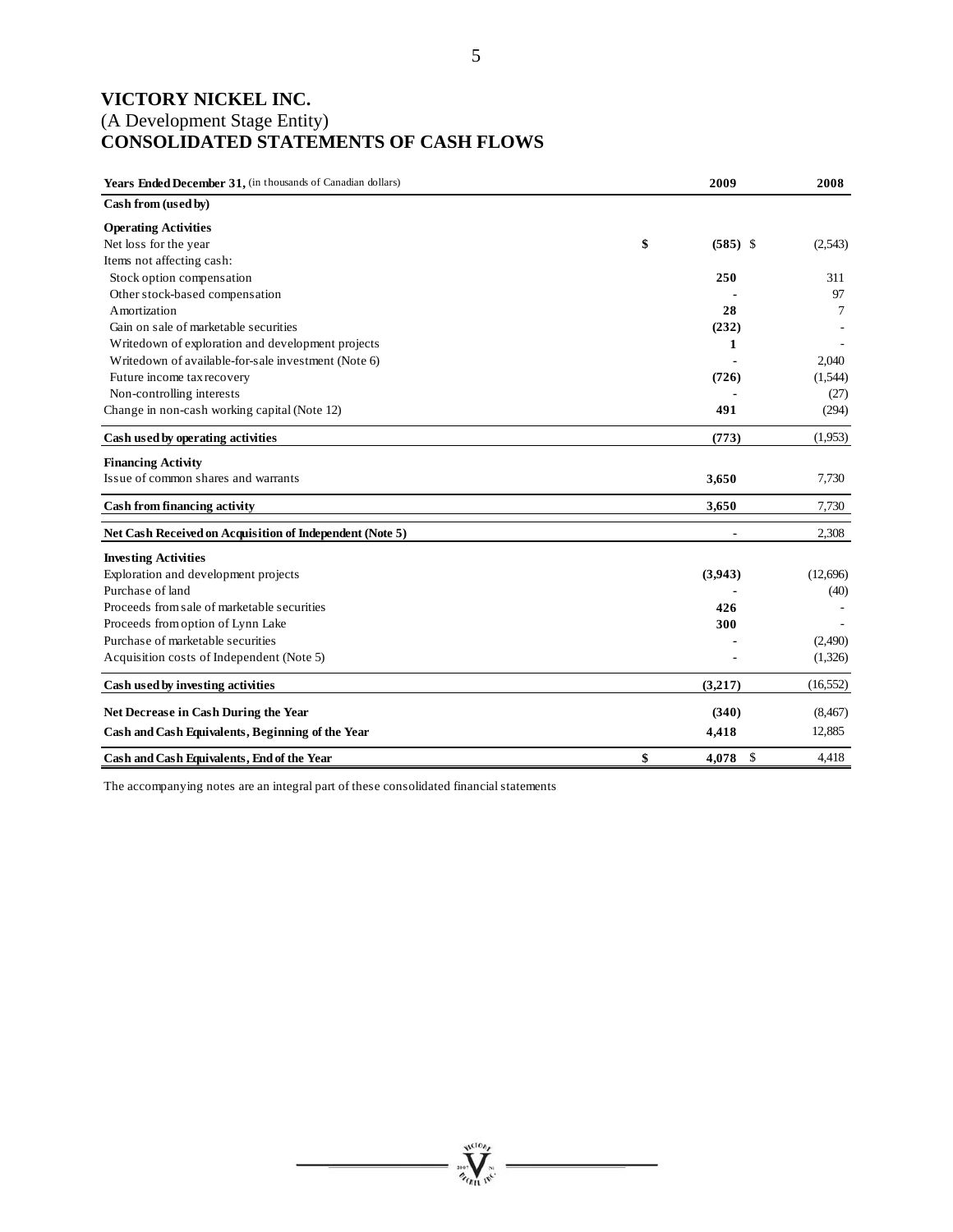# VICTORY NICKEL INC.

(A Development Stage Entity)

**CONSOLIDATED STATEMENTS OF CASH FLOWS**

| **Years Ended December 31,** (in thousands of Canadian dollars) | **2009** | **2008** |
|---|---|---|
| **Cash from (used by)** | | |
| **Operating Activities** | | |
| Net loss for the year | **$ (585)** | $ (2,543) |
| Items not affecting cash: | | |
| Stock option compensation | **250** | 311 |
| Other stock-based compensation | **-** | 97 |
| Amortization | **28** | 7 |
| Gain on sale of marketable securities | **(232)** | - |
| Writedown of exploration and development projects | **1** | - |
| Writedown of available-for-sale investment (Note 6) | **-** | 2,040 |
| Future income tax recovery | **(726)** | (1,544) |
| Non-controlling interests | **-** | (27) |
| Change in non-cash working capital (Note 12) | **491** | (294) |
| **Cash used by operating activities** | **(773)** | (1,953) |
| **Financing Activity** | | |
| Issue of common shares and warrants | **3,650** | 7,730 |
| **Cash from financing activity** | **3,650** | 7,730 |
| **Net Cash Received on Acquisition of Independent (Note 5)** | **-** | 2,308 |
| **Investing Activities** | | |
| Exploration and development projects | **(3,943)** | (12,696) |
| Purchase of land | **-** | (40) |
| Proceeds from sale of marketable securities | **426** | - |
| Proceeds from option of Lynn Lake | **300** | - |
| Purchase of marketable securities | **-** | (2,490) |
| Acquisition costs of Independent (Note 5) | **-** | (1,326) |
| **Cash used by investing activities** | **(3,217)** | (16,552) |
| **Net Decrease in Cash During the Year** | **(340)** | (8,467) |
| **Cash and Cash Equivalents, Beginning of the Year** | **4,418** | 12,885 |
| **Cash and Cash Equivalents, End of the Year** | **$ 4,078** | $ 4,418 |

The accompanying notes are an integral part of these consolidated financial statements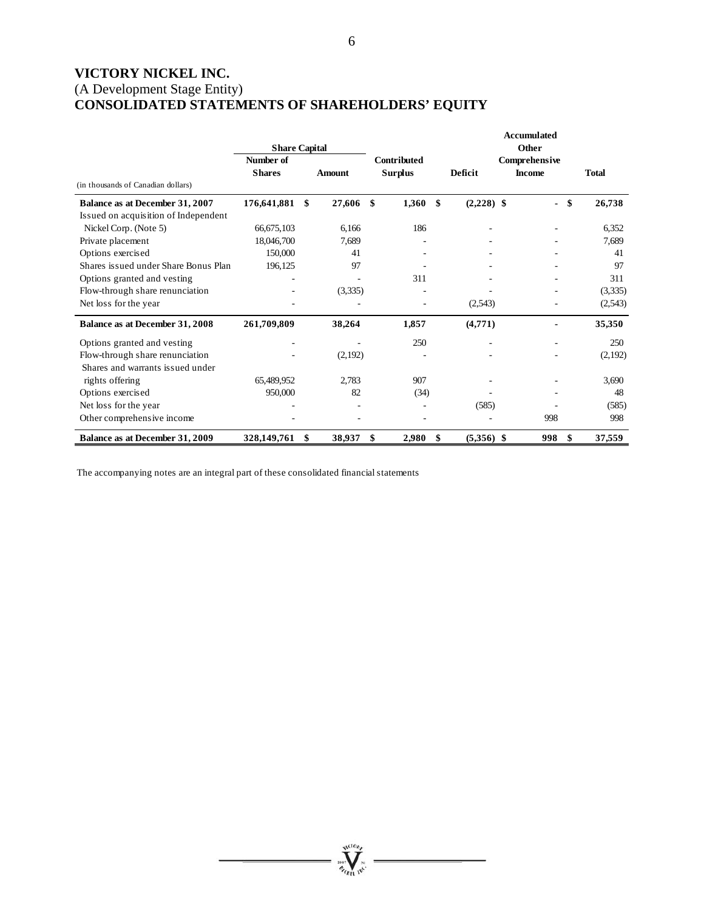# VICTORY NICKEL INC.

(A Development Stage Entity)

# CONSOLIDATED STATEMENTS OF SHAREHOLDERS' EQUITY

| (in thousands of Canadian dollars) | Share Capital | | Contributed Surplus | Deficit | Accumulated Other Comprehensive Income | Total |
|---|---|---|---|---|---|---|
| | Number of Shares | Amount | | | | |
| **Balance as at December 31, 2007** | **176,641,881** | **$ 27,606** | **$ 1,360** | **$ (2,228)** | **$ -** | **$ 26,738** |
| Issued on acquisition of Independent Nickel Corp. (Note 5) | 66,675,103 | 6,166 | 186 | - | - | 6,352 |
| Private placement | 18,046,700 | 7,689 | - | - | - | 7,689 |
| Options exercised | 150,000 | 41 | - | - | - | 41 |
| Shares issued under Share Bonus Plan | 196,125 | 97 | - | - | - | 97 |
| Options granted and vesting | - | - | 311 | - | - | 311 |
| Flow-through share renunciation | - | (3,335) | - | - | - | (3,335) |
| Net loss for the year | - | - | - | (2,543) | - | (2,543) |
| **Balance as at December 31, 2008** | **261,709,809** | **38,264** | **1,857** | **(4,771)** | **-** | **35,350** |
| Options granted and vesting | - | - | 250 | - | - | 250 |
| Flow-through share renunciation | - | (2,192) | - | - | - | (2,192) |
| Shares and warrants issued under rights offering | 65,489,952 | 2,783 | 907 | - | - | 3,690 |
| Options exercised | 950,000 | 82 | (34) | - | - | 48 |
| Net loss for the year | - | - | - | (585) | - | (585) |
| Other comprehensive income | - | - | - | - | 998 | 998 |
| **Balance as at December 31, 2009** | **328,149,761** | **$ 38,937** | **$ 2,980** | **$ (5,356)** | **$ 998** | **$ 37,559** |

The accompanying notes are an integral part of these consolidated financial statements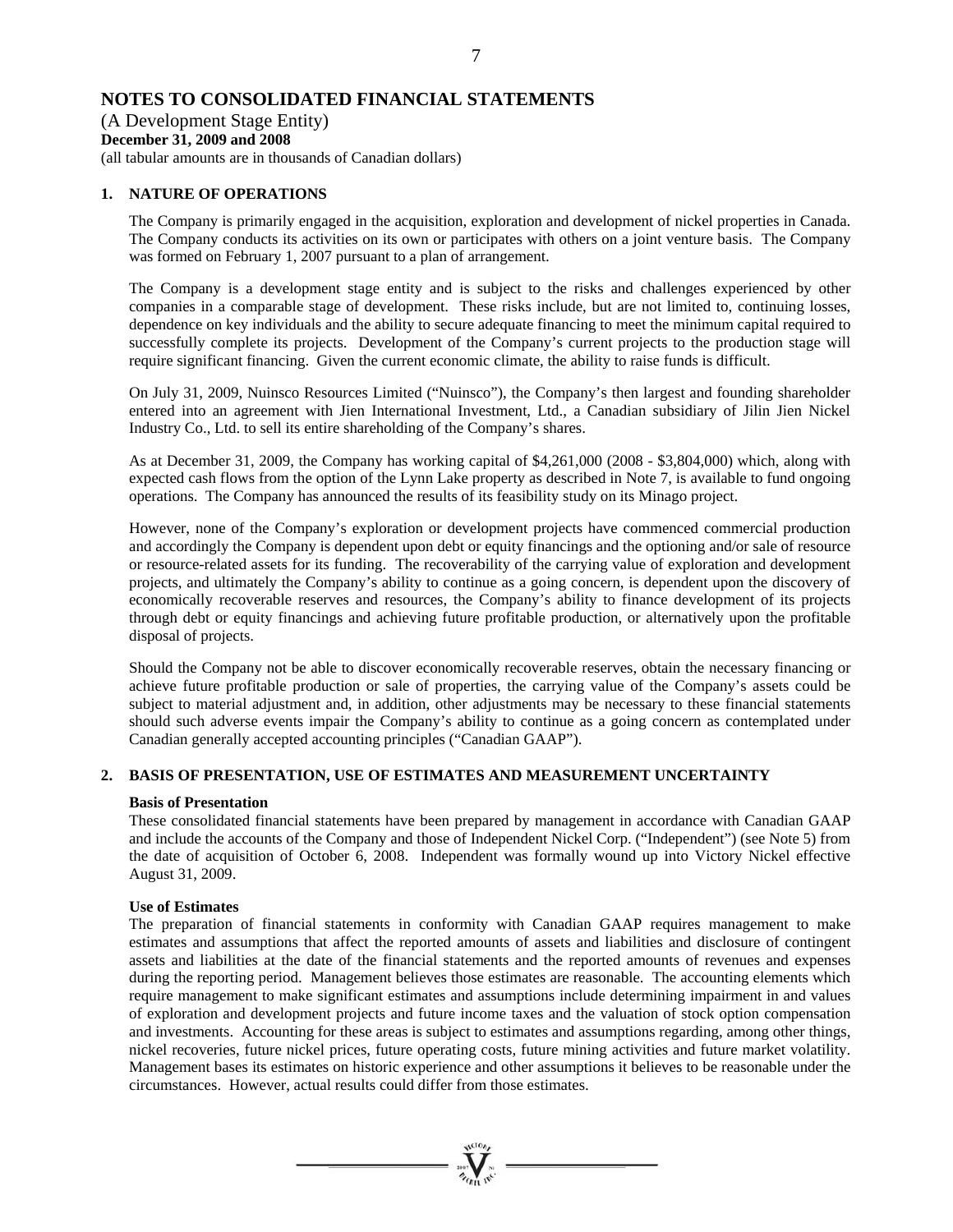# NOTES TO CONSOLIDATED FINANCIAL STATEMENTS

(A Development Stage Entity)
**December 31, 2009 and 2008**
(all tabular amounts are in thousands of Canadian dollars)

## 1. NATURE OF OPERATIONS

The Company is primarily engaged in the acquisition, exploration and development of nickel properties in Canada. The Company conducts its activities on its own or participates with others on a joint venture basis. The Company was formed on February 1, 2007 pursuant to a plan of arrangement.

The Company is a development stage entity and is subject to the risks and challenges experienced by other companies in a comparable stage of development. These risks include, but are not limited to, continuing losses, dependence on key individuals and the ability to secure adequate financing to meet the minimum capital required to successfully complete its projects. Development of the Company's current projects to the production stage will require significant financing. Given the current economic climate, the ability to raise funds is difficult.

On July 31, 2009, Nuinsco Resources Limited ("Nuinsco"), the Company's then largest and founding shareholder entered into an agreement with Jien International Investment, Ltd., a Canadian subsidiary of Jilin Jien Nickel Industry Co., Ltd. to sell its entire shareholding of the Company's shares.

As at December 31, 2009, the Company has working capital of $4,261,000 (2008 - $3,804,000) which, along with expected cash flows from the option of the Lynn Lake property as described in Note 7, is available to fund ongoing operations. The Company has announced the results of its feasibility study on its Minago project.

However, none of the Company's exploration or development projects have commenced commercial production and accordingly the Company is dependent upon debt or equity financings and the optioning and/or sale of resource or resource-related assets for its funding. The recoverability of the carrying value of exploration and development projects, and ultimately the Company's ability to continue as a going concern, is dependent upon the discovery of economically recoverable reserves and resources, the Company's ability to finance development of its projects through debt or equity financings and achieving future profitable production, or alternatively upon the profitable disposal of projects.

Should the Company not be able to discover economically recoverable reserves, obtain the necessary financing or achieve future profitable production or sale of properties, the carrying value of the Company's assets could be subject to material adjustment and, in addition, other adjustments may be necessary to these financial statements should such adverse events impair the Company's ability to continue as a going concern as contemplated under Canadian generally accepted accounting principles ("Canadian GAAP").

## 2. BASIS OF PRESENTATION, USE OF ESTIMATES AND MEASUREMENT UNCERTAINTY

**Basis of Presentation**

These consolidated financial statements have been prepared by management in accordance with Canadian GAAP and include the accounts of the Company and those of Independent Nickel Corp. ("Independent") (see Note 5) from the date of acquisition of October 6, 2008. Independent was formally wound up into Victory Nickel effective August 31, 2009.

**Use of Estimates**

The preparation of financial statements in conformity with Canadian GAAP requires management to make estimates and assumptions that affect the reported amounts of assets and liabilities and disclosure of contingent assets and liabilities at the date of the financial statements and the reported amounts of revenues and expenses during the reporting period. Management believes those estimates are reasonable. The accounting elements which require management to make significant estimates and assumptions include determining impairment in and values of exploration and development projects and future income taxes and the valuation of stock option compensation and investments. Accounting for these areas is subject to estimates and assumptions regarding, among other things, nickel recoveries, future nickel prices, future operating costs, future mining activities and future market volatility. Management bases its estimates on historic experience and other assumptions it believes to be reasonable under the circumstances. However, actual results could differ from those estimates.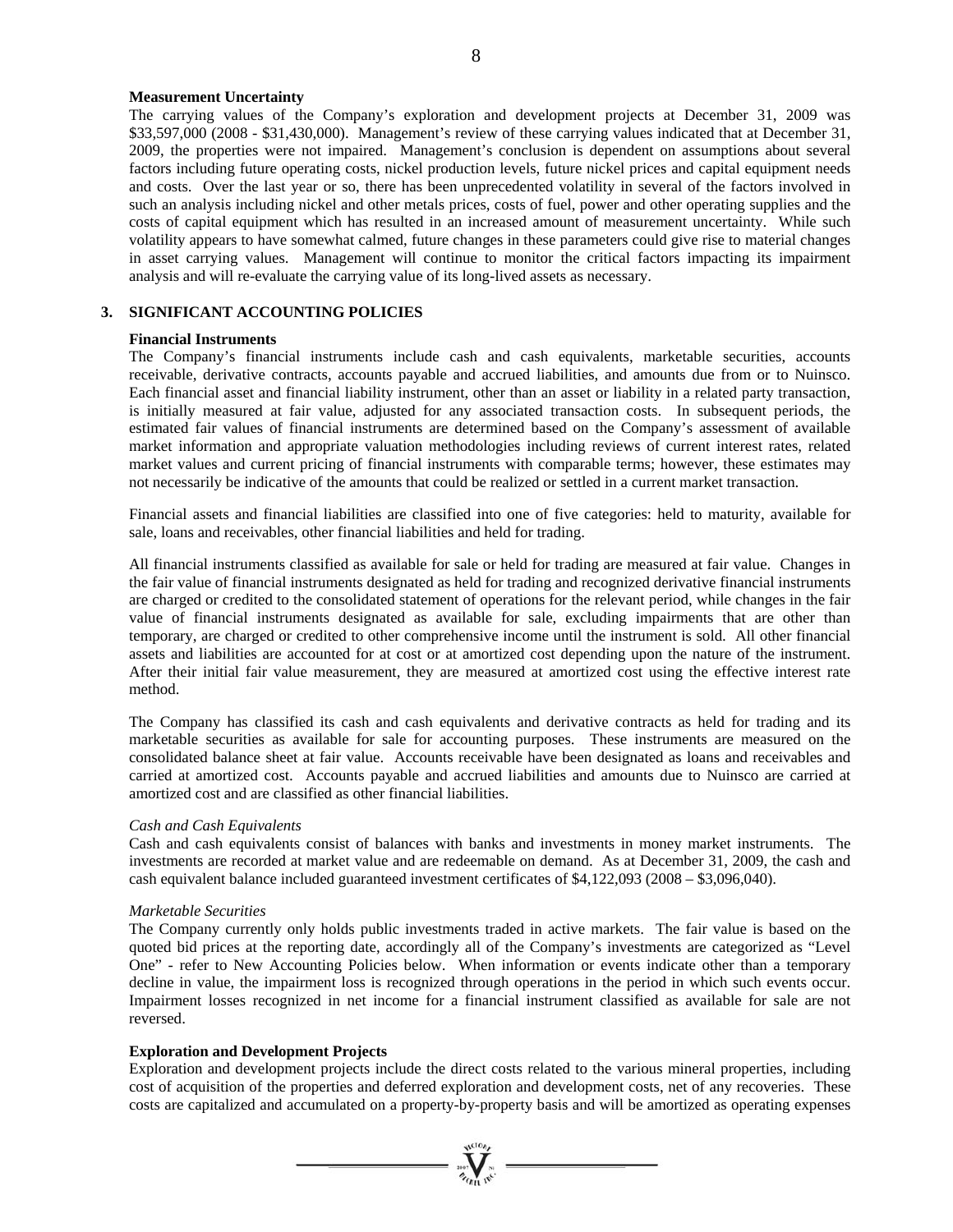**Measurement Uncertainty**

The carrying values of the Company's exploration and development projects at December 31, 2009 was \$33,597,000 (2008 - \$31,430,000). Management's review of these carrying values indicated that at December 31, 2009, the properties were not impaired. Management's conclusion is dependent on assumptions about several factors including future operating costs, nickel production levels, future nickel prices and capital equipment needs and costs. Over the last year or so, there has been unprecedented volatility in several of the factors involved in such an analysis including nickel and other metals prices, costs of fuel, power and other operating supplies and the costs of capital equipment which has resulted in an increased amount of measurement uncertainty. While such volatility appears to have somewhat calmed, future changes in these parameters could give rise to material changes in asset carrying values. Management will continue to monitor the critical factors impacting its impairment analysis and will re-evaluate the carrying value of its long-lived assets as necessary.

## 3. SIGNIFICANT ACCOUNTING POLICIES

**Financial Instruments**

The Company's financial instruments include cash and cash equivalents, marketable securities, accounts receivable, derivative contracts, accounts payable and accrued liabilities, and amounts due from or to Nuinsco. Each financial asset and financial liability instrument, other than an asset or liability in a related party transaction, is initially measured at fair value, adjusted for any associated transaction costs. In subsequent periods, the estimated fair values of financial instruments are determined based on the Company's assessment of available market information and appropriate valuation methodologies including reviews of current interest rates, related market values and current pricing of financial instruments with comparable terms; however, these estimates may not necessarily be indicative of the amounts that could be realized or settled in a current market transaction.

Financial assets and financial liabilities are classified into one of five categories: held to maturity, available for sale, loans and receivables, other financial liabilities and held for trading.

All financial instruments classified as available for sale or held for trading are measured at fair value. Changes in the fair value of financial instruments designated as held for trading and recognized derivative financial instruments are charged or credited to the consolidated statement of operations for the relevant period, while changes in the fair value of financial instruments designated as available for sale, excluding impairments that are other than temporary, are charged or credited to other comprehensive income until the instrument is sold. All other financial assets and liabilities are accounted for at cost or at amortized cost depending upon the nature of the instrument. After their initial fair value measurement, they are measured at amortized cost using the effective interest rate method.

The Company has classified its cash and cash equivalents and derivative contracts as held for trading and its marketable securities as available for sale for accounting purposes. These instruments are measured on the consolidated balance sheet at fair value. Accounts receivable have been designated as loans and receivables and carried at amortized cost. Accounts payable and accrued liabilities and amounts due to Nuinsco are carried at amortized cost and are classified as other financial liabilities.

*Cash and Cash Equivalents*

Cash and cash equivalents consist of balances with banks and investments in money market instruments. The investments are recorded at market value and are redeemable on demand. As at December 31, 2009, the cash and cash equivalent balance included guaranteed investment certificates of \$4,122,093 (2008 – \$3,096,040).

*Marketable Securities*

The Company currently only holds public investments traded in active markets. The fair value is based on the quoted bid prices at the reporting date, accordingly all of the Company's investments are categorized as "Level One" - refer to New Accounting Policies below. When information or events indicate other than a temporary decline in value, the impairment loss is recognized through operations in the period in which such events occur. Impairment losses recognized in net income for a financial instrument classified as available for sale are not reversed.

**Exploration and Development Projects**

Exploration and development projects include the direct costs related to the various mineral properties, including cost of acquisition of the properties and deferred exploration and development costs, net of any recoveries. These costs are capitalized and accumulated on a property-by-property basis and will be amortized as operating expenses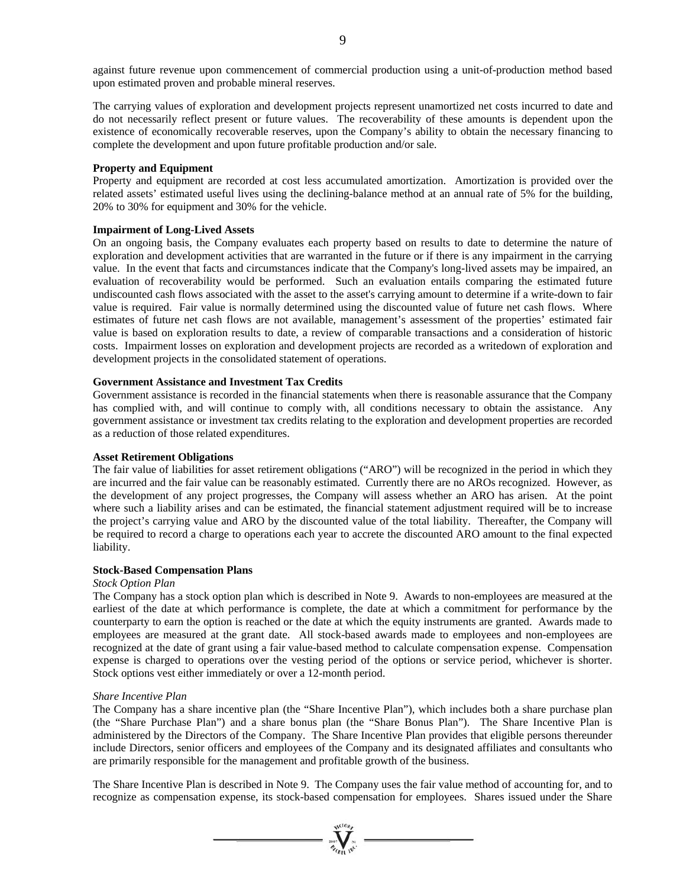against future revenue upon commencement of commercial production using a unit-of-production method based upon estimated proven and probable mineral reserves.

The carrying values of exploration and development projects represent unamortized net costs incurred to date and do not necessarily reflect present or future values. The recoverability of these amounts is dependent upon the existence of economically recoverable reserves, upon the Company's ability to obtain the necessary financing to complete the development and upon future profitable production and/or sale.

**Property and Equipment**

Property and equipment are recorded at cost less accumulated amortization. Amortization is provided over the related assets' estimated useful lives using the declining-balance method at an annual rate of 5% for the building, 20% to 30% for equipment and 30% for the vehicle.

**Impairment of Long-Lived Assets**

On an ongoing basis, the Company evaluates each property based on results to date to determine the nature of exploration and development activities that are warranted in the future or if there is any impairment in the carrying value. In the event that facts and circumstances indicate that the Company's long-lived assets may be impaired, an evaluation of recoverability would be performed. Such an evaluation entails comparing the estimated future undiscounted cash flows associated with the asset to the asset's carrying amount to determine if a write-down to fair value is required. Fair value is normally determined using the discounted value of future net cash flows. Where estimates of future net cash flows are not available, management's assessment of the properties' estimated fair value is based on exploration results to date, a review of comparable transactions and a consideration of historic costs. Impairment losses on exploration and development projects are recorded as a writedown of exploration and development projects in the consolidated statement of operations.

**Government Assistance and Investment Tax Credits**

Government assistance is recorded in the financial statements when there is reasonable assurance that the Company has complied with, and will continue to comply with, all conditions necessary to obtain the assistance. Any government assistance or investment tax credits relating to the exploration and development properties are recorded as a reduction of those related expenditures.

**Asset Retirement Obligations**

The fair value of liabilities for asset retirement obligations ("ARO") will be recognized in the period in which they are incurred and the fair value can be reasonably estimated. Currently there are no AROs recognized. However, as the development of any project progresses, the Company will assess whether an ARO has arisen. At the point where such a liability arises and can be estimated, the financial statement adjustment required will be to increase the project's carrying value and ARO by the discounted value of the total liability. Thereafter, the Company will be required to record a charge to operations each year to accrete the discounted ARO amount to the final expected liability.

**Stock-Based Compensation Plans**

*Stock Option Plan*

The Company has a stock option plan which is described in Note 9. Awards to non-employees are measured at the earliest of the date at which performance is complete, the date at which a commitment for performance by the counterparty to earn the option is reached or the date at which the equity instruments are granted. Awards made to employees are measured at the grant date. All stock-based awards made to employees and non-employees are recognized at the date of grant using a fair value-based method to calculate compensation expense. Compensation expense is charged to operations over the vesting period of the options or service period, whichever is shorter. Stock options vest either immediately or over a 12-month period.

*Share Incentive Plan*

The Company has a share incentive plan (the "Share Incentive Plan"), which includes both a share purchase plan (the "Share Purchase Plan") and a share bonus plan (the "Share Bonus Plan"). The Share Incentive Plan is administered by the Directors of the Company. The Share Incentive Plan provides that eligible persons thereunder include Directors, senior officers and employees of the Company and its designated affiliates and consultants who are primarily responsible for the management and profitable growth of the business.

The Share Incentive Plan is described in Note 9. The Company uses the fair value method of accounting for, and to recognize as compensation expense, its stock-based compensation for employees. Shares issued under the Share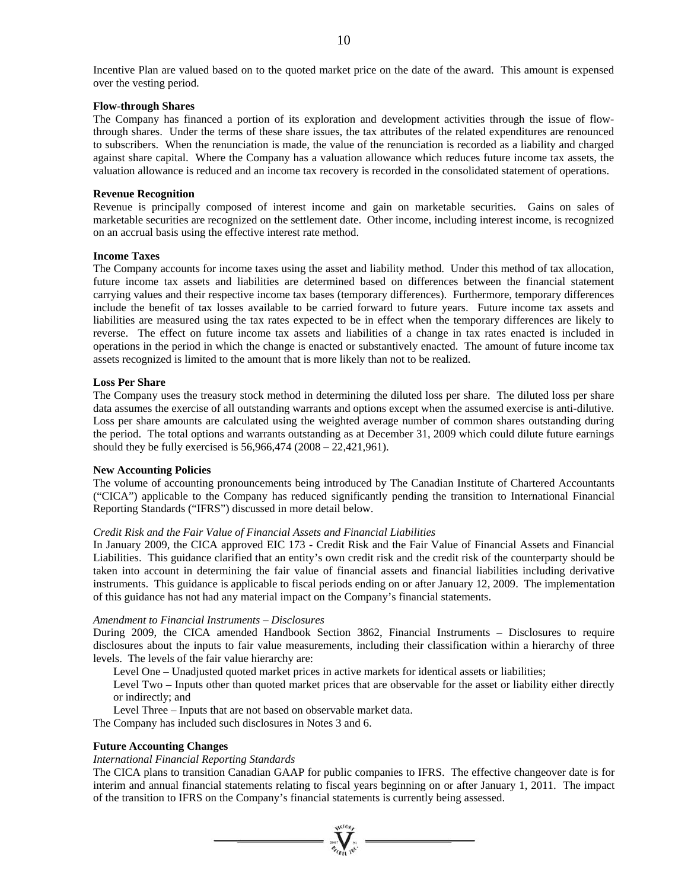Incentive Plan are valued based on to the quoted market price on the date of the award. This amount is expensed over the vesting period.

**Flow-through Shares**

The Company has financed a portion of its exploration and development activities through the issue of flow-through shares. Under the terms of these share issues, the tax attributes of the related expenditures are renounced to subscribers. When the renunciation is made, the value of the renunciation is recorded as a liability and charged against share capital. Where the Company has a valuation allowance which reduces future income tax assets, the valuation allowance is reduced and an income tax recovery is recorded in the consolidated statement of operations.

**Revenue Recognition**

Revenue is principally composed of interest income and gain on marketable securities. Gains on sales of marketable securities are recognized on the settlement date. Other income, including interest income, is recognized on an accrual basis using the effective interest rate method.

**Income Taxes**

The Company accounts for income taxes using the asset and liability method. Under this method of tax allocation, future income tax assets and liabilities are determined based on differences between the financial statement carrying values and their respective income tax bases (temporary differences). Furthermore, temporary differences include the benefit of tax losses available to be carried forward to future years. Future income tax assets and liabilities are measured using the tax rates expected to be in effect when the temporary differences are likely to reverse. The effect on future income tax assets and liabilities of a change in tax rates enacted is included in operations in the period in which the change is enacted or substantively enacted. The amount of future income tax assets recognized is limited to the amount that is more likely than not to be realized.

**Loss Per Share**

The Company uses the treasury stock method in determining the diluted loss per share. The diluted loss per share data assumes the exercise of all outstanding warrants and options except when the assumed exercise is anti-dilutive. Loss per share amounts are calculated using the weighted average number of common shares outstanding during the period. The total options and warrants outstanding as at December 31, 2009 which could dilute future earnings should they be fully exercised is 56,966,474 (2008 – 22,421,961).

**New Accounting Policies**

The volume of accounting pronouncements being introduced by The Canadian Institute of Chartered Accountants ("CICA") applicable to the Company has reduced significantly pending the transition to International Financial Reporting Standards ("IFRS") discussed in more detail below.

*Credit Risk and the Fair Value of Financial Assets and Financial Liabilities*

In January 2009, the CICA approved EIC 173 - Credit Risk and the Fair Value of Financial Assets and Financial Liabilities. This guidance clarified that an entity's own credit risk and the credit risk of the counterparty should be taken into account in determining the fair value of financial assets and financial liabilities including derivative instruments. This guidance is applicable to fiscal periods ending on or after January 12, 2009. The implementation of this guidance has not had any material impact on the Company's financial statements.

*Amendment to Financial Instruments – Disclosures*

During 2009, the CICA amended Handbook Section 3862, Financial Instruments – Disclosures to require disclosures about the inputs to fair value measurements, including their classification within a hierarchy of three levels. The levels of the fair value hierarchy are:

Level One – Unadjusted quoted market prices in active markets for identical assets or liabilities;

Level Two – Inputs other than quoted market prices that are observable for the asset or liability either directly or indirectly; and

Level Three – Inputs that are not based on observable market data.

The Company has included such disclosures in Notes 3 and 6.

**Future Accounting Changes**

*International Financial Reporting Standards*

The CICA plans to transition Canadian GAAP for public companies to IFRS. The effective changeover date is for interim and annual financial statements relating to fiscal years beginning on or after January 1, 2011. The impact of the transition to IFRS on the Company's financial statements is currently being assessed.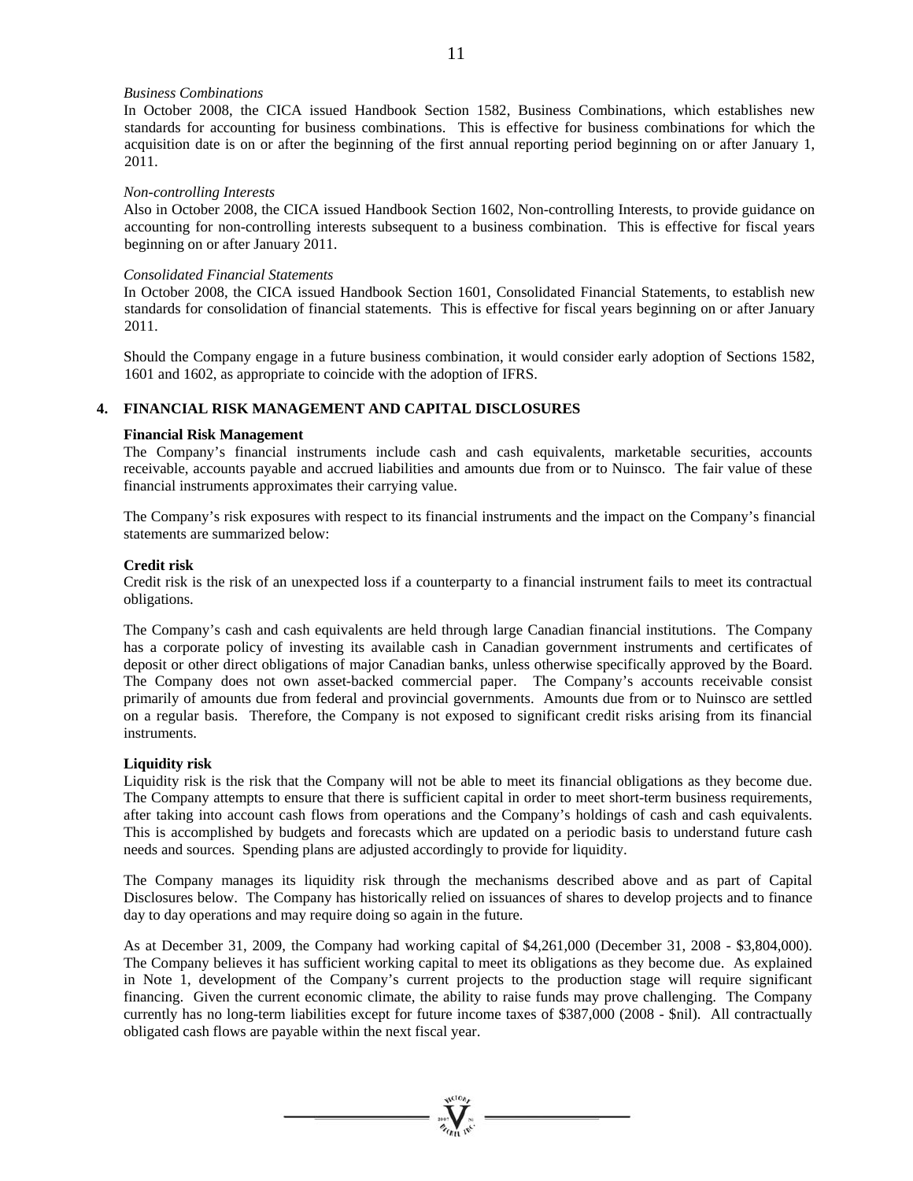*Business Combinations*

In October 2008, the CICA issued Handbook Section 1582, Business Combinations, which establishes new standards for accounting for business combinations. This is effective for business combinations for which the acquisition date is on or after the beginning of the first annual reporting period beginning on or after January 1, 2011.

*Non-controlling Interests*

Also in October 2008, the CICA issued Handbook Section 1602, Non-controlling Interests, to provide guidance on accounting for non-controlling interests subsequent to a business combination. This is effective for fiscal years beginning on or after January 2011.

*Consolidated Financial Statements*

In October 2008, the CICA issued Handbook Section 1601, Consolidated Financial Statements, to establish new standards for consolidation of financial statements. This is effective for fiscal years beginning on or after January 2011.

Should the Company engage in a future business combination, it would consider early adoption of Sections 1582, 1601 and 1602, as appropriate to coincide with the adoption of IFRS.

## 4. FINANCIAL RISK MANAGEMENT AND CAPITAL DISCLOSURES

**Financial Risk Management**

The Company's financial instruments include cash and cash equivalents, marketable securities, accounts receivable, accounts payable and accrued liabilities and amounts due from or to Nuinsco. The fair value of these financial instruments approximates their carrying value.

The Company's risk exposures with respect to its financial instruments and the impact on the Company's financial statements are summarized below:

**Credit risk**

Credit risk is the risk of an unexpected loss if a counterparty to a financial instrument fails to meet its contractual obligations.

The Company's cash and cash equivalents are held through large Canadian financial institutions. The Company has a corporate policy of investing its available cash in Canadian government instruments and certificates of deposit or other direct obligations of major Canadian banks, unless otherwise specifically approved by the Board. The Company does not own asset-backed commercial paper. The Company's accounts receivable consist primarily of amounts due from federal and provincial governments. Amounts due from or to Nuinsco are settled on a regular basis. Therefore, the Company is not exposed to significant credit risks arising from its financial instruments.

**Liquidity risk**

Liquidity risk is the risk that the Company will not be able to meet its financial obligations as they become due. The Company attempts to ensure that there is sufficient capital in order to meet short-term business requirements, after taking into account cash flows from operations and the Company's holdings of cash and cash equivalents. This is accomplished by budgets and forecasts which are updated on a periodic basis to understand future cash needs and sources. Spending plans are adjusted accordingly to provide for liquidity.

The Company manages its liquidity risk through the mechanisms described above and as part of Capital Disclosures below. The Company has historically relied on issuances of shares to develop projects and to finance day to day operations and may require doing so again in the future.

As at December 31, 2009, the Company had working capital of $4,261,000 (December 31, 2008 - $3,804,000). The Company believes it has sufficient working capital to meet its obligations as they become due. As explained in Note 1, development of the Company's current projects to the production stage will require significant financing. Given the current economic climate, the ability to raise funds may prove challenging. The Company currently has no long-term liabilities except for future income taxes of $387,000 (2008 - $nil). All contractually obligated cash flows are payable within the next fiscal year.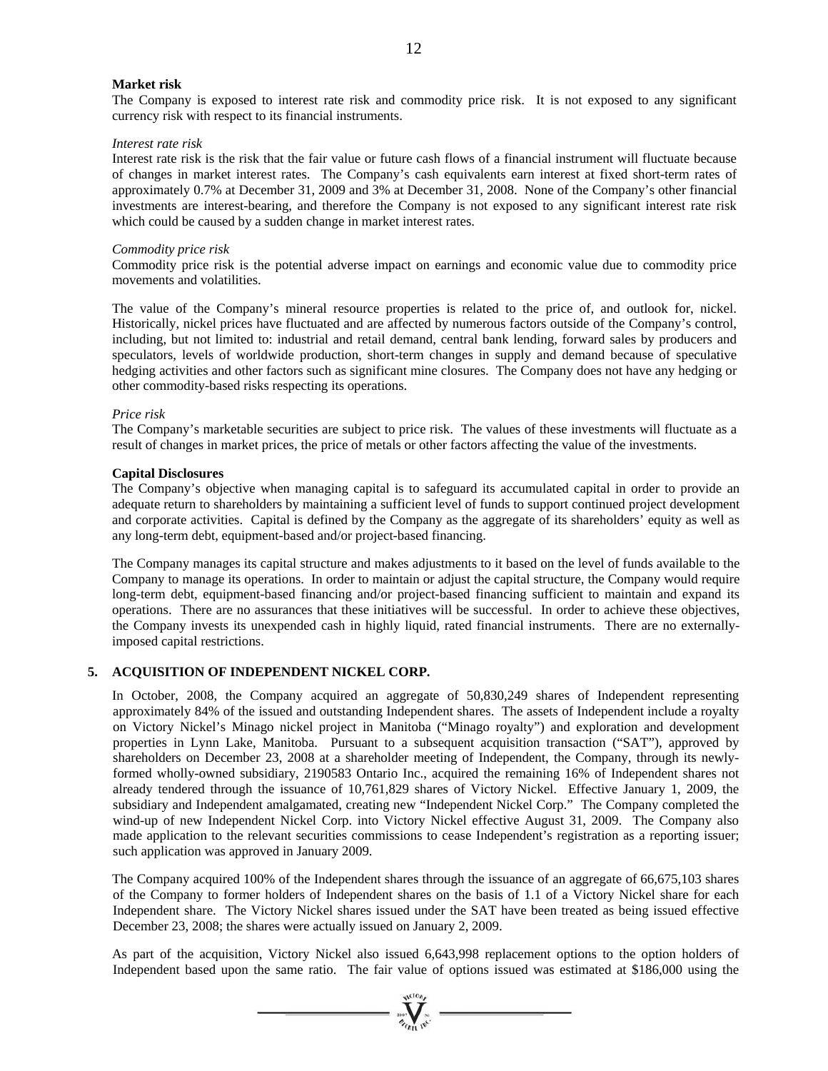**Market risk**

The Company is exposed to interest rate risk and commodity price risk. It is not exposed to any significant currency risk with respect to its financial instruments.

*Interest rate risk*

Interest rate risk is the risk that the fair value or future cash flows of a financial instrument will fluctuate because of changes in market interest rates. The Company's cash equivalents earn interest at fixed short-term rates of approximately 0.7% at December 31, 2009 and 3% at December 31, 2008. None of the Company's other financial investments are interest-bearing, and therefore the Company is not exposed to any significant interest rate risk which could be caused by a sudden change in market interest rates.

*Commodity price risk*

Commodity price risk is the potential adverse impact on earnings and economic value due to commodity price movements and volatilities.

The value of the Company's mineral resource properties is related to the price of, and outlook for, nickel. Historically, nickel prices have fluctuated and are affected by numerous factors outside of the Company's control, including, but not limited to: industrial and retail demand, central bank lending, forward sales by producers and speculators, levels of worldwide production, short-term changes in supply and demand because of speculative hedging activities and other factors such as significant mine closures. The Company does not have any hedging or other commodity-based risks respecting its operations.

*Price risk*

The Company's marketable securities are subject to price risk. The values of these investments will fluctuate as a result of changes in market prices, the price of metals or other factors affecting the value of the investments.

**Capital Disclosures**

The Company's objective when managing capital is to safeguard its accumulated capital in order to provide an adequate return to shareholders by maintaining a sufficient level of funds to support continued project development and corporate activities. Capital is defined by the Company as the aggregate of its shareholders' equity as well as any long-term debt, equipment-based and/or project-based financing.

The Company manages its capital structure and makes adjustments to it based on the level of funds available to the Company to manage its operations. In order to maintain or adjust the capital structure, the Company would require long-term debt, equipment-based financing and/or project-based financing sufficient to maintain and expand its operations. There are no assurances that these initiatives will be successful. In order to achieve these objectives, the Company invests its unexpended cash in highly liquid, rated financial instruments. There are no externally-imposed capital restrictions.

## 5. ACQUISITION OF INDEPENDENT NICKEL CORP.

In October, 2008, the Company acquired an aggregate of 50,830,249 shares of Independent representing approximately 84% of the issued and outstanding Independent shares. The assets of Independent include a royalty on Victory Nickel's Minago nickel project in Manitoba ("Minago royalty") and exploration and development properties in Lynn Lake, Manitoba. Pursuant to a subsequent acquisition transaction ("SAT"), approved by shareholders on December 23, 2008 at a shareholder meeting of Independent, the Company, through its newly-formed wholly-owned subsidiary, 2190583 Ontario Inc., acquired the remaining 16% of Independent shares not already tendered through the issuance of 10,761,829 shares of Victory Nickel. Effective January 1, 2009, the subsidiary and Independent amalgamated, creating new "Independent Nickel Corp." The Company completed the wind-up of new Independent Nickel Corp. into Victory Nickel effective August 31, 2009. The Company also made application to the relevant securities commissions to cease Independent's registration as a reporting issuer; such application was approved in January 2009.

The Company acquired 100% of the Independent shares through the issuance of an aggregate of 66,675,103 shares of the Company to former holders of Independent shares on the basis of 1.1 of a Victory Nickel share for each Independent share. The Victory Nickel shares issued under the SAT have been treated as being issued effective December 23, 2008; the shares were actually issued on January 2, 2009.

As part of the acquisition, Victory Nickel also issued 6,643,998 replacement options to the option holders of Independent based upon the same ratio. The fair value of options issued was estimated at $186,000 using the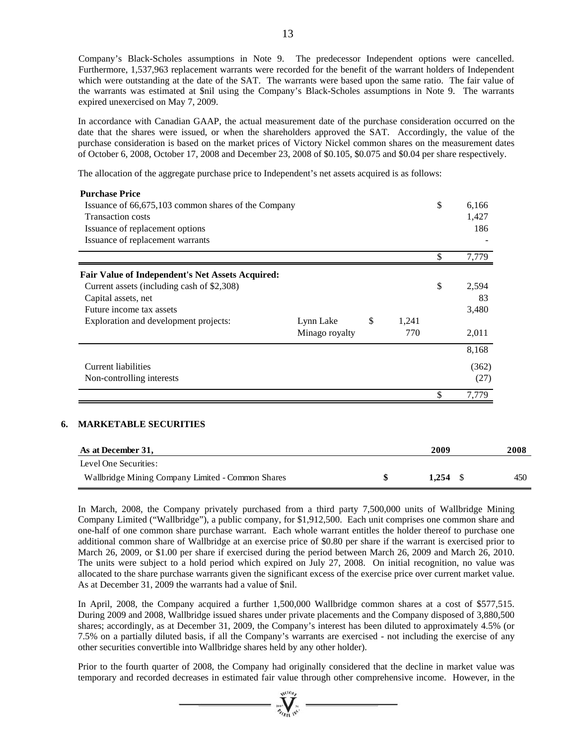Company's Black-Scholes assumptions in Note 9. The predecessor Independent options were cancelled. Furthermore, 1,537,963 replacement warrants were recorded for the benefit of the warrant holders of Independent which were outstanding at the date of the SAT. The warrants were based upon the same ratio. The fair value of the warrants was estimated at $nil using the Company's Black-Scholes assumptions in Note 9. The warrants expired unexercised on May 7, 2009.

In accordance with Canadian GAAP, the actual measurement date of the purchase consideration occurred on the date that the shares were issued, or when the shareholders approved the SAT. Accordingly, the value of the purchase consideration is based on the market prices of Victory Nickel common shares on the measurement dates of October 6, 2008, October 17, 2008 and December 23, 2008 of $0.105, $0.075 and $0.04 per share respectively.

The allocation of the aggregate purchase price to Independent's net assets acquired is as follows:

| **Purchase Price** | | | |
|---|---|---|---|
| Issuance of 66,675,103 common shares of the Company | | | $ 6,166 |
| Transaction costs | | | 1,427 |
| Issuance of replacement options | | | 186 |
| Issuance of replacement warrants | | | - |
| | | | $ 7,779 |
| **Fair Value of Independent's Net Assets Acquired:** | | | |
| Current assets (including cash of $2,308) | | | $ 2,594 |
| Capital assets, net | | | 83 |
| Future income tax assets | | | 3,480 |
| Exploration and development projects: | Lynn Lake | $ 1,241 | |
| | Minago royalty | 770 | 2,011 |
| | | | 8,168 |
| Current liabilities | | | (362) |
| Non-controlling interests | | | (27) |
| | | | $ 7,779 |

## 6. MARKETABLE SECURITIES

| As at December 31, | 2009 | 2008 |
|---|---|---|
| Level One Securities: | | |
| Wallbridge Mining Company Limited - Common Shares | $ **1,254** | $ 450 |

In March, 2008, the Company privately purchased from a third party 7,500,000 units of Wallbridge Mining Company Limited ("Wallbridge"), a public company, for $1,912,500. Each unit comprises one common share and one-half of one common share purchase warrant. Each whole warrant entitles the holder thereof to purchase one additional common share of Wallbridge at an exercise price of $0.80 per share if the warrant is exercised prior to March 26, 2009, or $1.00 per share if exercised during the period between March 26, 2009 and March 26, 2010. The units were subject to a hold period which expired on July 27, 2008. On initial recognition, no value was allocated to the share purchase warrants given the significant excess of the exercise price over current market value. As at December 31, 2009 the warrants had a value of $nil.

In April, 2008, the Company acquired a further 1,500,000 Wallbridge common shares at a cost of $577,515. During 2009 and 2008, Wallbridge issued shares under private placements and the Company disposed of 3,880,500 shares; accordingly, as at December 31, 2009, the Company's interest has been diluted to approximately 4.5% (or 7.5% on a partially diluted basis, if all the Company's warrants are exercised - not including the exercise of any other securities convertible into Wallbridge shares held by any other holder).

Prior to the fourth quarter of 2008, the Company had originally considered that the decline in market value was temporary and recorded decreases in estimated fair value through other comprehensive income. However, in the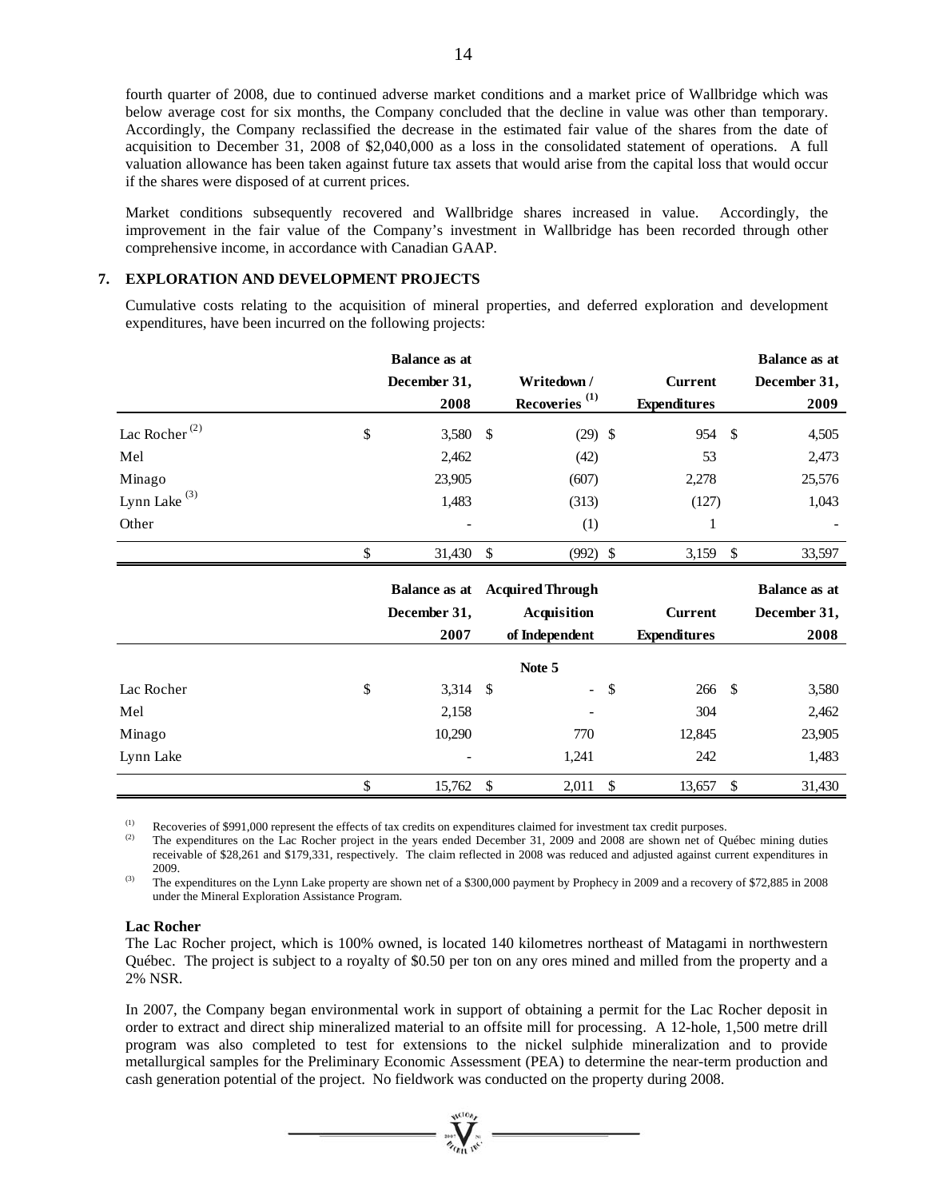fourth quarter of 2008, due to continued adverse market conditions and a market price of Wallbridge which was below average cost for six months, the Company concluded that the decline in value was other than temporary. Accordingly, the Company reclassified the decrease in the estimated fair value of the shares from the date of acquisition to December 31, 2008 of $2,040,000 as a loss in the consolidated statement of operations. A full valuation allowance has been taken against future tax assets that would arise from the capital loss that would occur if the shares were disposed of at current prices.

Market conditions subsequently recovered and Wallbridge shares increased in value. Accordingly, the improvement in the fair value of the Company's investment in Wallbridge has been recorded through other comprehensive income, in accordance with Canadian GAAP.

## 7. EXPLORATION AND DEVELOPMENT PROJECTS

Cumulative costs relating to the acquisition of mineral properties, and deferred exploration and development expenditures, have been incurred on the following projects:

| | Balance as at December 31, 2008 | Writedown / Recoveries [(1)] | Current Expenditures | Balance as at December 31, 2009 |
|---|---|---|---|---|
| Lac Rocher [(2)] | $ 3,580 | $ (29) | $ 954 | $ 4,505 |
| Mel | 2,462 | (42) | 53 | 2,473 |
| Minago | 23,905 | (607) | 2,278 | 25,576 |
| Lynn Lake [(3)] | 1,483 | (313) | (127) | 1,043 |
| Other | - | (1) | 1 | - |
| | $ 31,430 | $ (992) | $ 3,159 | $ 33,597 |

| | Balance as at December 31, 2007 | Acquired Through Acquisition of Independent | Current Expenditures | Balance as at December 31, 2008 |
|---|---|---|---|---|
| | | Note 5 | | |
| Lac Rocher | $ 3,314 | $ - | $ 266 | $ 3,580 |
| Mel | 2,158 | - | 304 | 2,462 |
| Minago | 10,290 | 770 | 12,845 | 23,905 |
| Lynn Lake | - | 1,241 | 242 | 1,483 |
| | $ 15,762 | $ 2,011 | $ 13,657 | $ 31,430 |

(1) Recoveries of $991,000 represent the effects of tax credits on expenditures claimed for investment tax credit purposes.

(2) The expenditures on the Lac Rocher project in the years ended December 31, 2009 and 2008 are shown net of Québec mining duties receivable of $28,261 and $179,331, respectively. The claim reflected in 2008 was reduced and adjusted against current expenditures in 2009.

(3) The expenditures on the Lynn Lake property are shown net of a $300,000 payment by Prophecy in 2009 and a recovery of $72,885 in 2008 under the Mineral Exploration Assistance Program.

**Lac Rocher**

The Lac Rocher project, which is 100% owned, is located 140 kilometres northeast of Matagami in northwestern Québec. The project is subject to a royalty of $0.50 per ton on any ores mined and milled from the property and a 2% NSR.

In 2007, the Company began environmental work in support of obtaining a permit for the Lac Rocher deposit in order to extract and direct ship mineralized material to an offsite mill for processing. A 12-hole, 1,500 metre drill program was also completed to test for extensions to the nickel sulphide mineralization and to provide metallurgical samples for the Preliminary Economic Assessment (PEA) to determine the near-term production and cash generation potential of the project. No fieldwork was conducted on the property during 2008.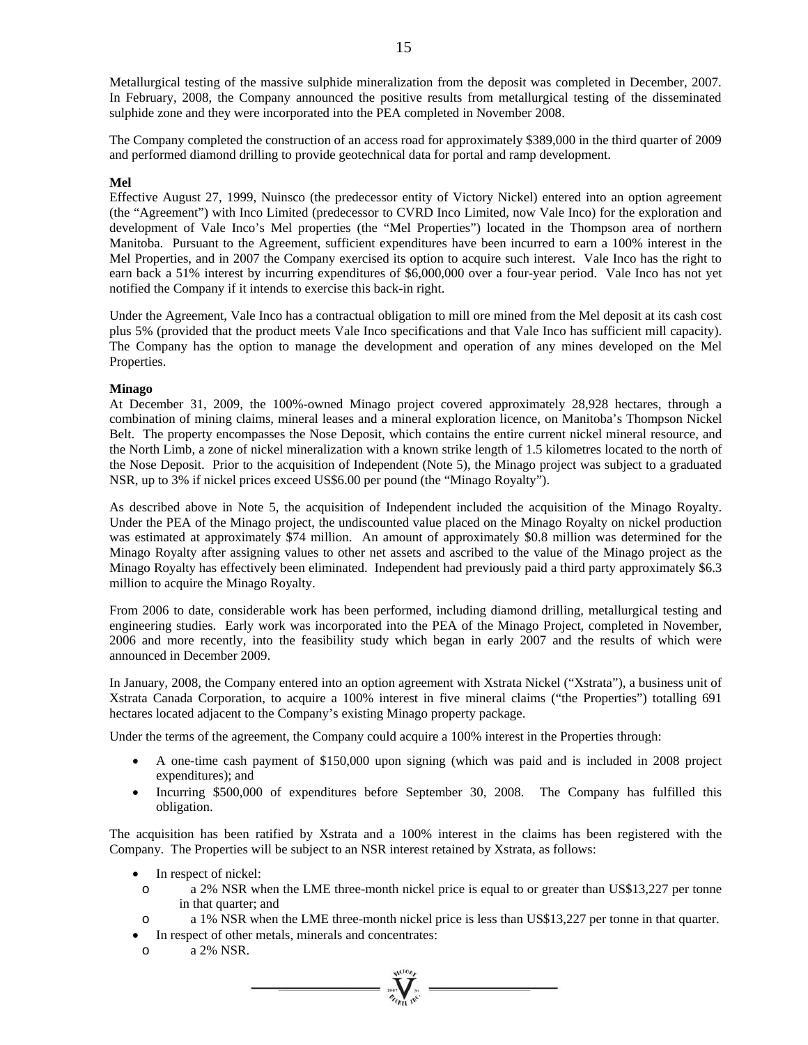Metallurgical testing of the massive sulphide mineralization from the deposit was completed in December, 2007. In February, 2008, the Company announced the positive results from metallurgical testing of the disseminated sulphide zone and they were incorporated into the PEA completed in November 2008.

The Company completed the construction of an access road for approximately $389,000 in the third quarter of 2009 and performed diamond drilling to provide geotechnical data for portal and ramp development.

**Mel**

Effective August 27, 1999, Nuinsco (the predecessor entity of Victory Nickel) entered into an option agreement (the "Agreement") with Inco Limited (predecessor to CVRD Inco Limited, now Vale Inco) for the exploration and development of Vale Inco's Mel properties (the "Mel Properties") located in the Thompson area of northern Manitoba. Pursuant to the Agreement, sufficient expenditures have been incurred to earn a 100% interest in the Mel Properties, and in 2007 the Company exercised its option to acquire such interest. Vale Inco has the right to earn back a 51% interest by incurring expenditures of $6,000,000 over a four-year period. Vale Inco has not yet notified the Company if it intends to exercise this back-in right.

Under the Agreement, Vale Inco has a contractual obligation to mill ore mined from the Mel deposit at its cash cost plus 5% (provided that the product meets Vale Inco specifications and that Vale Inco has sufficient mill capacity). The Company has the option to manage the development and operation of any mines developed on the Mel Properties.

**Minago**

At December 31, 2009, the 100%-owned Minago project covered approximately 28,928 hectares, through a combination of mining claims, mineral leases and a mineral exploration licence, on Manitoba's Thompson Nickel Belt. The property encompasses the Nose Deposit, which contains the entire current nickel mineral resource, and the North Limb, a zone of nickel mineralization with a known strike length of 1.5 kilometres located to the north of the Nose Deposit. Prior to the acquisition of Independent (Note 5), the Minago project was subject to a graduated NSR, up to 3% if nickel prices exceed US$6.00 per pound (the "Minago Royalty").

As described above in Note 5, the acquisition of Independent included the acquisition of the Minago Royalty. Under the PEA of the Minago project, the undiscounted value placed on the Minago Royalty on nickel production was estimated at approximately $74 million. An amount of approximately $0.8 million was determined for the Minago Royalty after assigning values to other net assets and ascribed to the value of the Minago project as the Minago Royalty has effectively been eliminated. Independent had previously paid a third party approximately $6.3 million to acquire the Minago Royalty.

From 2006 to date, considerable work has been performed, including diamond drilling, metallurgical testing and engineering studies. Early work was incorporated into the PEA of the Minago Project, completed in November, 2006 and more recently, into the feasibility study which began in early 2007 and the results of which were announced in December 2009.

In January, 2008, the Company entered into an option agreement with Xstrata Nickel ("Xstrata"), a business unit of Xstrata Canada Corporation, to acquire a 100% interest in five mineral claims ("the Properties") totalling 691 hectares located adjacent to the Company's existing Minago property package.

Under the terms of the agreement, the Company could acquire a 100% interest in the Properties through:

- A one-time cash payment of $150,000 upon signing (which was paid and is included in 2008 project expenditures); and
- Incurring $500,000 of expenditures before September 30, 2008. The Company has fulfilled this obligation.

The acquisition has been ratified by Xstrata and a 100% interest in the claims has been registered with the Company. The Properties will be subject to an NSR interest retained by Xstrata, as follows:

- In respect of nickel:
  - a 2% NSR when the LME three-month nickel price is equal to or greater than US$13,227 per tonne in that quarter; and
  - a 1% NSR when the LME three-month nickel price is less than US$13,227 per tonne in that quarter.
- In respect of other metals, minerals and concentrates:
  - a 2% NSR.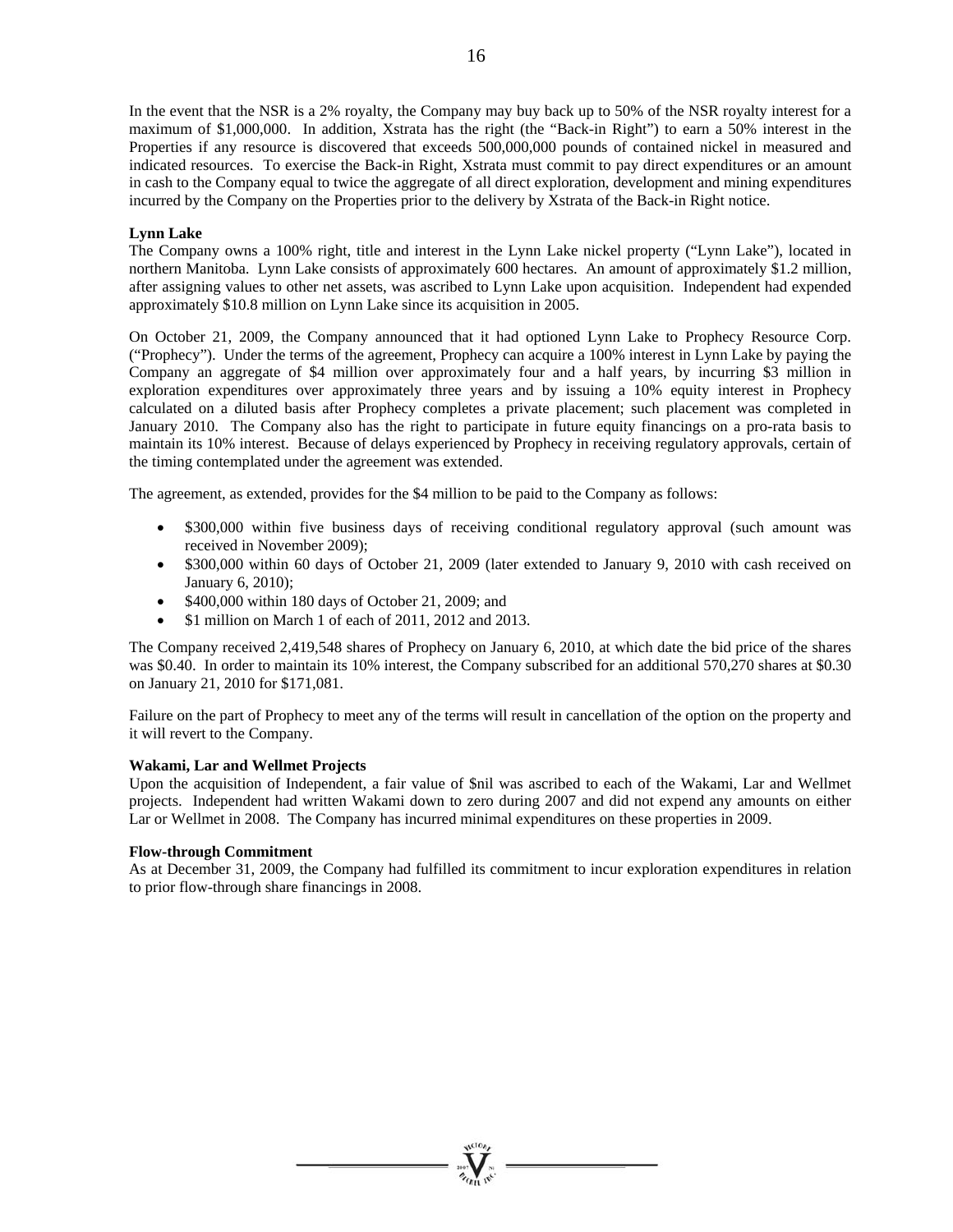In the event that the NSR is a 2% royalty, the Company may buy back up to 50% of the NSR royalty interest for a maximum of $1,000,000. In addition, Xstrata has the right (the "Back-in Right") to earn a 50% interest in the Properties if any resource is discovered that exceeds 500,000,000 pounds of contained nickel in measured and indicated resources. To exercise the Back-in Right, Xstrata must commit to pay direct expenditures or an amount in cash to the Company equal to twice the aggregate of all direct exploration, development and mining expenditures incurred by the Company on the Properties prior to the delivery by Xstrata of the Back-in Right notice.

**Lynn Lake**

The Company owns a 100% right, title and interest in the Lynn Lake nickel property ("Lynn Lake"), located in northern Manitoba. Lynn Lake consists of approximately 600 hectares. An amount of approximately $1.2 million, after assigning values to other net assets, was ascribed to Lynn Lake upon acquisition. Independent had expended approximately $10.8 million on Lynn Lake since its acquisition in 2005.

On October 21, 2009, the Company announced that it had optioned Lynn Lake to Prophecy Resource Corp. ("Prophecy"). Under the terms of the agreement, Prophecy can acquire a 100% interest in Lynn Lake by paying the Company an aggregate of $4 million over approximately four and a half years, by incurring $3 million in exploration expenditures over approximately three years and by issuing a 10% equity interest in Prophecy calculated on a diluted basis after Prophecy completes a private placement; such placement was completed in January 2010. The Company also has the right to participate in future equity financings on a pro-rata basis to maintain its 10% interest. Because of delays experienced by Prophecy in receiving regulatory approvals, certain of the timing contemplated under the agreement was extended.

The agreement, as extended, provides for the $4 million to be paid to the Company as follows:

- $300,000 within five business days of receiving conditional regulatory approval (such amount was received in November 2009);
- $300,000 within 60 days of October 21, 2009 (later extended to January 9, 2010 with cash received on January 6, 2010);
- $400,000 within 180 days of October 21, 2009; and
- $1 million on March 1 of each of 2011, 2012 and 2013.

The Company received 2,419,548 shares of Prophecy on January 6, 2010, at which date the bid price of the shares was $0.40. In order to maintain its 10% interest, the Company subscribed for an additional 570,270 shares at $0.30 on January 21, 2010 for $171,081.

Failure on the part of Prophecy to meet any of the terms will result in cancellation of the option on the property and it will revert to the Company.

**Wakami, Lar and Wellmet Projects**

Upon the acquisition of Independent, a fair value of $nil was ascribed to each of the Wakami, Lar and Wellmet projects. Independent had written Wakami down to zero during 2007 and did not expend any amounts on either Lar or Wellmet in 2008. The Company has incurred minimal expenditures on these properties in 2009.

**Flow-through Commitment**

As at December 31, 2009, the Company had fulfilled its commitment to incur exploration expenditures in relation to prior flow-through share financings in 2008.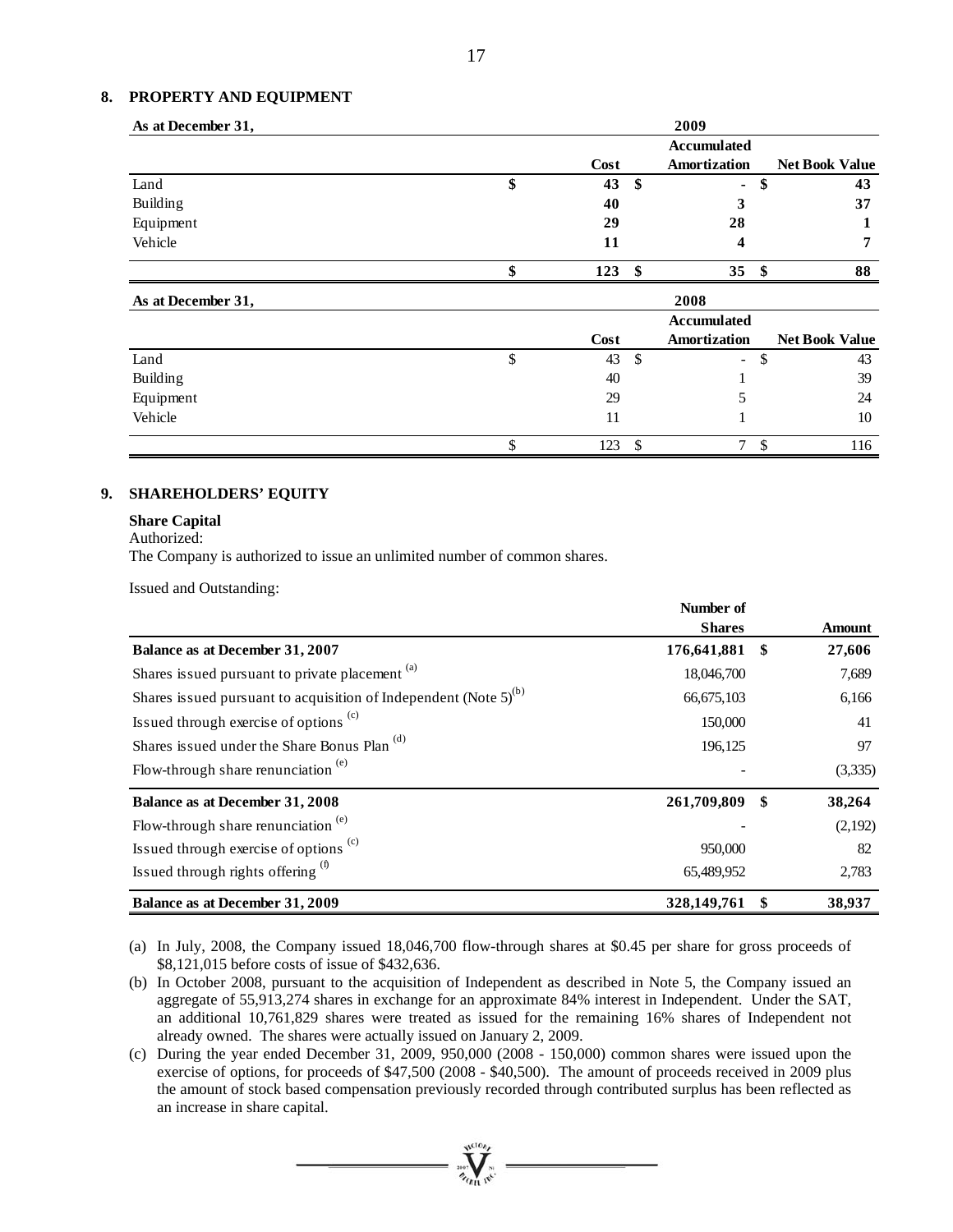## 8. PROPERTY AND EQUIPMENT

| As at December 31, | 2009 | | |
|---|---|---|---|
| | Cost | Accumulated Amortization | Net Book Value |
| Land | $ 43 | $ - | $ 43 |
| Building | 40 | 3 | 37 |
| Equipment | 29 | 28 | 1 |
| Vehicle | 11 | 4 | 7 |
| | $ 123 | $ 35 | $ 88 |

| As at December 31, | 2008 | | |
|---|---|---|---|
| | Cost | Accumulated Amortization | Net Book Value |
| Land | $ 43 | $ - | $ 43 |
| Building | 40 | 1 | 39 |
| Equipment | 29 | 5 | 24 |
| Vehicle | 11 | 1 | 10 |
| | $ 123 | $ 7 | $ 116 |

## 9. SHAREHOLDERS' EQUITY

**Share Capital**

Authorized:

The Company is authorized to issue an unlimited number of common shares.

Issued and Outstanding:

| | Number of Shares | Amount |
|---|---|---|
| **Balance as at December 31, 2007** | **176,641,881** | **$ 27,606** |
| Shares issued pursuant to private placement [(a)] | 18,046,700 | 7,689 |
| Shares issued pursuant to acquisition of Independent (Note 5)[(b)] | 66,675,103 | 6,166 |
| Issued through exercise of options [(c)] | 150,000 | 41 |
| Shares issued under the Share Bonus Plan [(d)] | 196,125 | 97 |
| Flow-through share renunciation [(e)] | - | (3,335) |
| **Balance as at December 31, 2008** | **261,709,809** | **$ 38,264** |
| Flow-through share renunciation [(e)] | - | (2,192) |
| Issued through exercise of options [(c)] | 950,000 | 82 |
| Issued through rights offering [(f)] | 65,489,952 | 2,783 |
| **Balance as at December 31, 2009** | **328,149,761** | **$ 38,937** |

(a) In July, 2008, the Company issued 18,046,700 flow-through shares at $0.45 per share for gross proceeds of $8,121,015 before costs of issue of $432,636.

(b) In October 2008, pursuant to the acquisition of Independent as described in Note 5, the Company issued an aggregate of 55,913,274 shares in exchange for an approximate 84% interest in Independent. Under the SAT, an additional 10,761,829 shares were treated as issued for the remaining 16% shares of Independent not already owned. The shares were actually issued on January 2, 2009.

(c) During the year ended December 31, 2009, 950,000 (2008 - 150,000) common shares were issued upon the exercise of options, for proceeds of $47,500 (2008 - $40,500). The amount of proceeds received in 2009 plus the amount of stock based compensation previously recorded through contributed surplus has been reflected as an increase in share capital.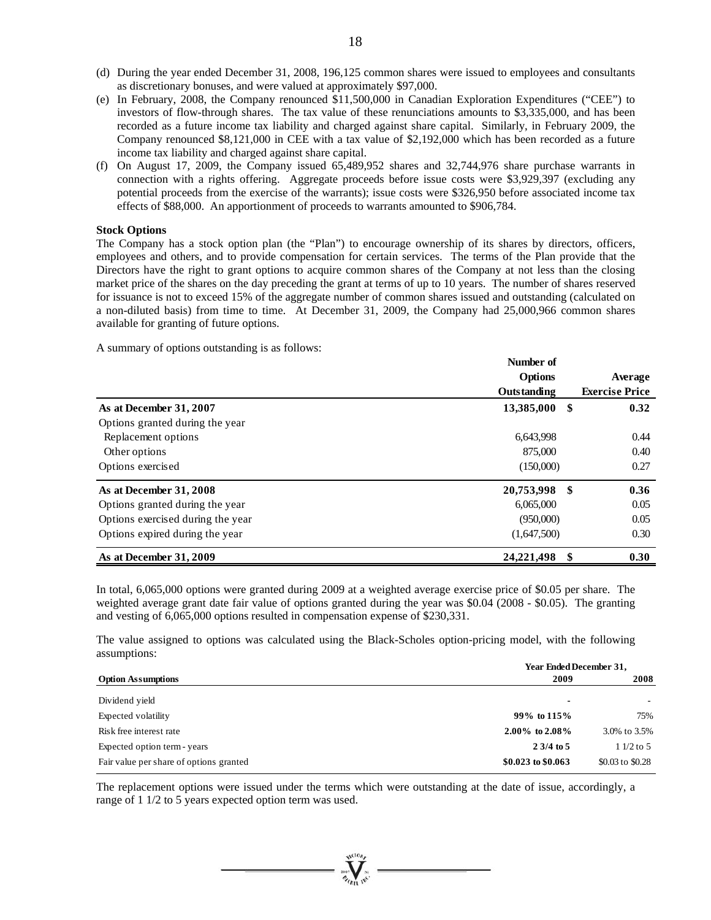(d) During the year ended December 31, 2008, 196,125 common shares were issued to employees and consultants as discretionary bonuses, and were valued at approximately $97,000.

(e) In February, 2008, the Company renounced $11,500,000 in Canadian Exploration Expenditures ("CEE") to investors of flow-through shares. The tax value of these renunciations amounts to $3,335,000, and has been recorded as a future income tax liability and charged against share capital. Similarly, in February 2009, the Company renounced $8,121,000 in CEE with a tax value of $2,192,000 which has been recorded as a future income tax liability and charged against share capital.

(f) On August 17, 2009, the Company issued 65,489,952 shares and 32,744,976 share purchase warrants in connection with a rights offering. Aggregate proceeds before issue costs were $3,929,397 (excluding any potential proceeds from the exercise of the warrants); issue costs were $326,950 before associated income tax effects of $88,000. An apportionment of proceeds to warrants amounted to $906,784.

**Stock Options**

The Company has a stock option plan (the "Plan") to encourage ownership of its shares by directors, officers, employees and others, and to provide compensation for certain services. The terms of the Plan provide that the Directors have the right to grant options to acquire common shares of the Company at not less than the closing market price of the shares on the day preceding the grant at terms of up to 10 years. The number of shares reserved for issuance is not to exceed 15% of the aggregate number of common shares issued and outstanding (calculated on a non-diluted basis) from time to time. At December 31, 2009, the Company had 25,000,966 common shares available for granting of future options.

A summary of options outstanding is as follows:

| | Number of Options Outstanding | Average Exercise Price |
|---|---|---|
| **As at December 31, 2007** | **13,385,000** | **$ 0.32** |
| Options granted during the year | | |
| Replacement options | 6,643,998 | 0.44 |
| Other options | 875,000 | 0.40 |
| Options exercised | (150,000) | 0.27 |
| **As at December 31, 2008** | **20,753,998** | **$ 0.36** |
| Options granted during the year | 6,065,000 | 0.05 |
| Options exercised during the year | (950,000) | 0.05 |
| Options expired during the year | (1,647,500) | 0.30 |
| **As at December 31, 2009** | **24,221,498** | **$ 0.30** |

In total, 6,065,000 options were granted during 2009 at a weighted average exercise price of $0.05 per share. The weighted average grant date fair value of options granted during the year was $0.04 (2008 - $0.05). The granting and vesting of 6,065,000 options resulted in compensation expense of $230,331.

The value assigned to options was calculated using the Black-Scholes option-pricing model, with the following assumptions:

| | Year Ended December 31, | |
|---|---|---|
| **Option Assumptions** | **2009** | **2008** |
| Dividend yield | - | - |
| Expected volatility | **99% to 115%** | 75% |
| Risk free interest rate | **2.00% to 2.08%** | 3.0% to 3.5% |
| Expected option term - years | **2 3/4 to 5** | 1 1/2 to 5 |
| Fair value per share of options granted | **$0.023 to $0.063** | $0.03 to $0.28 |

The replacement options were issued under the terms which were outstanding at the date of issue, accordingly, a range of 1 1/2 to 5 years expected option term was used.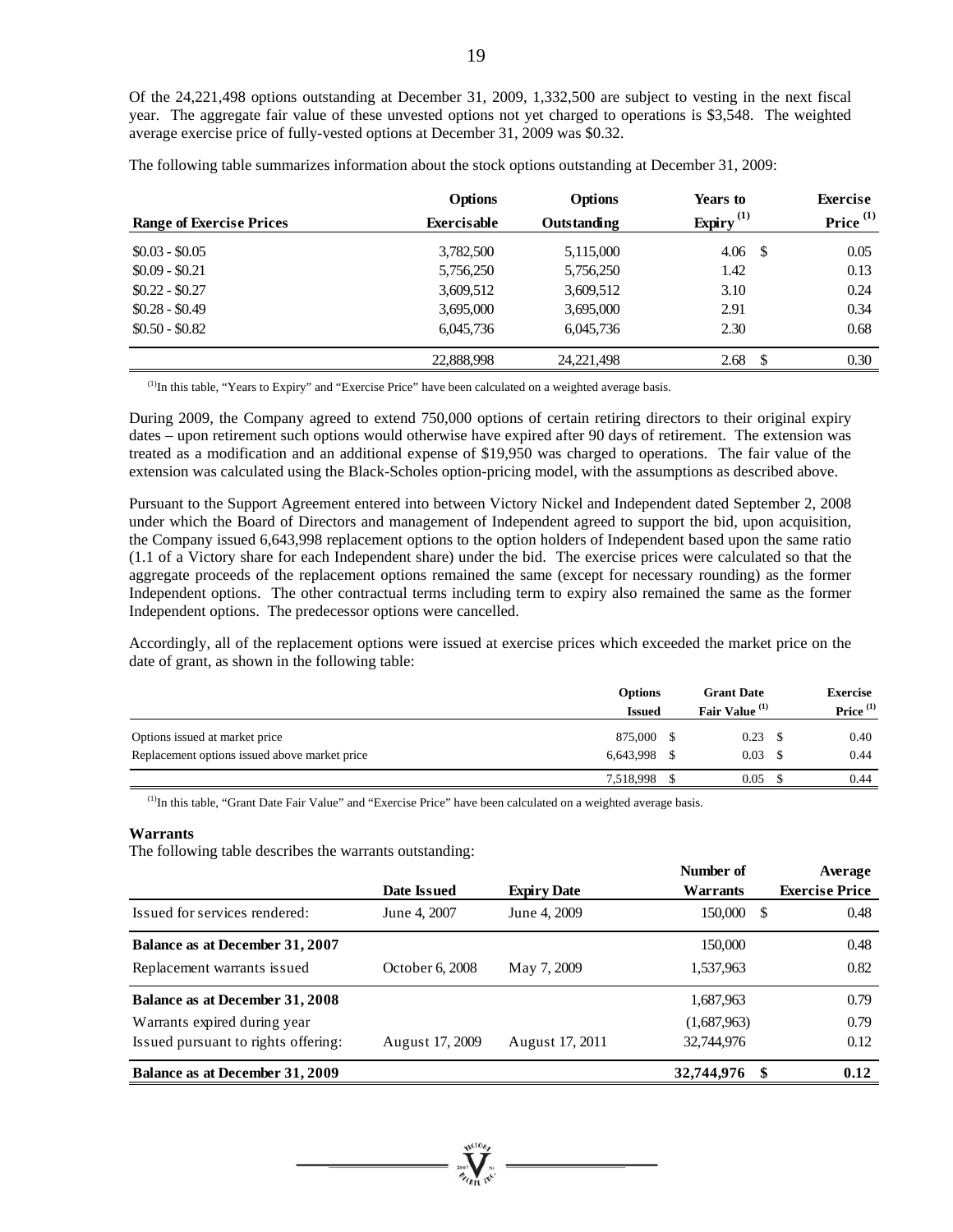Of the 24,221,498 options outstanding at December 31, 2009, 1,332,500 are subject to vesting in the next fiscal year. The aggregate fair value of these unvested options not yet charged to operations is $3,548. The weighted average exercise price of fully-vested options at December 31, 2009 was $0.32.

The following table summarizes information about the stock options outstanding at December 31, 2009:

| Range of Exercise Prices | Options Exercisable | Options Outstanding | Years to Expiry [(1)] | Exercise Price [(1)] |
|---|---|---|---|---|
| $0.03 - $0.05 | 3,782,500 | 5,115,000 | 4.06 | $ 0.05 |
| $0.09 - $0.21 | 5,756,250 | 5,756,250 | 1.42 | 0.13 |
| $0.22 - $0.27 | 3,609,512 | 3,609,512 | 3.10 | 0.24 |
| $0.28 - $0.49 | 3,695,000 | 3,695,000 | 2.91 | 0.34 |
| $0.50 - $0.82 | 6,045,736 | 6,045,736 | 2.30 | 0.68 |
| | 22,888,998 | 24,221,498 | 2.68 | $ 0.30 |

[(1)]In this table, "Years to Expiry" and "Exercise Price" have been calculated on a weighted average basis.

During 2009, the Company agreed to extend 750,000 options of certain retiring directors to their original expiry dates – upon retirement such options would otherwise have expired after 90 days of retirement. The extension was treated as a modification and an additional expense of $19,950 was charged to operations. The fair value of the extension was calculated using the Black-Scholes option-pricing model, with the assumptions as described above.

Pursuant to the Support Agreement entered into between Victory Nickel and Independent dated September 2, 2008 under which the Board of Directors and management of Independent agreed to support the bid, upon acquisition, the Company issued 6,643,998 replacement options to the option holders of Independent based upon the same ratio (1.1 of a Victory share for each Independent share) under the bid. The exercise prices were calculated so that the aggregate proceeds of the replacement options remained the same (except for necessary rounding) as the former Independent options. The other contractual terms including term to expiry also remained the same as the former Independent options. The predecessor options were cancelled.

Accordingly, all of the replacement options were issued at exercise prices which exceeded the market price on the date of grant, as shown in the following table:

| | Options Issued | Grant Date Fair Value [(1)] | Exercise Price [(1)] |
|---|---|---|---|
| Options issued at market price | 875,000 | $ 0.23 | $ 0.40 |
| Replacement options issued above market price | 6,643,998 | $ 0.03 | $ 0.44 |
| | 7,518,998 | $ 0.05 | $ 0.44 |

[(1)]In this table, "Grant Date Fair Value" and "Exercise Price" have been calculated on a weighted average basis.

### Warrants

The following table describes the warrants outstanding:

| | Date Issued | Expiry Date | Number of Warrants | Average Exercise Price |
|---|---|---|---|---|
| Issued for services rendered: | June 4, 2007 | June 4, 2009 | 150,000 | $ 0.48 |
| **Balance as at December 31, 2007** | | | 150,000 | 0.48 |
| Replacement warrants issued | October 6, 2008 | May 7, 2009 | 1,537,963 | 0.82 |
| **Balance as at December 31, 2008** | | | 1,687,963 | 0.79 |
| Warrants expired during year | | | (1,687,963) | 0.79 |
| Issued pursuant to rights offering: | August 17, 2009 | August 17, 2011 | 32,744,976 | 0.12 |
| **Balance as at December 31, 2009** | | | **32,744,976** | **$ 0.12** |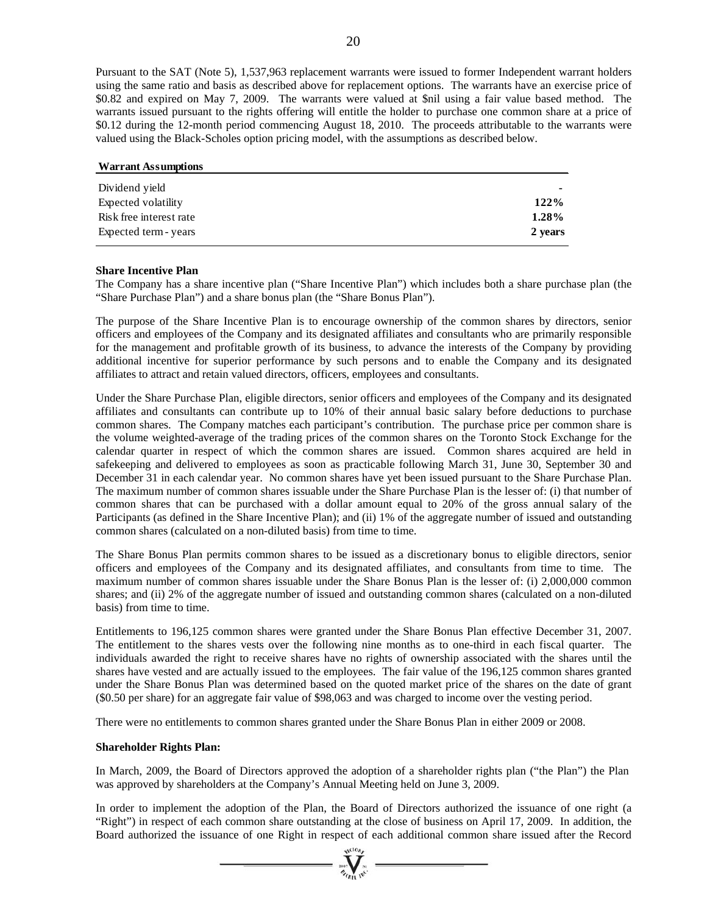Pursuant to the SAT (Note 5), 1,537,963 replacement warrants were issued to former Independent warrant holders using the same ratio and basis as described above for replacement options. The warrants have an exercise price of $0.82 and expired on May 7, 2009. The warrants were valued at $nil using a fair value based method. The warrants issued pursuant to the rights offering will entitle the holder to purchase one common share at a price of $0.12 during the 12-month period commencing August 18, 2010. The proceeds attributable to the warrants were valued using the Black-Scholes option pricing model, with the assumptions as described below.

| Warrant Assumptions | |
|---|---|
| Dividend yield | - |
| Expected volatility | **122%** |
| Risk free interest rate | **1.28%** |
| Expected term - years | **2 years** |

**Share Incentive Plan**

The Company has a share incentive plan ("Share Incentive Plan") which includes both a share purchase plan (the "Share Purchase Plan") and a share bonus plan (the "Share Bonus Plan").

The purpose of the Share Incentive Plan is to encourage ownership of the common shares by directors, senior officers and employees of the Company and its designated affiliates and consultants who are primarily responsible for the management and profitable growth of its business, to advance the interests of the Company by providing additional incentive for superior performance by such persons and to enable the Company and its designated affiliates to attract and retain valued directors, officers, employees and consultants.

Under the Share Purchase Plan, eligible directors, senior officers and employees of the Company and its designated affiliates and consultants can contribute up to 10% of their annual basic salary before deductions to purchase common shares. The Company matches each participant's contribution. The purchase price per common share is the volume weighted-average of the trading prices of the common shares on the Toronto Stock Exchange for the calendar quarter in respect of which the common shares are issued. Common shares acquired are held in safekeeping and delivered to employees as soon as practicable following March 31, June 30, September 30 and December 31 in each calendar year. No common shares have yet been issued pursuant to the Share Purchase Plan. The maximum number of common shares issuable under the Share Purchase Plan is the lesser of: (i) that number of common shares that can be purchased with a dollar amount equal to 20% of the gross annual salary of the Participants (as defined in the Share Incentive Plan); and (ii) 1% of the aggregate number of issued and outstanding common shares (calculated on a non-diluted basis) from time to time.

The Share Bonus Plan permits common shares to be issued as a discretionary bonus to eligible directors, senior officers and employees of the Company and its designated affiliates, and consultants from time to time. The maximum number of common shares issuable under the Share Bonus Plan is the lesser of: (i) 2,000,000 common shares; and (ii) 2% of the aggregate number of issued and outstanding common shares (calculated on a non-diluted basis) from time to time.

Entitlements to 196,125 common shares were granted under the Share Bonus Plan effective December 31, 2007. The entitlement to the shares vests over the following nine months as to one-third in each fiscal quarter. The individuals awarded the right to receive shares have no rights of ownership associated with the shares until the shares have vested and are actually issued to the employees. The fair value of the 196,125 common shares granted under the Share Bonus Plan was determined based on the quoted market price of the shares on the date of grant ($0.50 per share) for an aggregate fair value of $98,063 and was charged to income over the vesting period.

There were no entitlements to common shares granted under the Share Bonus Plan in either 2009 or 2008.

**Shareholder Rights Plan:**

In March, 2009, the Board of Directors approved the adoption of a shareholder rights plan ("the Plan") the Plan was approved by shareholders at the Company's Annual Meeting held on June 3, 2009.

In order to implement the adoption of the Plan, the Board of Directors authorized the issuance of one right (a "Right") in respect of each common share outstanding at the close of business on April 17, 2009. In addition, the Board authorized the issuance of one Right in respect of each additional common share issued after the Record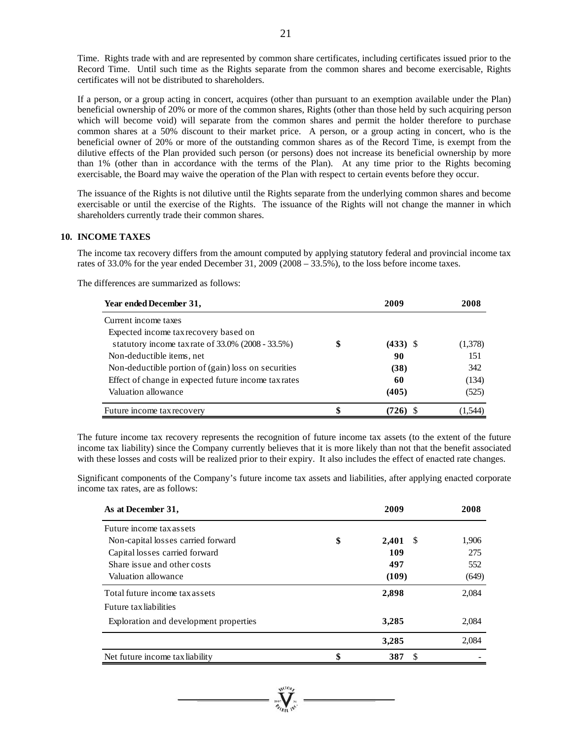Time. Rights trade with and are represented by common share certificates, including certificates issued prior to the Record Time. Until such time as the Rights separate from the common shares and become exercisable, Rights certificates will not be distributed to shareholders.

If a person, or a group acting in concert, acquires (other than pursuant to an exemption available under the Plan) beneficial ownership of 20% or more of the common shares, Rights (other than those held by such acquiring person which will become void) will separate from the common shares and permit the holder therefore to purchase common shares at a 50% discount to their market price. A person, or a group acting in concert, who is the beneficial owner of 20% or more of the outstanding common shares as of the Record Time, is exempt from the dilutive effects of the Plan provided such person (or persons) does not increase its beneficial ownership by more than 1% (other than in accordance with the terms of the Plan). At any time prior to the Rights becoming exercisable, the Board may waive the operation of the Plan with respect to certain events before they occur.

The issuance of the Rights is not dilutive until the Rights separate from the underlying common shares and become exercisable or until the exercise of the Rights. The issuance of the Rights will not change the manner in which shareholders currently trade their common shares.

## 10. INCOME TAXES

The income tax recovery differs from the amount computed by applying statutory federal and provincial income tax rates of 33.0% for the year ended December 31, 2009 (2008 – 33.5%), to the loss before income taxes.

The differences are summarized as follows:

| Year ended December 31, | | 2009 | 2008 |
|---|---|---|---|
| Current income taxes | | | |
| Expected income tax recovery based on | | | |
| statutory income tax rate of 33.0% (2008 - 33.5%) | $ | **(433)** | $ (1,378) |
| Non-deductible items, net | | **90** | 151 |
| Non-deductible portion of (gain) loss on securities | | **(38)** | 342 |
| Effect of change in expected future income tax rates | | **60** | (134) |
| Valuation allowance | | **(405)** | (525) |
| Future income tax recovery | $ | **(726)** | $ (1,544) |

The future income tax recovery represents the recognition of future income tax assets (to the extent of the future income tax liability) since the Company currently believes that it is more likely than not that the benefit associated with these losses and costs will be realized prior to their expiry. It also includes the effect of enacted rate changes.

Significant components of the Company's future income tax assets and liabilities, after applying enacted corporate income tax rates, are as follows:

| As at December 31, | | 2009 | 2008 |
|---|---|---|---|
| Future income tax assets | | | |
| Non-capital losses carried forward | $ | **2,401** | $ 1,906 |
| Capital losses carried forward | | **109** | 275 |
| Share issue and other costs | | **497** | 552 |
| Valuation allowance | | **(109)** | (649) |
| Total future income tax assets | | **2,898** | 2,084 |
| Future tax liabilities | | | |
| Exploration and development properties | | **3,285** | 2,084 |
| | | **3,285** | 2,084 |
| Net future income tax liability | $ | **387** | $ - |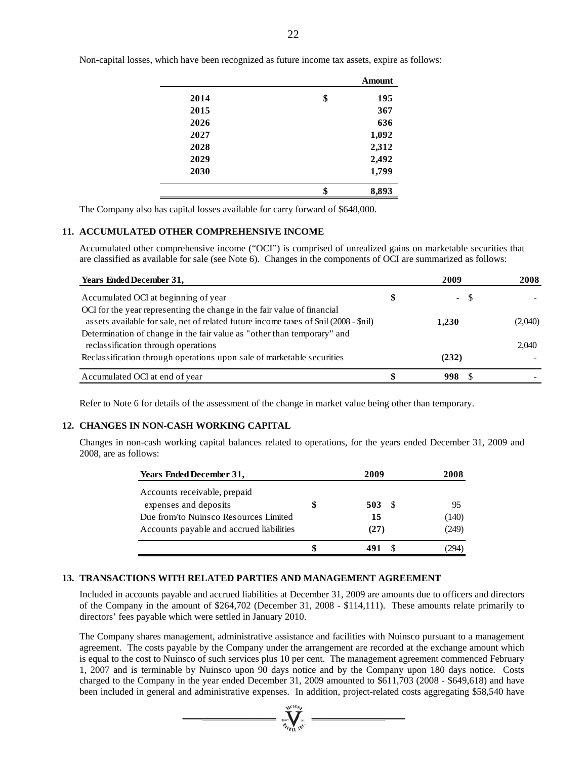Non-capital losses, which have been recognized as future income tax assets, expire as follows:

| | | Amount |
|---|---|---|
| 2014 | $ | 195 |
| 2015 | | 367 |
| 2026 | | 636 |
| 2027 | | 1,092 |
| 2028 | | 2,312 |
| 2029 | | 2,492 |
| 2030 | | 1,799 |
| | $ | 8,893 |

The Company also has capital losses available for carry forward of $648,000.

## 11. ACCUMULATED OTHER COMPREHENSIVE INCOME

Accumulated other comprehensive income ("OCI") is comprised of unrealized gains on marketable securities that are classified as available for sale (see Note 6). Changes in the components of OCI are summarized as follows:

| Years Ended December 31, | | 2009 | | 2008 |
|---|---|---|---|---|
| Accumulated OCI at beginning of year | $ | - | $ | - |
| OCI for the year representing the change in the fair value of financial assets available for sale, net of related future income taxes of $nil (2008 - $nil) | | 1,230 | | (2,040) |
| Determination of change in the fair value as "other than temporary" and reclassification through operations | | | | 2,040 |
| Reclassification through operations upon sale of marketable securities | | (232) | | - |
| Accumulated OCI at end of year | $ | 998 | $ | - |

Refer to Note 6 for details of the assessment of the change in market value being other than temporary.

## 12. CHANGES IN NON-CASH WORKING CAPITAL

Changes in non-cash working capital balances related to operations, for the years ended December 31, 2009 and 2008, are as follows:

| Years Ended December 31, | | 2009 | | 2008 |
|---|---|---|---|---|
| Accounts receivable, prepaid expenses and deposits | $ | 503 | $ | 95 |
| Due from/to Nuinsco Resources Limited | | 15 | | (140) |
| Accounts payable and accrued liabilities | | (27) | | (249) |
| | $ | 491 | $ | (294) |

## 13. TRANSACTIONS WITH RELATED PARTIES AND MANAGEMENT AGREEMENT

Included in accounts payable and accrued liabilities at December 31, 2009 are amounts due to officers and directors of the Company in the amount of $264,702 (December 31, 2008 - $114,111). These amounts relate primarily to directors' fees payable which were settled in January 2010.

The Company shares management, administrative assistance and facilities with Nuinsco pursuant to a management agreement. The costs payable by the Company under the arrangement are recorded at the exchange amount which is equal to the cost to Nuinsco of such services plus 10 per cent. The management agreement commenced February 1, 2007 and is terminable by Nuinsco upon 90 days notice and by the Company upon 180 days notice. Costs charged to the Company in the year ended December 31, 2009 amounted to $611,703 (2008 - $649,618) and have been included in general and administrative expenses. In addition, project-related costs aggregating $58,540 have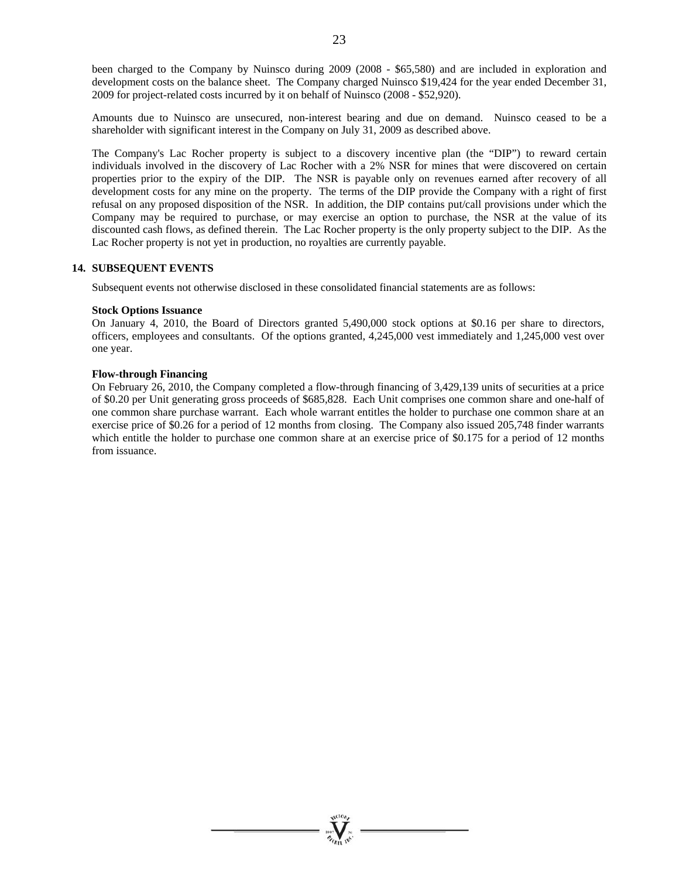been charged to the Company by Nuinsco during 2009 (2008 - $65,580) and are included in exploration and development costs on the balance sheet. The Company charged Nuinsco $19,424 for the year ended December 31, 2009 for project-related costs incurred by it on behalf of Nuinsco (2008 - $52,920).

Amounts due to Nuinsco are unsecured, non-interest bearing and due on demand. Nuinsco ceased to be a shareholder with significant interest in the Company on July 31, 2009 as described above.

The Company's Lac Rocher property is subject to a discovery incentive plan (the "DIP") to reward certain individuals involved in the discovery of Lac Rocher with a 2% NSR for mines that were discovered on certain properties prior to the expiry of the DIP. The NSR is payable only on revenues earned after recovery of all development costs for any mine on the property. The terms of the DIP provide the Company with a right of first refusal on any proposed disposition of the NSR. In addition, the DIP contains put/call provisions under which the Company may be required to purchase, or may exercise an option to purchase, the NSR at the value of its discounted cash flows, as defined therein. The Lac Rocher property is the only property subject to the DIP. As the Lac Rocher property is not yet in production, no royalties are currently payable.

## 14. SUBSEQUENT EVENTS

Subsequent events not otherwise disclosed in these consolidated financial statements are as follows:

**Stock Options Issuance**
On January 4, 2010, the Board of Directors granted 5,490,000 stock options at $0.16 per share to directors, officers, employees and consultants. Of the options granted, 4,245,000 vest immediately and 1,245,000 vest over one year.

**Flow-through Financing**
On February 26, 2010, the Company completed a flow-through financing of 3,429,139 units of securities at a price of $0.20 per Unit generating gross proceeds of $685,828. Each Unit comprises one common share and one-half of one common share purchase warrant. Each whole warrant entitles the holder to purchase one common share at an exercise price of $0.26 for a period of 12 months from closing. The Company also issued 205,748 finder warrants which entitle the holder to purchase one common share at an exercise price of $0.175 for a period of 12 months from issuance.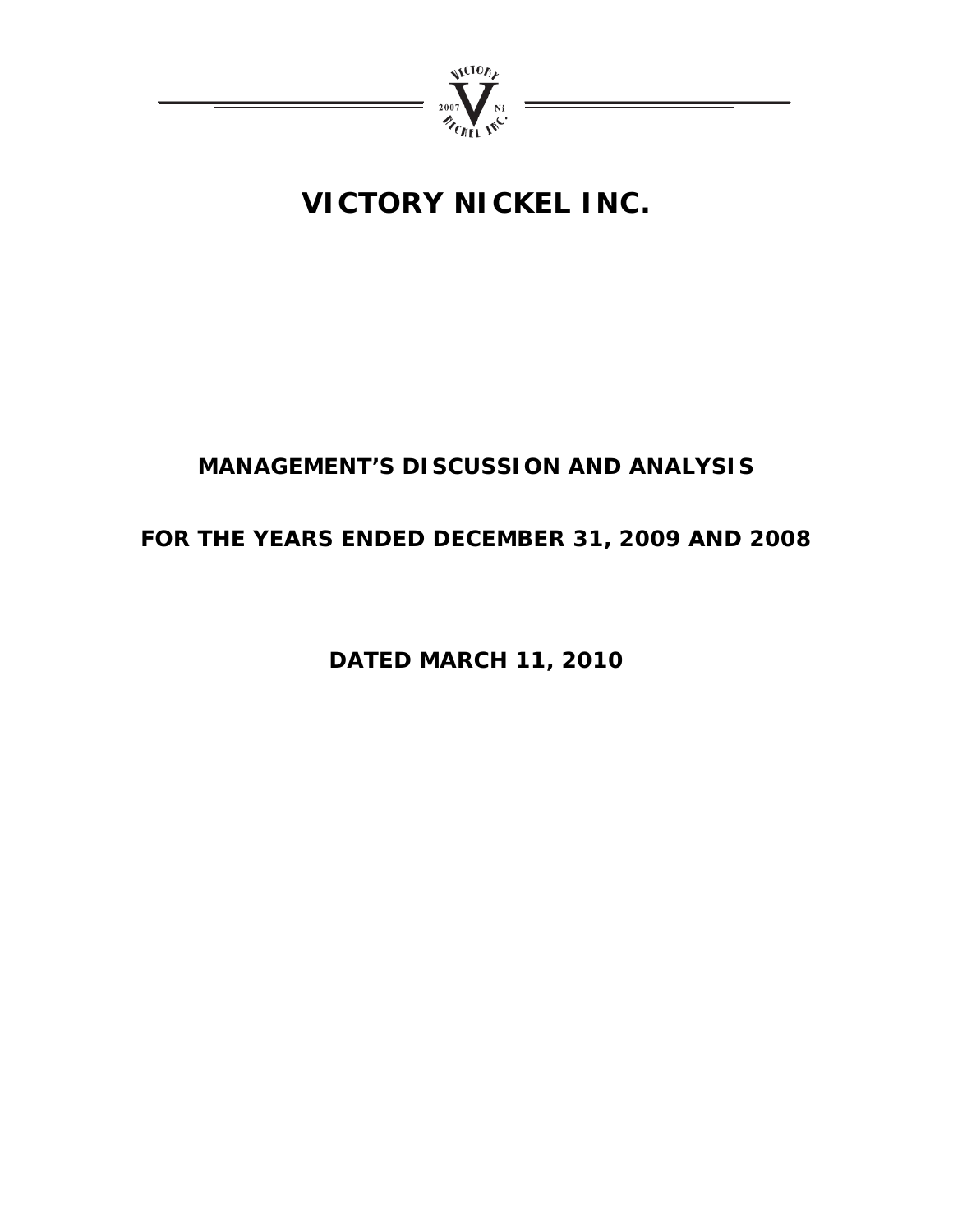# VICTORY NICKEL INC.

## MANAGEMENT'S DISCUSSION AND ANALYSIS

## FOR THE YEARS ENDED DECEMBER 31, 2009 AND 2008

## DATED MARCH 11, 2010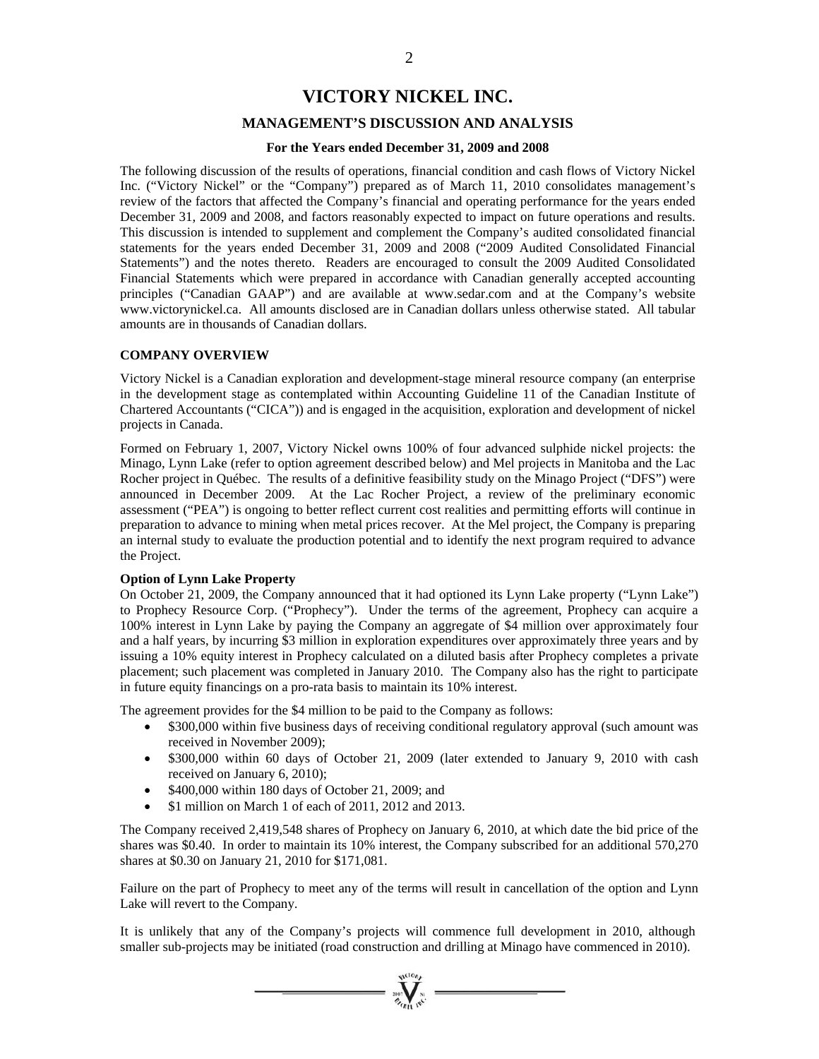# VICTORY NICKEL INC.

## MANAGEMENT'S DISCUSSION AND ANALYSIS

### For the Years ended December 31, 2009 and 2008

The following discussion of the results of operations, financial condition and cash flows of Victory Nickel Inc. ("Victory Nickel" or the "Company") prepared as of March 11, 2010 consolidates management's review of the factors that affected the Company's financial and operating performance for the years ended December 31, 2009 and 2008, and factors reasonably expected to impact on future operations and results. This discussion is intended to supplement and complement the Company's audited consolidated financial statements for the years ended December 31, 2009 and 2008 ("2009 Audited Consolidated Financial Statements") and the notes thereto. Readers are encouraged to consult the 2009 Audited Consolidated Financial Statements which were prepared in accordance with Canadian generally accepted accounting principles ("Canadian GAAP") and are available at www.sedar.com and at the Company's website www.victorynickel.ca. All amounts disclosed are in Canadian dollars unless otherwise stated. All tabular amounts are in thousands of Canadian dollars.

**COMPANY OVERVIEW**

Victory Nickel is a Canadian exploration and development-stage mineral resource company (an enterprise in the development stage as contemplated within Accounting Guideline 11 of the Canadian Institute of Chartered Accountants ("CICA")) and is engaged in the acquisition, exploration and development of nickel projects in Canada.

Formed on February 1, 2007, Victory Nickel owns 100% of four advanced sulphide nickel projects: the Minago, Lynn Lake (refer to option agreement described below) and Mel projects in Manitoba and the Lac Rocher project in Québec. The results of a definitive feasibility study on the Minago Project ("DFS") were announced in December 2009. At the Lac Rocher Project, a review of the preliminary economic assessment ("PEA") is ongoing to better reflect current cost realities and permitting efforts will continue in preparation to advance to mining when metal prices recover. At the Mel project, the Company is preparing an internal study to evaluate the production potential and to identify the next program required to advance the Project.

**Option of Lynn Lake Property**

On October 21, 2009, the Company announced that it had optioned its Lynn Lake property ("Lynn Lake") to Prophecy Resource Corp. ("Prophecy"). Under the terms of the agreement, Prophecy can acquire a 100% interest in Lynn Lake by paying the Company an aggregate of $4 million over approximately four and a half years, by incurring $3 million in exploration expenditures over approximately three years and by issuing a 10% equity interest in Prophecy calculated on a diluted basis after Prophecy completes a private placement; such placement was completed in January 2010. The Company also has the right to participate in future equity financings on a pro-rata basis to maintain its 10% interest.

The agreement provides for the $4 million to be paid to the Company as follows:

- $300,000 within five business days of receiving conditional regulatory approval (such amount was received in November 2009);
- $300,000 within 60 days of October 21, 2009 (later extended to January 9, 2010 with cash received on January 6, 2010);
- $400,000 within 180 days of October 21, 2009; and
- $1 million on March 1 of each of 2011, 2012 and 2013.

The Company received 2,419,548 shares of Prophecy on January 6, 2010, at which date the bid price of the shares was $0.40. In order to maintain its 10% interest, the Company subscribed for an additional 570,270 shares at $0.30 on January 21, 2010 for $171,081.

Failure on the part of Prophecy to meet any of the terms will result in cancellation of the option and Lynn Lake will revert to the Company.

It is unlikely that any of the Company's projects will commence full development in 2010, although smaller sub-projects may be initiated (road construction and drilling at Minago have commenced in 2010).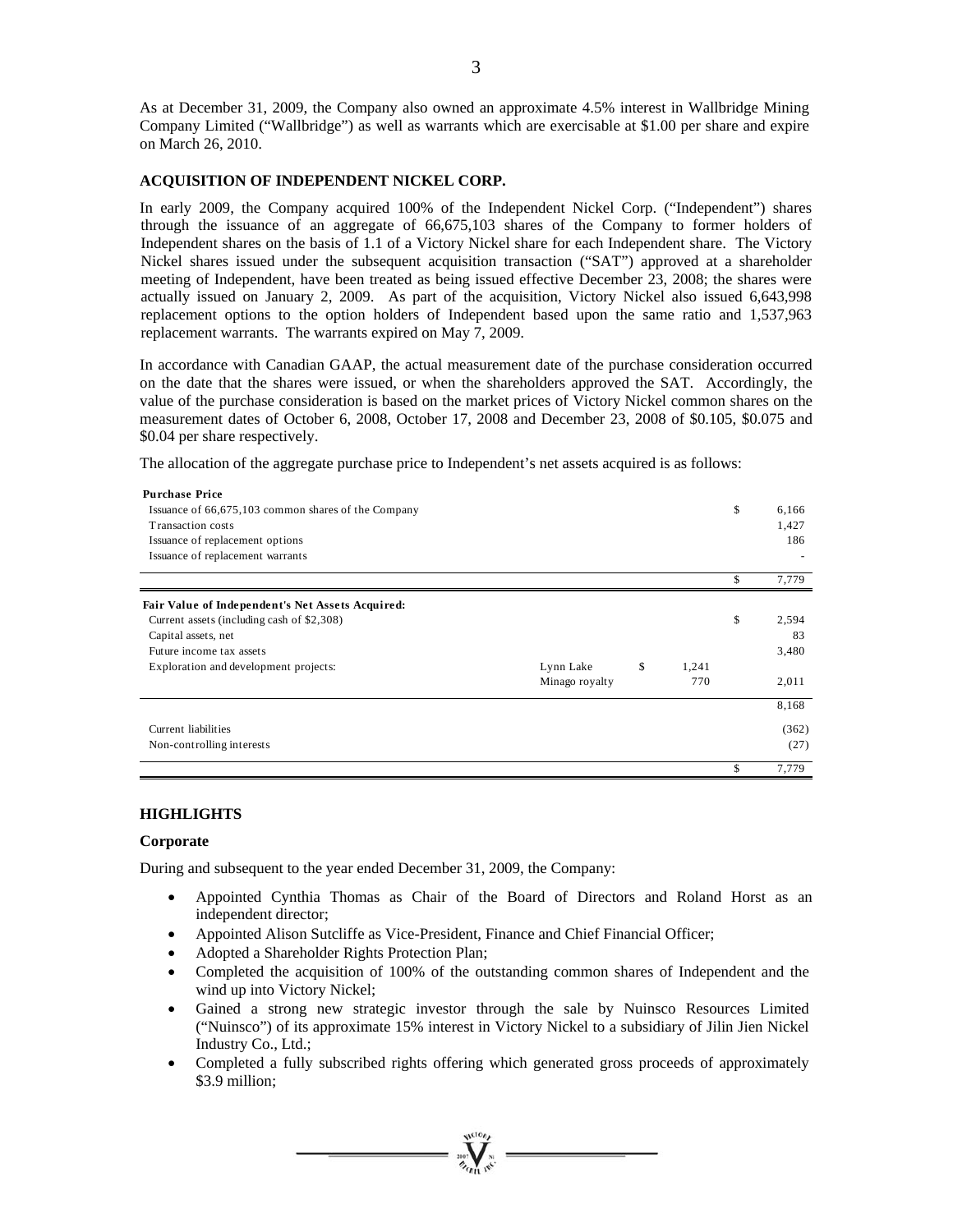As at December 31, 2009, the Company also owned an approximate 4.5% interest in Wallbridge Mining Company Limited ("Wallbridge") as well as warrants which are exercisable at $1.00 per share and expire on March 26, 2010.

## ACQUISITION OF INDEPENDENT NICKEL CORP.

In early 2009, the Company acquired 100% of the Independent Nickel Corp. ("Independent") shares through the issuance of an aggregate of 66,675,103 shares of the Company to former holders of Independent shares on the basis of 1.1 of a Victory Nickel share for each Independent share. The Victory Nickel shares issued under the subsequent acquisition transaction ("SAT") approved at a shareholder meeting of Independent, have been treated as being issued effective December 23, 2008; the shares were actually issued on January 2, 2009. As part of the acquisition, Victory Nickel also issued 6,643,998 replacement options to the option holders of Independent based upon the same ratio and 1,537,963 replacement warrants. The warrants expired on May 7, 2009.

In accordance with Canadian GAAP, the actual measurement date of the purchase consideration occurred on the date that the shares were issued, or when the shareholders approved the SAT. Accordingly, the value of the purchase consideration is based on the market prices of Victory Nickel common shares on the measurement dates of October 6, 2008, October 17, 2008 and December 23, 2008 of $0.105, $0.075 and $0.04 per share respectively.

The allocation of the aggregate purchase price to Independent's net assets acquired is as follows:

| **Purchase Price** | | | |
|---|---|---|---|
| Issuance of 66,675,103 common shares of the Company | | | $ 6,166 |
| Transaction costs | | | 1,427 |
| Issuance of replacement options | | | 186 |
| Issuance of replacement warrants | | | - |
| | | | $ 7,779 |
| **Fair Value of Independent's Net Assets Acquired:** | | | |
| Current assets (including cash of $2,308) | | | $ 2,594 |
| Capital assets, net | | | 83 |
| Future income tax assets | | | 3,480 |
| Exploration and development projects: | Lynn Lake | $ 1,241 | |
| | Minago royalty | 770 | 2,011 |
| | | | 8,168 |
| Current liabilities | | | (362) |
| Non-controlling interests | | | (27) |
| | | | $ 7,779 |

## HIGHLIGHTS

### Corporate

During and subsequent to the year ended December 31, 2009, the Company:

- Appointed Cynthia Thomas as Chair of the Board of Directors and Roland Horst as an independent director;
- Appointed Alison Sutcliffe as Vice-President, Finance and Chief Financial Officer;
- Adopted a Shareholder Rights Protection Plan;
- Completed the acquisition of 100% of the outstanding common shares of Independent and the wind up into Victory Nickel;
- Gained a strong new strategic investor through the sale by Nuinsco Resources Limited ("Nuinsco") of its approximate 15% interest in Victory Nickel to a subsidiary of Jilin Jien Nickel Industry Co., Ltd.;
- Completed a fully subscribed rights offering which generated gross proceeds of approximately $3.9 million;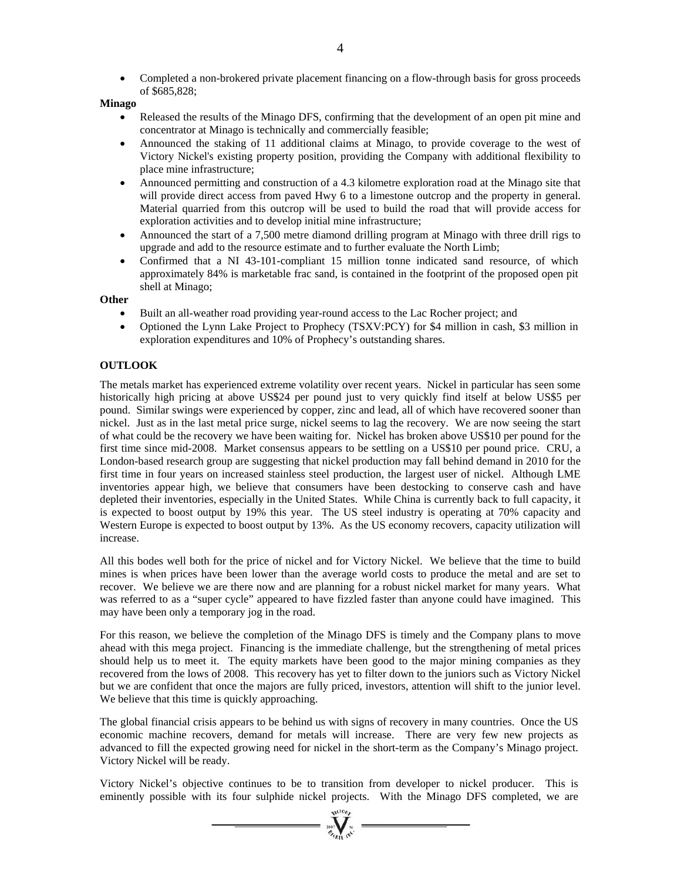- Completed a non-brokered private placement financing on a flow-through basis for gross proceeds of $685,828;

**Minago**

- Released the results of the Minago DFS, confirming that the development of an open pit mine and concentrator at Minago is technically and commercially feasible;
- Announced the staking of 11 additional claims at Minago, to provide coverage to the west of Victory Nickel's existing property position, providing the Company with additional flexibility to place mine infrastructure;
- Announced permitting and construction of a 4.3 kilometre exploration road at the Minago site that will provide direct access from paved Hwy 6 to a limestone outcrop and the property in general. Material quarried from this outcrop will be used to build the road that will provide access for exploration activities and to develop initial mine infrastructure;
- Announced the start of a 7,500 metre diamond drilling program at Minago with three drill rigs to upgrade and add to the resource estimate and to further evaluate the North Limb;
- Confirmed that a NI 43-101-compliant 15 million tonne indicated sand resource, of which approximately 84% is marketable frac sand, is contained in the footprint of the proposed open pit shell at Minago;

**Other**

- Built an all-weather road providing year-round access to the Lac Rocher project; and
- Optioned the Lynn Lake Project to Prophecy (TSXV:PCY) for $4 million in cash, $3 million in exploration expenditures and 10% of Prophecy's outstanding shares.

**OUTLOOK**

The metals market has experienced extreme volatility over recent years. Nickel in particular has seen some historically high pricing at above US$24 per pound just to very quickly find itself at below US$5 per pound. Similar swings were experienced by copper, zinc and lead, all of which have recovered sooner than nickel. Just as in the last metal price surge, nickel seems to lag the recovery. We are now seeing the start of what could be the recovery we have been waiting for. Nickel has broken above US$10 per pound for the first time since mid-2008. Market consensus appears to be settling on a US$10 per pound price. CRU, a London-based research group are suggesting that nickel production may fall behind demand in 2010 for the first time in four years on increased stainless steel production, the largest user of nickel. Although LME inventories appear high, we believe that consumers have been destocking to conserve cash and have depleted their inventories, especially in the United States. While China is currently back to full capacity, it is expected to boost output by 19% this year. The US steel industry is operating at 70% capacity and Western Europe is expected to boost output by 13%. As the US economy recovers, capacity utilization will increase.

All this bodes well both for the price of nickel and for Victory Nickel. We believe that the time to build mines is when prices have been lower than the average world costs to produce the metal and are set to recover. We believe we are there now and are planning for a robust nickel market for many years. What was referred to as a "super cycle" appeared to have fizzled faster than anyone could have imagined. This may have been only a temporary jog in the road.

For this reason, we believe the completion of the Minago DFS is timely and the Company plans to move ahead with this mega project. Financing is the immediate challenge, but the strengthening of metal prices should help us to meet it. The equity markets have been good to the major mining companies as they recovered from the lows of 2008. This recovery has yet to filter down to the juniors such as Victory Nickel but we are confident that once the majors are fully priced, investors, attention will shift to the junior level. We believe that this time is quickly approaching.

The global financial crisis appears to be behind us with signs of recovery in many countries. Once the US economic machine recovers, demand for metals will increase. There are very few new projects as advanced to fill the expected growing need for nickel in the short-term as the Company's Minago project. Victory Nickel will be ready.

Victory Nickel's objective continues to be to transition from developer to nickel producer. This is eminently possible with its four sulphide nickel projects. With the Minago DFS completed, we are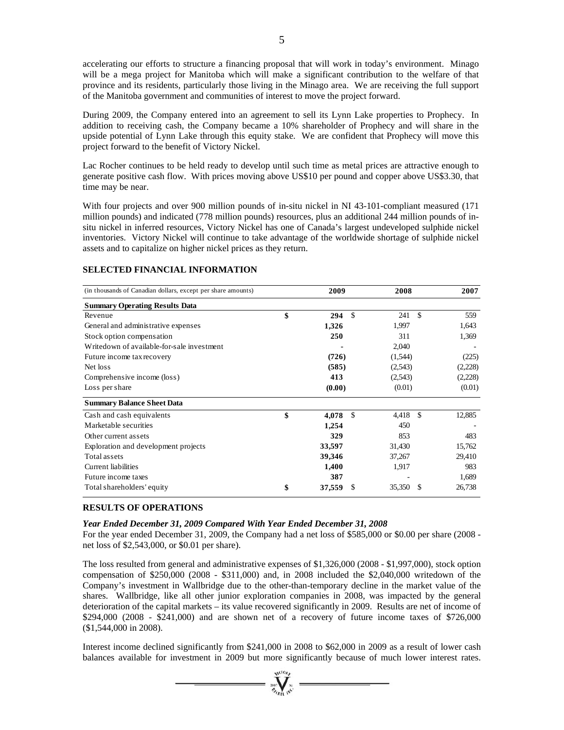accelerating our efforts to structure a financing proposal that will work in today's environment. Minago will be a mega project for Manitoba which will make a significant contribution to the welfare of that province and its residents, particularly those living in the Minago area. We are receiving the full support of the Manitoba government and communities of interest to move the project forward.

During 2009, the Company entered into an agreement to sell its Lynn Lake properties to Prophecy. In addition to receiving cash, the Company became a 10% shareholder of Prophecy and will share in the upside potential of Lynn Lake through this equity stake. We are confident that Prophecy will move this project forward to the benefit of Victory Nickel.

Lac Rocher continues to be held ready to develop until such time as metal prices are attractive enough to generate positive cash flow. With prices moving above US$10 per pound and copper above US$3.30, that time may be near.

With four projects and over 900 million pounds of in-situ nickel in NI 43-101-compliant measured (171 million pounds) and indicated (778 million pounds) resources, plus an additional 244 million pounds of in-situ nickel in inferred resources, Victory Nickel has one of Canada's largest undeveloped sulphide nickel inventories. Victory Nickel will continue to take advantage of the worldwide shortage of sulphide nickel assets and to capitalize on higher nickel prices as they return.

## SELECTED FINANCIAL INFORMATION

| (in thousands of Canadian dollars, except per share amounts) | 2009 | 2008 | 2007 |
|---|---|---|---|
| **Summary Operating Results Data** | | | |
| Revenue | $ **294** | $ 241 | $ 559 |
| General and administrative expenses | **1,326** | 1,997 | 1,643 |
| Stock option compensation | **250** | 311 | 1,369 |
| Writedown of available-for-sale investment | **-** | 2,040 | - |
| Future income tax recovery | **(726)** | (1,544) | (225) |
| Net loss | **(585)** | (2,543) | (2,228) |
| Comprehensive income (loss) | **413** | (2,543) | (2,228) |
| Loss per share | **(0.00)** | (0.01) | (0.01) |
| **Summary Balance Sheet Data** | | | |
| Cash and cash equivalents | $ **4,078** | $ 4,418 | $ 12,885 |
| Marketable securities | **1,254** | 450 | - |
| Other current assets | **329** | 853 | 483 |
| Exploration and development projects | **33,597** | 31,430 | 15,762 |
| Total assets | **39,346** | 37,267 | 29,410 |
| Current liabilities | **1,400** | 1,917 | 983 |
| Future income taxes | **387** | - | 1,689 |
| Total shareholders' equity | $ **37,559** | $ 35,350 | $ 26,738 |

## RESULTS OF OPERATIONS

### *Year Ended December 31, 2009 Compared With Year Ended December 31, 2008*

For the year ended December 31, 2009, the Company had a net loss of $585,000 or $0.00 per share (2008 - net loss of $2,543,000, or $0.01 per share).

The loss resulted from general and administrative expenses of $1,326,000 (2008 - $1,997,000), stock option compensation of $250,000 (2008 - $311,000) and, in 2008 included the $2,040,000 writedown of the Company's investment in Wallbridge due to the other-than-temporary decline in the market value of the shares. Wallbridge, like all other junior exploration companies in 2008, was impacted by the general deterioration of the capital markets – its value recovered significantly in 2009. Results are net of income of $294,000 (2008 - $241,000) and are shown net of a recovery of future income taxes of $726,000 ($1,544,000 in 2008).

Interest income declined significantly from $241,000 in 2008 to $62,000 in 2009 as a result of lower cash balances available for investment in 2009 but more significantly because of much lower interest rates.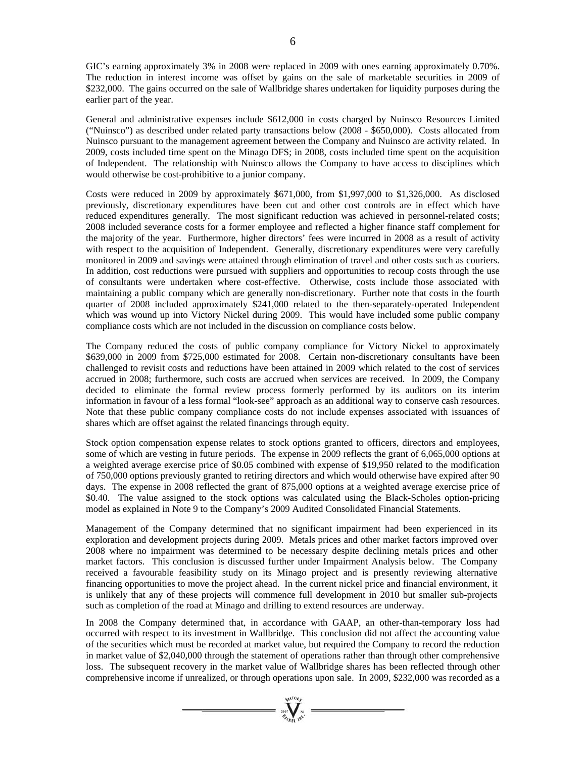GIC's earning approximately 3% in 2008 were replaced in 2009 with ones earning approximately 0.70%. The reduction in interest income was offset by gains on the sale of marketable securities in 2009 of $232,000. The gains occurred on the sale of Wallbridge shares undertaken for liquidity purposes during the earlier part of the year.

General and administrative expenses include $612,000 in costs charged by Nuinsco Resources Limited ("Nuinsco") as described under related party transactions below (2008 - $650,000). Costs allocated from Nuinsco pursuant to the management agreement between the Company and Nuinsco are activity related. In 2009, costs included time spent on the Minago DFS; in 2008, costs included time spent on the acquisition of Independent. The relationship with Nuinsco allows the Company to have access to disciplines which would otherwise be cost-prohibitive to a junior company.

Costs were reduced in 2009 by approximately $671,000, from $1,997,000 to $1,326,000. As disclosed previously, discretionary expenditures have been cut and other cost controls are in effect which have reduced expenditures generally. The most significant reduction was achieved in personnel-related costs; 2008 included severance costs for a former employee and reflected a higher finance staff complement for the majority of the year. Furthermore, higher directors' fees were incurred in 2008 as a result of activity with respect to the acquisition of Independent. Generally, discretionary expenditures were very carefully monitored in 2009 and savings were attained through elimination of travel and other costs such as couriers. In addition, cost reductions were pursued with suppliers and opportunities to recoup costs through the use of consultants were undertaken where cost-effective. Otherwise, costs include those associated with maintaining a public company which are generally non-discretionary. Further note that costs in the fourth quarter of 2008 included approximately $241,000 related to the then-separately-operated Independent which was wound up into Victory Nickel during 2009. This would have included some public company compliance costs which are not included in the discussion on compliance costs below.

The Company reduced the costs of public company compliance for Victory Nickel to approximately $639,000 in 2009 from $725,000 estimated for 2008. Certain non-discretionary consultants have been challenged to revisit costs and reductions have been attained in 2009 which related to the cost of services accrued in 2008; furthermore, such costs are accrued when services are received. In 2009, the Company decided to eliminate the formal review process formerly performed by its auditors on its interim information in favour of a less formal "look-see" approach as an additional way to conserve cash resources. Note that these public company compliance costs do not include expenses associated with issuances of shares which are offset against the related financings through equity.

Stock option compensation expense relates to stock options granted to officers, directors and employees, some of which are vesting in future periods. The expense in 2009 reflects the grant of 6,065,000 options at a weighted average exercise price of $0.05 combined with expense of $19,950 related to the modification of 750,000 options previously granted to retiring directors and which would otherwise have expired after 90 days. The expense in 2008 reflected the grant of 875,000 options at a weighted average exercise price of $0.40. The value assigned to the stock options was calculated using the Black-Scholes option-pricing model as explained in Note 9 to the Company's 2009 Audited Consolidated Financial Statements.

Management of the Company determined that no significant impairment had been experienced in its exploration and development projects during 2009. Metals prices and other market factors improved over 2008 where no impairment was determined to be necessary despite declining metals prices and other market factors. This conclusion is discussed further under Impairment Analysis below. The Company received a favourable feasibility study on its Minago project and is presently reviewing alternative financing opportunities to move the project ahead. In the current nickel price and financial environment, it is unlikely that any of these projects will commence full development in 2010 but smaller sub-projects such as completion of the road at Minago and drilling to extend resources are underway.

In 2008 the Company determined that, in accordance with GAAP, an other-than-temporary loss had occurred with respect to its investment in Wallbridge. This conclusion did not affect the accounting value of the securities which must be recorded at market value, but required the Company to record the reduction in market value of $2,040,000 through the statement of operations rather than through other comprehensive loss. The subsequent recovery in the market value of Wallbridge shares has been reflected through other comprehensive income if unrealized, or through operations upon sale. In 2009, $232,000 was recorded as a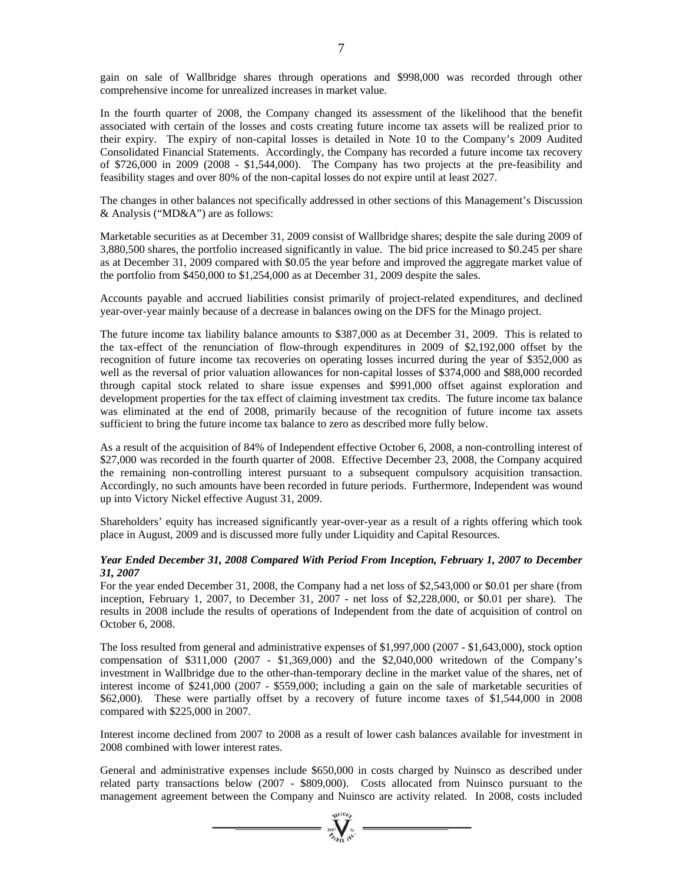gain on sale of Wallbridge shares through operations and $998,000 was recorded through other comprehensive income for unrealized increases in market value.

In the fourth quarter of 2008, the Company changed its assessment of the likelihood that the benefit associated with certain of the losses and costs creating future income tax assets will be realized prior to their expiry. The expiry of non-capital losses is detailed in Note 10 to the Company's 2009 Audited Consolidated Financial Statements. Accordingly, the Company has recorded a future income tax recovery of $726,000 in 2009 (2008 - $1,544,000). The Company has two projects at the pre-feasibility and feasibility stages and over 80% of the non-capital losses do not expire until at least 2027.

The changes in other balances not specifically addressed in other sections of this Management's Discussion & Analysis ("MD&A") are as follows:

Marketable securities as at December 31, 2009 consist of Wallbridge shares; despite the sale during 2009 of 3,880,500 shares, the portfolio increased significantly in value. The bid price increased to $0.245 per share as at December 31, 2009 compared with $0.05 the year before and improved the aggregate market value of the portfolio from $450,000 to $1,254,000 as at December 31, 2009 despite the sales.

Accounts payable and accrued liabilities consist primarily of project-related expenditures, and declined year-over-year mainly because of a decrease in balances owing on the DFS for the Minago project.

The future income tax liability balance amounts to $387,000 as at December 31, 2009. This is related to the tax-effect of the renunciation of flow-through expenditures in 2009 of $2,192,000 offset by the recognition of future income tax recoveries on operating losses incurred during the year of $352,000 as well as the reversal of prior valuation allowances for non-capital losses of $374,000 and $88,000 recorded through capital stock related to share issue expenses and $991,000 offset against exploration and development properties for the tax effect of claiming investment tax credits. The future income tax balance was eliminated at the end of 2008, primarily because of the recognition of future income tax assets sufficient to bring the future income tax balance to zero as described more fully below.

As a result of the acquisition of 84% of Independent effective October 6, 2008, a non-controlling interest of $27,000 was recorded in the fourth quarter of 2008. Effective December 23, 2008, the Company acquired the remaining non-controlling interest pursuant to a subsequent compulsory acquisition transaction. Accordingly, no such amounts have been recorded in future periods. Furthermore, Independent was wound up into Victory Nickel effective August 31, 2009.

Shareholders' equity has increased significantly year-over-year as a result of a rights offering which took place in August, 2009 and is discussed more fully under Liquidity and Capital Resources.

***Year Ended December 31, 2008 Compared With Period From Inception, February 1, 2007 to December 31, 2007***

For the year ended December 31, 2008, the Company had a net loss of $2,543,000 or $0.01 per share (from inception, February 1, 2007, to December 31, 2007 - net loss of $2,228,000, or $0.01 per share). The results in 2008 include the results of operations of Independent from the date of acquisition of control on October 6, 2008.

The loss resulted from general and administrative expenses of $1,997,000 (2007 - $1,643,000), stock option compensation of $311,000 (2007 - $1,369,000) and the $2,040,000 writedown of the Company's investment in Wallbridge due to the other-than-temporary decline in the market value of the shares, net of interest income of $241,000 (2007 - $559,000; including a gain on the sale of marketable securities of $62,000). These were partially offset by a recovery of future income taxes of $1,544,000 in 2008 compared with $225,000 in 2007.

Interest income declined from 2007 to 2008 as a result of lower cash balances available for investment in 2008 combined with lower interest rates.

General and administrative expenses include $650,000 in costs charged by Nuinsco as described under related party transactions below (2007 - $809,000). Costs allocated from Nuinsco pursuant to the management agreement between the Company and Nuinsco are activity related. In 2008, costs included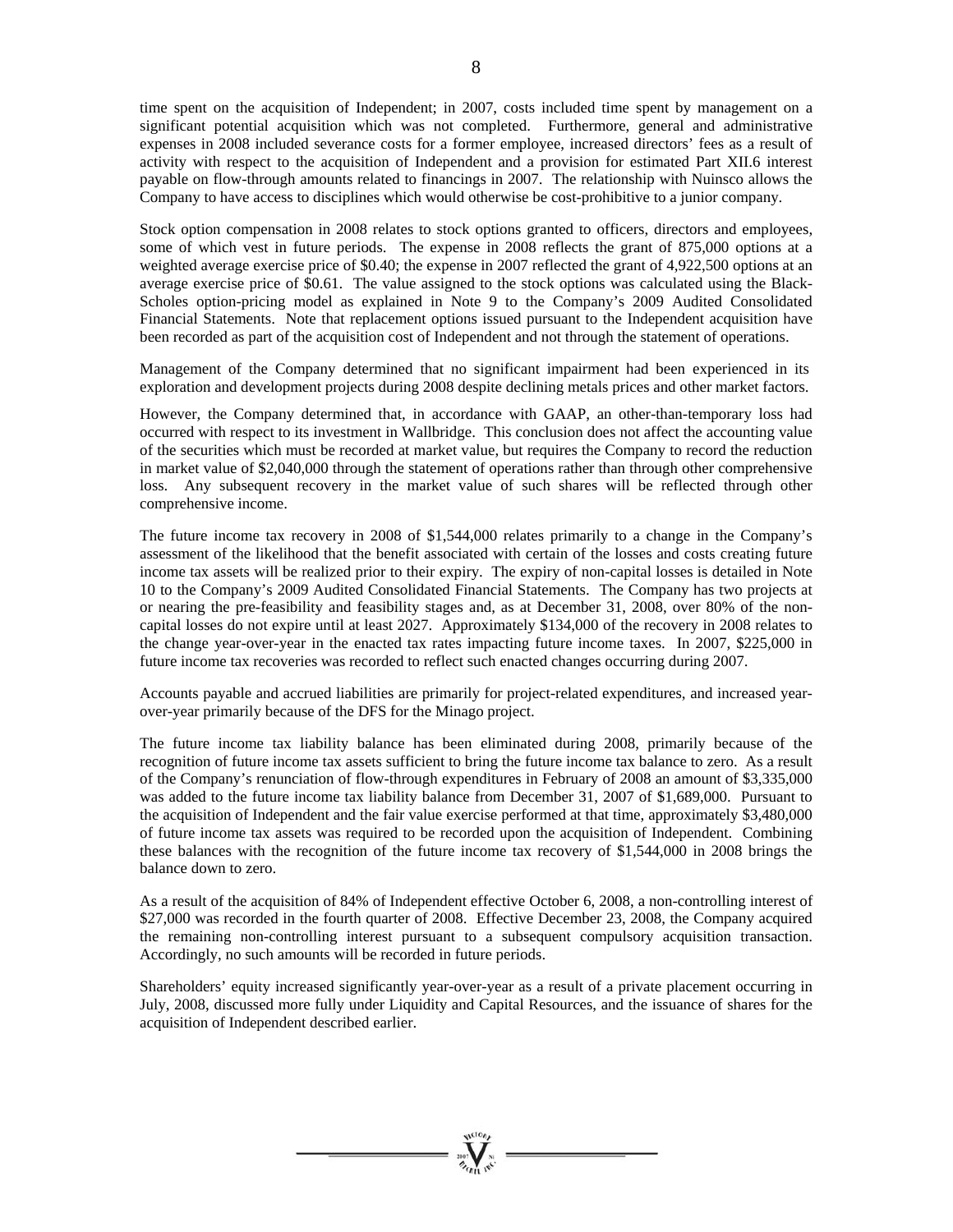time spent on the acquisition of Independent; in 2007, costs included time spent by management on a significant potential acquisition which was not completed. Furthermore, general and administrative expenses in 2008 included severance costs for a former employee, increased directors' fees as a result of activity with respect to the acquisition of Independent and a provision for estimated Part XII.6 interest payable on flow-through amounts related to financings in 2007. The relationship with Nuinsco allows the Company to have access to disciplines which would otherwise be cost-prohibitive to a junior company.

Stock option compensation in 2008 relates to stock options granted to officers, directors and employees, some of which vest in future periods. The expense in 2008 reflects the grant of 875,000 options at a weighted average exercise price of $0.40; the expense in 2007 reflected the grant of 4,922,500 options at an average exercise price of $0.61. The value assigned to the stock options was calculated using the Black-Scholes option-pricing model as explained in Note 9 to the Company's 2009 Audited Consolidated Financial Statements. Note that replacement options issued pursuant to the Independent acquisition have been recorded as part of the acquisition cost of Independent and not through the statement of operations.

Management of the Company determined that no significant impairment had been experienced in its exploration and development projects during 2008 despite declining metals prices and other market factors.

However, the Company determined that, in accordance with GAAP, an other-than-temporary loss had occurred with respect to its investment in Wallbridge. This conclusion does not affect the accounting value of the securities which must be recorded at market value, but requires the Company to record the reduction in market value of $2,040,000 through the statement of operations rather than through other comprehensive loss. Any subsequent recovery in the market value of such shares will be reflected through other comprehensive income.

The future income tax recovery in 2008 of $1,544,000 relates primarily to a change in the Company's assessment of the likelihood that the benefit associated with certain of the losses and costs creating future income tax assets will be realized prior to their expiry. The expiry of non-capital losses is detailed in Note 10 to the Company's 2009 Audited Consolidated Financial Statements. The Company has two projects at or nearing the pre-feasibility and feasibility stages and, as at December 31, 2008, over 80% of the non-capital losses do not expire until at least 2027. Approximately $134,000 of the recovery in 2008 relates to the change year-over-year in the enacted tax rates impacting future income taxes. In 2007, $225,000 in future income tax recoveries was recorded to reflect such enacted changes occurring during 2007.

Accounts payable and accrued liabilities are primarily for project-related expenditures, and increased year-over-year primarily because of the DFS for the Minago project.

The future income tax liability balance has been eliminated during 2008, primarily because of the recognition of future income tax assets sufficient to bring the future income tax balance to zero. As a result of the Company's renunciation of flow-through expenditures in February of 2008 an amount of $3,335,000 was added to the future income tax liability balance from December 31, 2007 of $1,689,000. Pursuant to the acquisition of Independent and the fair value exercise performed at that time, approximately $3,480,000 of future income tax assets was required to be recorded upon the acquisition of Independent. Combining these balances with the recognition of the future income tax recovery of $1,544,000 in 2008 brings the balance down to zero.

As a result of the acquisition of 84% of Independent effective October 6, 2008, a non-controlling interest of $27,000 was recorded in the fourth quarter of 2008. Effective December 23, 2008, the Company acquired the remaining non-controlling interest pursuant to a subsequent compulsory acquisition transaction. Accordingly, no such amounts will be recorded in future periods.

Shareholders' equity increased significantly year-over-year as a result of a private placement occurring in July, 2008, discussed more fully under Liquidity and Capital Resources, and the issuance of shares for the acquisition of Independent described earlier.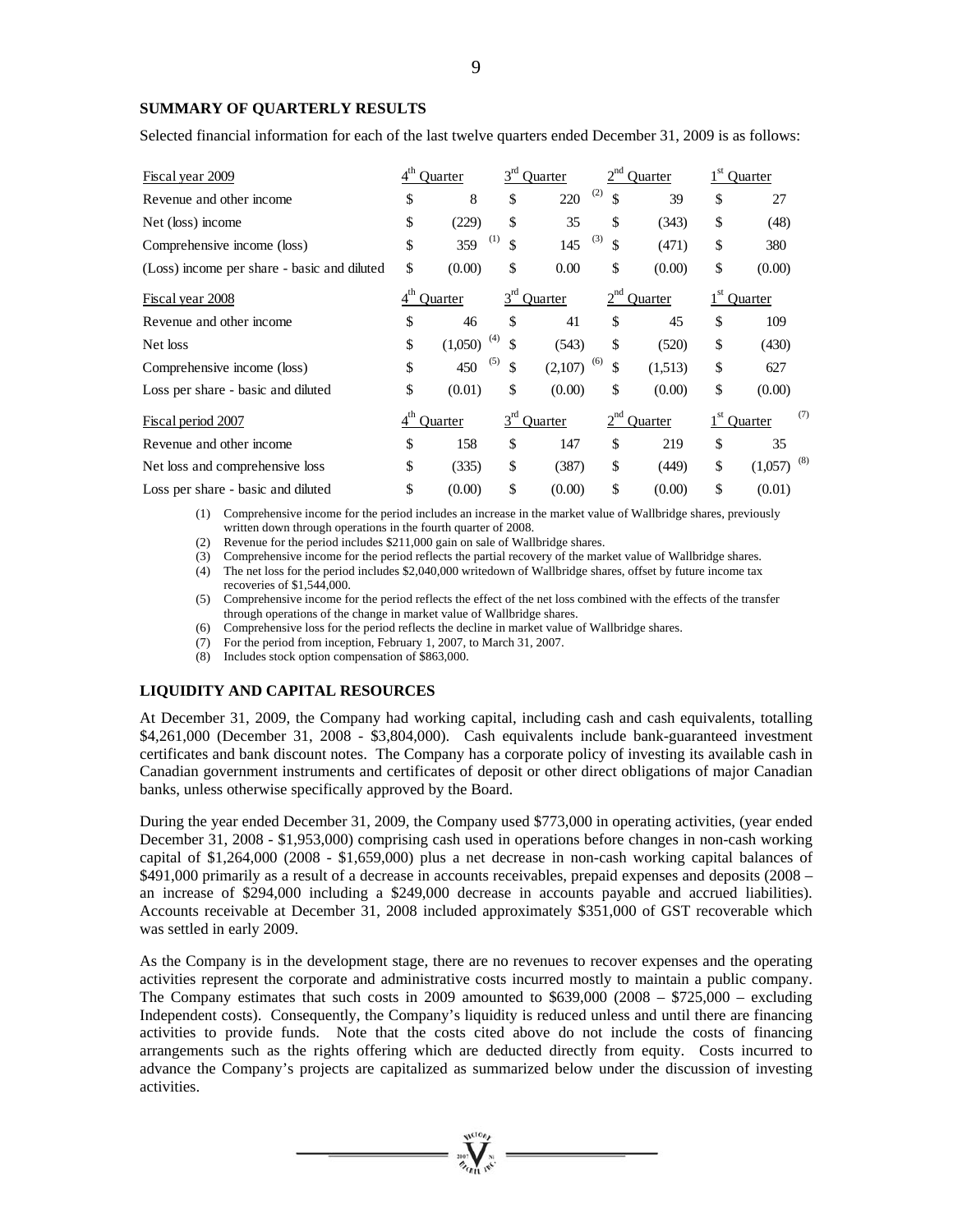**SUMMARY OF QUARTERLY RESULTS**

Selected financial information for each of the last twelve quarters ended December 31, 2009 is as follows:

| Fiscal year 2009 | 4th Quarter | 3rd Quarter | 2nd Quarter | 1st Quarter |
|---|---|---|---|---|
| Revenue and other income | $ 8 | $ 220 (2) | $ 39 | $ 27 |
| Net (loss) income | $ (229) | $ 35 | $ (343) | $ (48) |
| Comprehensive income (loss) | $ 359 (1) | $ 145 (3) | $ (471) | $ 380 |
| (Loss) income per share - basic and diluted | $ (0.00) | $ 0.00 | $ (0.00) | $ (0.00) |
| **Fiscal year 2008** | **4th Quarter** | **3rd Quarter** | **2nd Quarter** | **1st Quarter** |
| Revenue and other income | $ 46 | $ 41 | $ 45 | $ 109 |
| Net loss | $ (1,050) (4) | $ (543) | $ (520) | $ (430) |
| Comprehensive income (loss) | $ 450 (5) | $ (2,107) (6) | $ (1,513) | $ 627 |
| Loss per share - basic and diluted | $ (0.01) | $ (0.00) | $ (0.00) | $ (0.00) |
| **Fiscal period 2007** | **4th Quarter** | **3rd Quarter** | **2nd Quarter** | **1st Quarter (7)** |
| Revenue and other income | $ 158 | $ 147 | $ 219 | $ 35 |
| Net loss and comprehensive loss | $ (335) | $ (387) | $ (449) | $ (1,057) (8) |
| Loss per share - basic and diluted | $ (0.00) | $ (0.00) | $ (0.00) | $ (0.01) |

(1) Comprehensive income for the period includes an increase in the market value of Wallbridge shares, previously written down through operations in the fourth quarter of 2008.
(2) Revenue for the period includes $211,000 gain on sale of Wallbridge shares.
(3) Comprehensive income for the period reflects the partial recovery of the market value of Wallbridge shares.
(4) The net loss for the period includes $2,040,000 writedown of Wallbridge shares, offset by future income tax recoveries of $1,544,000.
(5) Comprehensive income for the period reflects the effect of the net loss combined with the effects of the transfer through operations of the change in market value of Wallbridge shares.
(6) Comprehensive loss for the period reflects the decline in market value of Wallbridge shares.
(7) For the period from inception, February 1, 2007, to March 31, 2007.
(8) Includes stock option compensation of $863,000.

**LIQUIDITY AND CAPITAL RESOURCES**

At December 31, 2009, the Company had working capital, including cash and cash equivalents, totalling $4,261,000 (December 31, 2008 - $3,804,000). Cash equivalents include bank-guaranteed investment certificates and bank discount notes. The Company has a corporate policy of investing its available cash in Canadian government instruments and certificates of deposit or other direct obligations of major Canadian banks, unless otherwise specifically approved by the Board.

During the year ended December 31, 2009, the Company used $773,000 in operating activities, (year ended December 31, 2008 - $1,953,000) comprising cash used in operations before changes in non-cash working capital of $1,264,000 (2008 - $1,659,000) plus a net decrease in non-cash working capital balances of $491,000 primarily as a result of a decrease in accounts receivables, prepaid expenses and deposits (2008 – an increase of $294,000 including a $249,000 decrease in accounts payable and accrued liabilities). Accounts receivable at December 31, 2008 included approximately $351,000 of GST recoverable which was settled in early 2009.

As the Company is in the development stage, there are no revenues to recover expenses and the operating activities represent the corporate and administrative costs incurred mostly to maintain a public company. The Company estimates that such costs in 2009 amounted to $639,000 (2008 – $725,000 – excluding Independent costs). Consequently, the Company's liquidity is reduced unless and until there are financing activities to provide funds. Note that the costs cited above do not include the costs of financing arrangements such as the rights offering which are deducted directly from equity. Costs incurred to advance the Company's projects are capitalized as summarized below under the discussion of investing activities.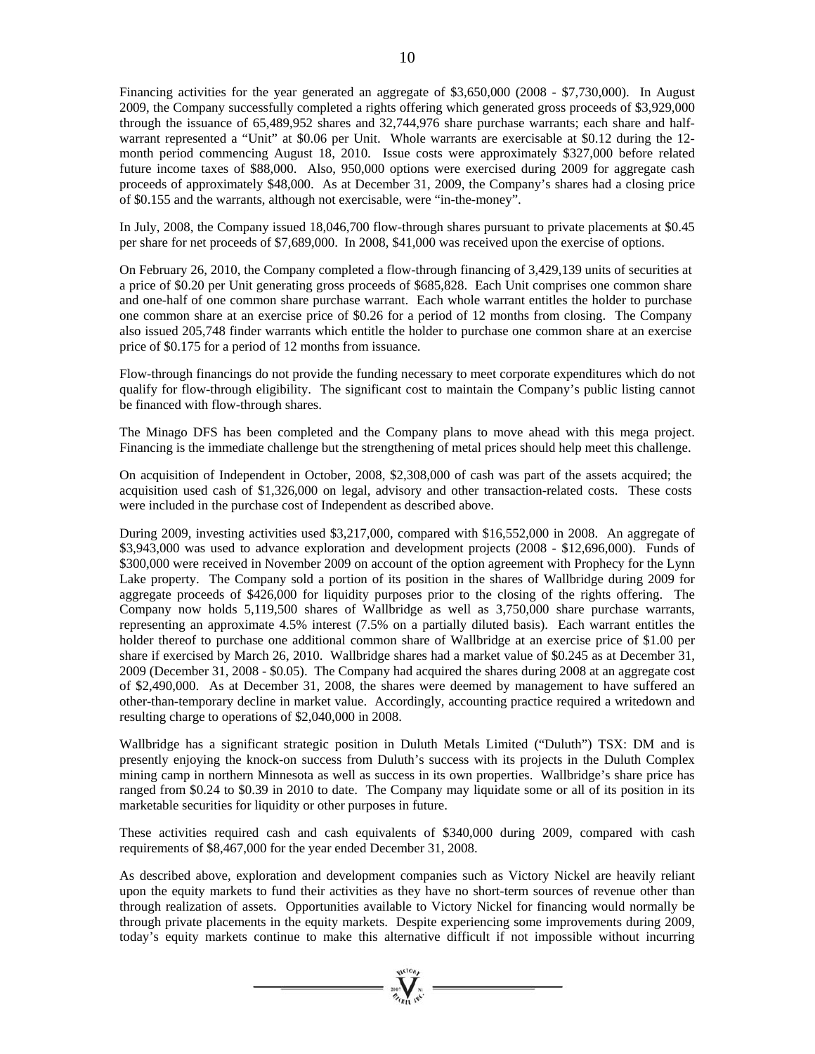Financing activities for the year generated an aggregate of $3,650,000 (2008 - $7,730,000). In August 2009, the Company successfully completed a rights offering which generated gross proceeds of $3,929,000 through the issuance of 65,489,952 shares and 32,744,976 share purchase warrants; each share and half-warrant represented a "Unit" at $0.06 per Unit. Whole warrants are exercisable at $0.12 during the 12-month period commencing August 18, 2010. Issue costs were approximately $327,000 before related future income taxes of $88,000. Also, 950,000 options were exercised during 2009 for aggregate cash proceeds of approximately $48,000. As at December 31, 2009, the Company's shares had a closing price of $0.155 and the warrants, although not exercisable, were "in-the-money".

In July, 2008, the Company issued 18,046,700 flow-through shares pursuant to private placements at $0.45 per share for net proceeds of $7,689,000. In 2008, $41,000 was received upon the exercise of options.

On February 26, 2010, the Company completed a flow-through financing of 3,429,139 units of securities at a price of $0.20 per Unit generating gross proceeds of $685,828. Each Unit comprises one common share and one-half of one common share purchase warrant. Each whole warrant entitles the holder to purchase one common share at an exercise price of $0.26 for a period of 12 months from closing. The Company also issued 205,748 finder warrants which entitle the holder to purchase one common share at an exercise price of $0.175 for a period of 12 months from issuance.

Flow-through financings do not provide the funding necessary to meet corporate expenditures which do not qualify for flow-through eligibility. The significant cost to maintain the Company's public listing cannot be financed with flow-through shares.

The Minago DFS has been completed and the Company plans to move ahead with this mega project. Financing is the immediate challenge but the strengthening of metal prices should help meet this challenge.

On acquisition of Independent in October, 2008, $2,308,000 of cash was part of the assets acquired; the acquisition used cash of $1,326,000 on legal, advisory and other transaction-related costs. These costs were included in the purchase cost of Independent as described above.

During 2009, investing activities used $3,217,000, compared with $16,552,000 in 2008. An aggregate of $3,943,000 was used to advance exploration and development projects (2008 - $12,696,000). Funds of $300,000 were received in November 2009 on account of the option agreement with Prophecy for the Lynn Lake property. The Company sold a portion of its position in the shares of Wallbridge during 2009 for aggregate proceeds of $426,000 for liquidity purposes prior to the closing of the rights offering. The Company now holds 5,119,500 shares of Wallbridge as well as 3,750,000 share purchase warrants, representing an approximate 4.5% interest (7.5% on a partially diluted basis). Each warrant entitles the holder thereof to purchase one additional common share of Wallbridge at an exercise price of $1.00 per share if exercised by March 26, 2010. Wallbridge shares had a market value of $0.245 as at December 31, 2009 (December 31, 2008 - $0.05). The Company had acquired the shares during 2008 at an aggregate cost of $2,490,000. As at December 31, 2008, the shares were deemed by management to have suffered an other-than-temporary decline in market value. Accordingly, accounting practice required a writedown and resulting charge to operations of $2,040,000 in 2008.

Wallbridge has a significant strategic position in Duluth Metals Limited ("Duluth") TSX: DM and is presently enjoying the knock-on success from Duluth's success with its projects in the Duluth Complex mining camp in northern Minnesota as well as success in its own properties. Wallbridge's share price has ranged from $0.24 to $0.39 in 2010 to date. The Company may liquidate some or all of its position in its marketable securities for liquidity or other purposes in future.

These activities required cash and cash equivalents of $340,000 during 2009, compared with cash requirements of $8,467,000 for the year ended December 31, 2008.

As described above, exploration and development companies such as Victory Nickel are heavily reliant upon the equity markets to fund their activities as they have no short-term sources of revenue other than through realization of assets. Opportunities available to Victory Nickel for financing would normally be through private placements in the equity markets. Despite experiencing some improvements during 2009, today's equity markets continue to make this alternative difficult if not impossible without incurring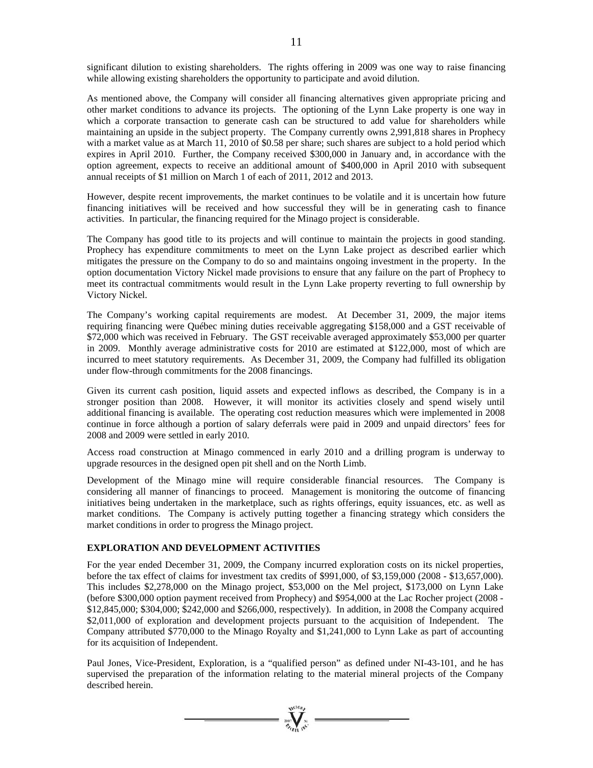significant dilution to existing shareholders. The rights offering in 2009 was one way to raise financing while allowing existing shareholders the opportunity to participate and avoid dilution.

As mentioned above, the Company will consider all financing alternatives given appropriate pricing and other market conditions to advance its projects. The optioning of the Lynn Lake property is one way in which a corporate transaction to generate cash can be structured to add value for shareholders while maintaining an upside in the subject property. The Company currently owns 2,991,818 shares in Prophecy with a market value as at March 11, 2010 of $0.58 per share; such shares are subject to a hold period which expires in April 2010. Further, the Company received $300,000 in January and, in accordance with the option agreement, expects to receive an additional amount of $400,000 in April 2010 with subsequent annual receipts of $1 million on March 1 of each of 2011, 2012 and 2013.

However, despite recent improvements, the market continues to be volatile and it is uncertain how future financing initiatives will be received and how successful they will be in generating cash to finance activities. In particular, the financing required for the Minago project is considerable.

The Company has good title to its projects and will continue to maintain the projects in good standing. Prophecy has expenditure commitments to meet on the Lynn Lake project as described earlier which mitigates the pressure on the Company to do so and maintains ongoing investment in the property. In the option documentation Victory Nickel made provisions to ensure that any failure on the part of Prophecy to meet its contractual commitments would result in the Lynn Lake property reverting to full ownership by Victory Nickel.

The Company's working capital requirements are modest. At December 31, 2009, the major items requiring financing were Québec mining duties receivable aggregating $158,000 and a GST receivable of $72,000 which was received in February. The GST receivable averaged approximately $53,000 per quarter in 2009. Monthly average administrative costs for 2010 are estimated at $122,000, most of which are incurred to meet statutory requirements. As December 31, 2009, the Company had fulfilled its obligation under flow-through commitments for the 2008 financings.

Given its current cash position, liquid assets and expected inflows as described, the Company is in a stronger position than 2008. However, it will monitor its activities closely and spend wisely until additional financing is available. The operating cost reduction measures which were implemented in 2008 continue in force although a portion of salary deferrals were paid in 2009 and unpaid directors' fees for 2008 and 2009 were settled in early 2010.

Access road construction at Minago commenced in early 2010 and a drilling program is underway to upgrade resources in the designed open pit shell and on the North Limb.

Development of the Minago mine will require considerable financial resources. The Company is considering all manner of financings to proceed. Management is monitoring the outcome of financing initiatives being undertaken in the marketplace, such as rights offerings, equity issuances, etc. as well as market conditions. The Company is actively putting together a financing strategy which considers the market conditions in order to progress the Minago project.

## EXPLORATION AND DEVELOPMENT ACTIVITIES

For the year ended December 31, 2009, the Company incurred exploration costs on its nickel properties, before the tax effect of claims for investment tax credits of $991,000, of $3,159,000 (2008 - $13,657,000). This includes $2,278,000 on the Minago project, $53,000 on the Mel project, $173,000 on Lynn Lake (before $300,000 option payment received from Prophecy) and $954,000 at the Lac Rocher project (2008 - $12,845,000; $304,000; $242,000 and $266,000, respectively). In addition, in 2008 the Company acquired $2,011,000 of exploration and development projects pursuant to the acquisition of Independent. The Company attributed $770,000 to the Minago Royalty and $1,241,000 to Lynn Lake as part of accounting for its acquisition of Independent.

Paul Jones, Vice-President, Exploration, is a "qualified person" as defined under NI-43-101, and he has supervised the preparation of the information relating to the material mineral projects of the Company described herein.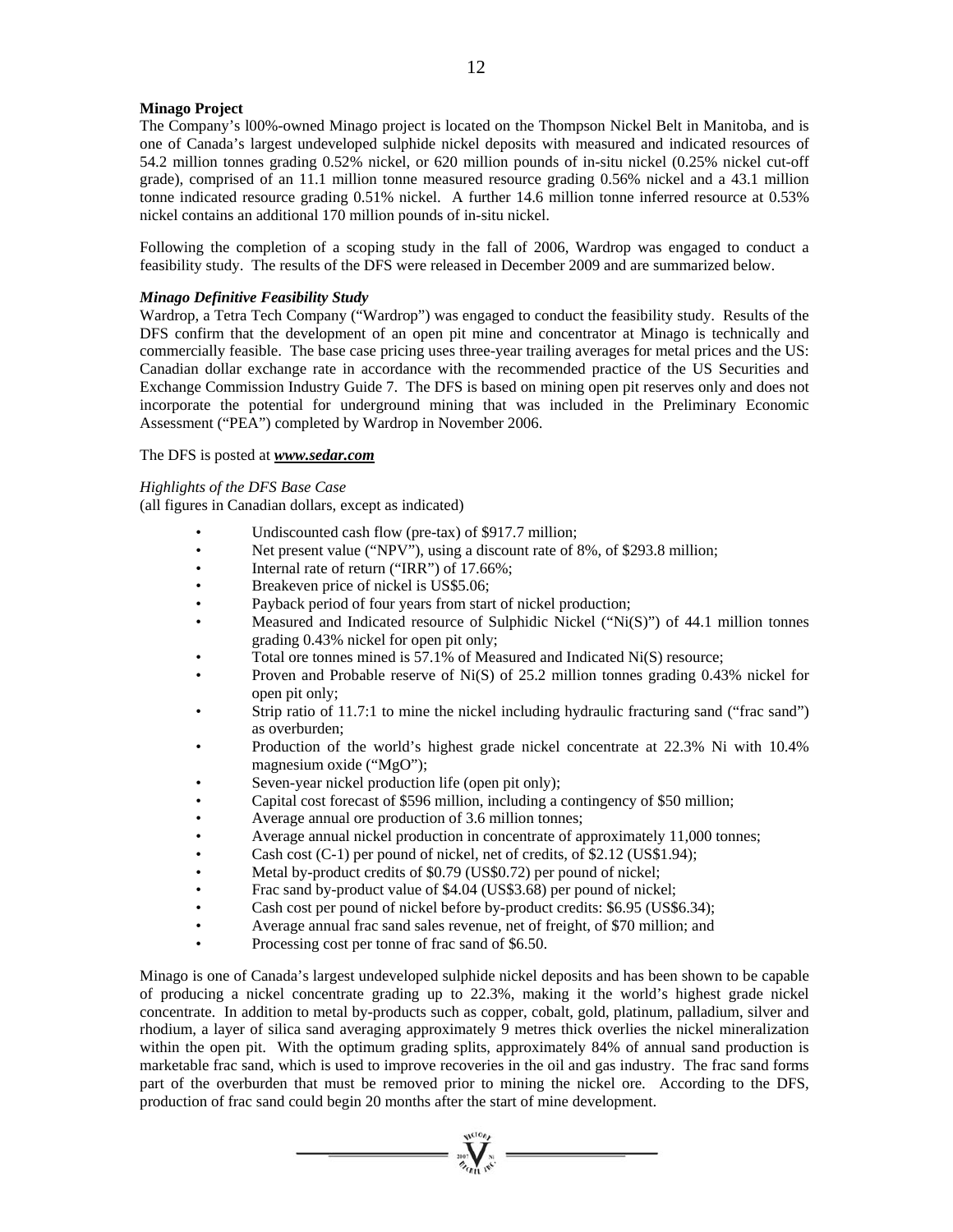**Minago Project**

The Company's l00%-owned Minago project is located on the Thompson Nickel Belt in Manitoba, and is one of Canada's largest undeveloped sulphide nickel deposits with measured and indicated resources of 54.2 million tonnes grading 0.52% nickel, or 620 million pounds of in-situ nickel (0.25% nickel cut-off grade), comprised of an 11.1 million tonne measured resource grading 0.56% nickel and a 43.1 million tonne indicated resource grading 0.51% nickel. A further 14.6 million tonne inferred resource at 0.53% nickel contains an additional 170 million pounds of in-situ nickel.

Following the completion of a scoping study in the fall of 2006, Wardrop was engaged to conduct a feasibility study. The results of the DFS were released in December 2009 and are summarized below.

***Minago Definitive Feasibility Study***

Wardrop, a Tetra Tech Company ("Wardrop") was engaged to conduct the feasibility study. Results of the DFS confirm that the development of an open pit mine and concentrator at Minago is technically and commercially feasible. The base case pricing uses three-year trailing averages for metal prices and the US: Canadian dollar exchange rate in accordance with the recommended practice of the US Securities and Exchange Commission Industry Guide 7. The DFS is based on mining open pit reserves only and does not incorporate the potential for underground mining that was included in the Preliminary Economic Assessment ("PEA") completed by Wardrop in November 2006.

The DFS is posted at ***www.sedar.com***

*Highlights of the DFS Base Case*

(all figures in Canadian dollars, except as indicated)

- Undiscounted cash flow (pre-tax) of $917.7 million;
- Net present value ("NPV"), using a discount rate of 8%, of $293.8 million;
- Internal rate of return ("IRR") of 17.66%;
- Breakeven price of nickel is US$5.06;
- Payback period of four years from start of nickel production;
- Measured and Indicated resource of Sulphidic Nickel ("Ni(S)") of 44.1 million tonnes grading 0.43% nickel for open pit only;
- Total ore tonnes mined is 57.1% of Measured and Indicated Ni(S) resource;
- Proven and Probable reserve of Ni(S) of 25.2 million tonnes grading 0.43% nickel for open pit only;
- Strip ratio of 11.7:1 to mine the nickel including hydraulic fracturing sand ("frac sand") as overburden;
- Production of the world's highest grade nickel concentrate at 22.3% Ni with 10.4% magnesium oxide ("MgO");
- Seven-year nickel production life (open pit only);
- Capital cost forecast of $596 million, including a contingency of $50 million;
- Average annual ore production of 3.6 million tonnes;
- Average annual nickel production in concentrate of approximately 11,000 tonnes;
- Cash cost (C-1) per pound of nickel, net of credits, of $2.12 (US$1.94);
- Metal by-product credits of $0.79 (US$0.72) per pound of nickel;
- Frac sand by-product value of $4.04 (US$3.68) per pound of nickel;
- Cash cost per pound of nickel before by-product credits: $6.95 (US$6.34);
- Average annual frac sand sales revenue, net of freight, of $70 million; and
- Processing cost per tonne of frac sand of $6.50.

Minago is one of Canada's largest undeveloped sulphide nickel deposits and has been shown to be capable of producing a nickel concentrate grading up to 22.3%, making it the world's highest grade nickel concentrate. In addition to metal by-products such as copper, cobalt, gold, platinum, palladium, silver and rhodium, a layer of silica sand averaging approximately 9 metres thick overlies the nickel mineralization within the open pit. With the optimum grading splits, approximately 84% of annual sand production is marketable frac sand, which is used to improve recoveries in the oil and gas industry. The frac sand forms part of the overburden that must be removed prior to mining the nickel ore. According to the DFS, production of frac sand could begin 20 months after the start of mine development.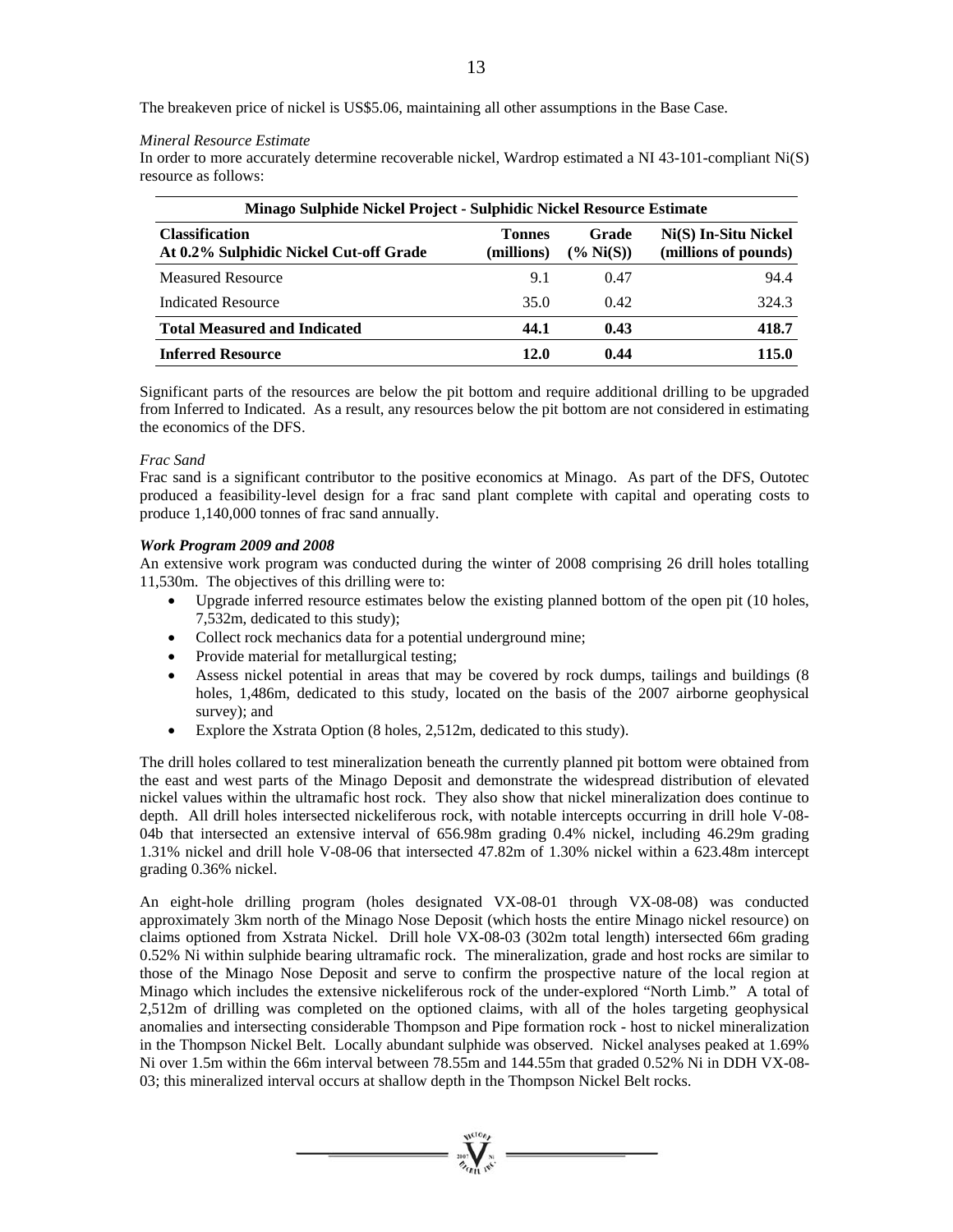The breakeven price of nickel is US$5.06, maintaining all other assumptions in the Base Case.

*Mineral Resource Estimate*

In order to more accurately determine recoverable nickel, Wardrop estimated a NI 43-101-compliant Ni(S) resource as follows:

| Minago Sulphide Nickel Project - Sulphidic Nickel Resource Estimate | | | |
|---|---|---|---|
| **Classification At 0.2% Sulphidic Nickel Cut-off Grade** | **Tonnes (millions)** | **Grade (% Ni(S))** | **Ni(S) In-Situ Nickel (millions of pounds)** |
| Measured Resource | 9.1 | 0.47 | 94.4 |
| Indicated Resource | 35.0 | 0.42 | 324.3 |
| **Total Measured and Indicated** | **44.1** | **0.43** | **418.7** |
| **Inferred Resource** | **12.0** | **0.44** | **115.0** |

Significant parts of the resources are below the pit bottom and require additional drilling to be upgraded from Inferred to Indicated. As a result, any resources below the pit bottom are not considered in estimating the economics of the DFS.

*Frac Sand*

Frac sand is a significant contributor to the positive economics at Minago. As part of the DFS, Outotec produced a feasibility-level design for a frac sand plant complete with capital and operating costs to produce 1,140,000 tonnes of frac sand annually.

***Work Program 2009 and 2008***

An extensive work program was conducted during the winter of 2008 comprising 26 drill holes totalling 11,530m. The objectives of this drilling were to:

- Upgrade inferred resource estimates below the existing planned bottom of the open pit (10 holes, 7,532m, dedicated to this study);
- Collect rock mechanics data for a potential underground mine;
- Provide material for metallurgical testing;
- Assess nickel potential in areas that may be covered by rock dumps, tailings and buildings (8 holes, 1,486m, dedicated to this study, located on the basis of the 2007 airborne geophysical survey); and
- Explore the Xstrata Option (8 holes, 2,512m, dedicated to this study).

The drill holes collared to test mineralization beneath the currently planned pit bottom were obtained from the east and west parts of the Minago Deposit and demonstrate the widespread distribution of elevated nickel values within the ultramafic host rock. They also show that nickel mineralization does continue to depth. All drill holes intersected nickeliferous rock, with notable intercepts occurring in drill hole V-08-04b that intersected an extensive interval of 656.98m grading 0.4% nickel, including 46.29m grading 1.31% nickel and drill hole V-08-06 that intersected 47.82m of 1.30% nickel within a 623.48m intercept grading 0.36% nickel.

An eight-hole drilling program (holes designated VX-08-01 through VX-08-08) was conducted approximately 3km north of the Minago Nose Deposit (which hosts the entire Minago nickel resource) on claims optioned from Xstrata Nickel. Drill hole VX-08-03 (302m total length) intersected 66m grading 0.52% Ni within sulphide bearing ultramafic rock. The mineralization, grade and host rocks are similar to those of the Minago Nose Deposit and serve to confirm the prospective nature of the local region at Minago which includes the extensive nickeliferous rock of the under-explored "North Limb." A total of 2,512m of drilling was completed on the optioned claims, with all of the holes targeting geophysical anomalies and intersecting considerable Thompson and Pipe formation rock - host to nickel mineralization in the Thompson Nickel Belt. Locally abundant sulphide was observed. Nickel analyses peaked at 1.69% Ni over 1.5m within the 66m interval between 78.55m and 144.55m that graded 0.52% Ni in DDH VX-08-03; this mineralized interval occurs at shallow depth in the Thompson Nickel Belt rocks.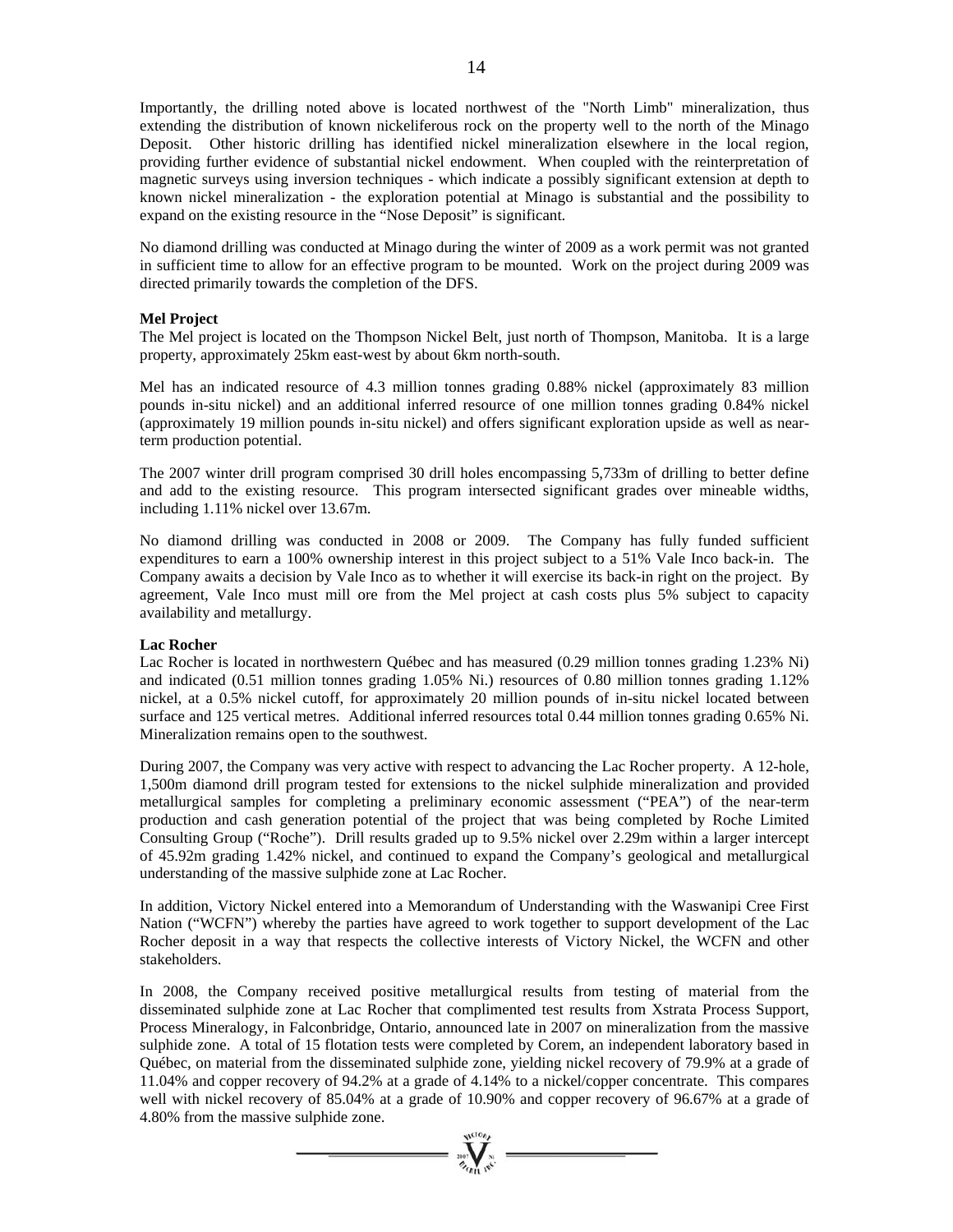Importantly, the drilling noted above is located northwest of the "North Limb" mineralization, thus extending the distribution of known nickeliferous rock on the property well to the north of the Minago Deposit. Other historic drilling has identified nickel mineralization elsewhere in the local region, providing further evidence of substantial nickel endowment. When coupled with the reinterpretation of magnetic surveys using inversion techniques - which indicate a possibly significant extension at depth to known nickel mineralization - the exploration potential at Minago is substantial and the possibility to expand on the existing resource in the "Nose Deposit" is significant.

No diamond drilling was conducted at Minago during the winter of 2009 as a work permit was not granted in sufficient time to allow for an effective program to be mounted. Work on the project during 2009 was directed primarily towards the completion of the DFS.

**Mel Project**

The Mel project is located on the Thompson Nickel Belt, just north of Thompson, Manitoba. It is a large property, approximately 25km east-west by about 6km north-south.

Mel has an indicated resource of 4.3 million tonnes grading 0.88% nickel (approximately 83 million pounds in-situ nickel) and an additional inferred resource of one million tonnes grading 0.84% nickel (approximately 19 million pounds in-situ nickel) and offers significant exploration upside as well as near-term production potential.

The 2007 winter drill program comprised 30 drill holes encompassing 5,733m of drilling to better define and add to the existing resource. This program intersected significant grades over mineable widths, including 1.11% nickel over 13.67m.

No diamond drilling was conducted in 2008 or 2009. The Company has fully funded sufficient expenditures to earn a 100% ownership interest in this project subject to a 51% Vale Inco back-in. The Company awaits a decision by Vale Inco as to whether it will exercise its back-in right on the project. By agreement, Vale Inco must mill ore from the Mel project at cash costs plus 5% subject to capacity availability and metallurgy.

**Lac Rocher**

Lac Rocher is located in northwestern Québec and has measured (0.29 million tonnes grading 1.23% Ni) and indicated (0.51 million tonnes grading 1.05% Ni.) resources of 0.80 million tonnes grading 1.12% nickel, at a 0.5% nickel cutoff, for approximately 20 million pounds of in-situ nickel located between surface and 125 vertical metres. Additional inferred resources total 0.44 million tonnes grading 0.65% Ni. Mineralization remains open to the southwest.

During 2007, the Company was very active with respect to advancing the Lac Rocher property. A 12-hole, 1,500m diamond drill program tested for extensions to the nickel sulphide mineralization and provided metallurgical samples for completing a preliminary economic assessment ("PEA") of the near-term production and cash generation potential of the project that was being completed by Roche Limited Consulting Group ("Roche"). Drill results graded up to 9.5% nickel over 2.29m within a larger intercept of 45.92m grading 1.42% nickel, and continued to expand the Company's geological and metallurgical understanding of the massive sulphide zone at Lac Rocher.

In addition, Victory Nickel entered into a Memorandum of Understanding with the Waswanipi Cree First Nation ("WCFN") whereby the parties have agreed to work together to support development of the Lac Rocher deposit in a way that respects the collective interests of Victory Nickel, the WCFN and other stakeholders.

In 2008, the Company received positive metallurgical results from testing of material from the disseminated sulphide zone at Lac Rocher that complimented test results from Xstrata Process Support, Process Mineralogy, in Falconbridge, Ontario, announced late in 2007 on mineralization from the massive sulphide zone. A total of 15 flotation tests were completed by Corem, an independent laboratory based in Québec, on material from the disseminated sulphide zone, yielding nickel recovery of 79.9% at a grade of 11.04% and copper recovery of 94.2% at a grade of 4.14% to a nickel/copper concentrate. This compares well with nickel recovery of 85.04% at a grade of 10.90% and copper recovery of 96.67% at a grade of 4.80% from the massive sulphide zone.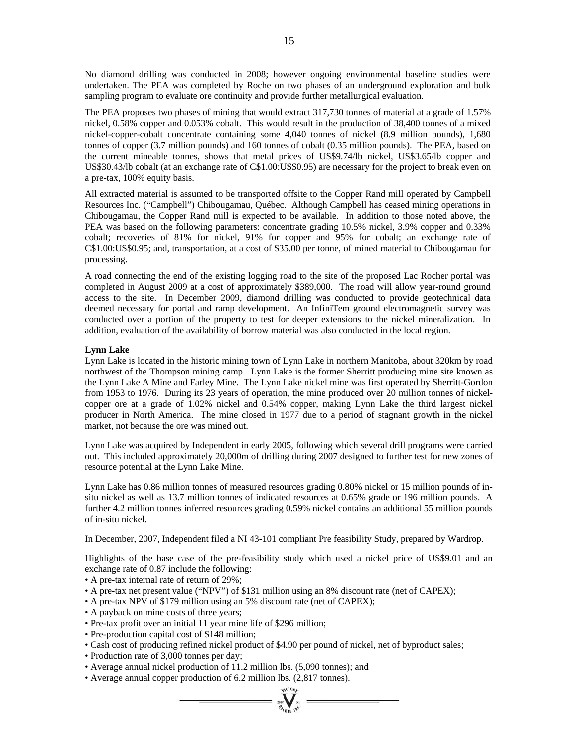No diamond drilling was conducted in 2008; however ongoing environmental baseline studies were undertaken. The PEA was completed by Roche on two phases of an underground exploration and bulk sampling program to evaluate ore continuity and provide further metallurgical evaluation.

The PEA proposes two phases of mining that would extract 317,730 tonnes of material at a grade of 1.57% nickel, 0.58% copper and 0.053% cobalt. This would result in the production of 38,400 tonnes of a mixed nickel-copper-cobalt concentrate containing some 4,040 tonnes of nickel (8.9 million pounds), 1,680 tonnes of copper (3.7 million pounds) and 160 tonnes of cobalt (0.35 million pounds). The PEA, based on the current mineable tonnes, shows that metal prices of US$9.74/lb nickel, US$3.65/lb copper and US$30.43/lb cobalt (at an exchange rate of C$1.00:US$0.95) are necessary for the project to break even on a pre-tax, 100% equity basis.

All extracted material is assumed to be transported offsite to the Copper Rand mill operated by Campbell Resources Inc. ("Campbell") Chibougamau, Québec. Although Campbell has ceased mining operations in Chibougamau, the Copper Rand mill is expected to be available. In addition to those noted above, the PEA was based on the following parameters: concentrate grading 10.5% nickel, 3.9% copper and 0.33% cobalt; recoveries of 81% for nickel, 91% for copper and 95% for cobalt; an exchange rate of C$1.00:US$0.95; and, transportation, at a cost of $35.00 per tonne, of mined material to Chibougamau for processing.

A road connecting the end of the existing logging road to the site of the proposed Lac Rocher portal was completed in August 2009 at a cost of approximately $389,000. The road will allow year-round ground access to the site. In December 2009, diamond drilling was conducted to provide geotechnical data deemed necessary for portal and ramp development. An InfiniTem ground electromagnetic survey was conducted over a portion of the property to test for deeper extensions to the nickel mineralization. In addition, evaluation of the availability of borrow material was also conducted in the local region.

**Lynn Lake**

Lynn Lake is located in the historic mining town of Lynn Lake in northern Manitoba, about 320km by road northwest of the Thompson mining camp. Lynn Lake is the former Sherritt producing mine site known as the Lynn Lake A Mine and Farley Mine. The Lynn Lake nickel mine was first operated by Sherritt-Gordon from 1953 to 1976. During its 23 years of operation, the mine produced over 20 million tonnes of nickel-copper ore at a grade of 1.02% nickel and 0.54% copper, making Lynn Lake the third largest nickel producer in North America. The mine closed in 1977 due to a period of stagnant growth in the nickel market, not because the ore was mined out.

Lynn Lake was acquired by Independent in early 2005, following which several drill programs were carried out. This included approximately 20,000m of drilling during 2007 designed to further test for new zones of resource potential at the Lynn Lake Mine.

Lynn Lake has 0.86 million tonnes of measured resources grading 0.80% nickel or 15 million pounds of in-situ nickel as well as 13.7 million tonnes of indicated resources at 0.65% grade or 196 million pounds. A further 4.2 million tonnes inferred resources grading 0.59% nickel contains an additional 55 million pounds of in-situ nickel.

In December, 2007, Independent filed a NI 43-101 compliant Pre feasibility Study, prepared by Wardrop.

Highlights of the base case of the pre-feasibility study which used a nickel price of US$9.01 and an exchange rate of 0.87 include the following:

- A pre-tax internal rate of return of 29%;
- A pre-tax net present value ("NPV") of $131 million using an 8% discount rate (net of CAPEX);
- A pre-tax NPV of $179 million using an 5% discount rate (net of CAPEX);
- A payback on mine costs of three years;
- Pre-tax profit over an initial 11 year mine life of $296 million;
- Pre-production capital cost of $148 million;
- Cash cost of producing refined nickel product of $4.90 per pound of nickel, net of byproduct sales;
- Production rate of 3,000 tonnes per day;
- Average annual nickel production of 11.2 million lbs. (5,090 tonnes); and
- Average annual copper production of 6.2 million lbs. (2,817 tonnes).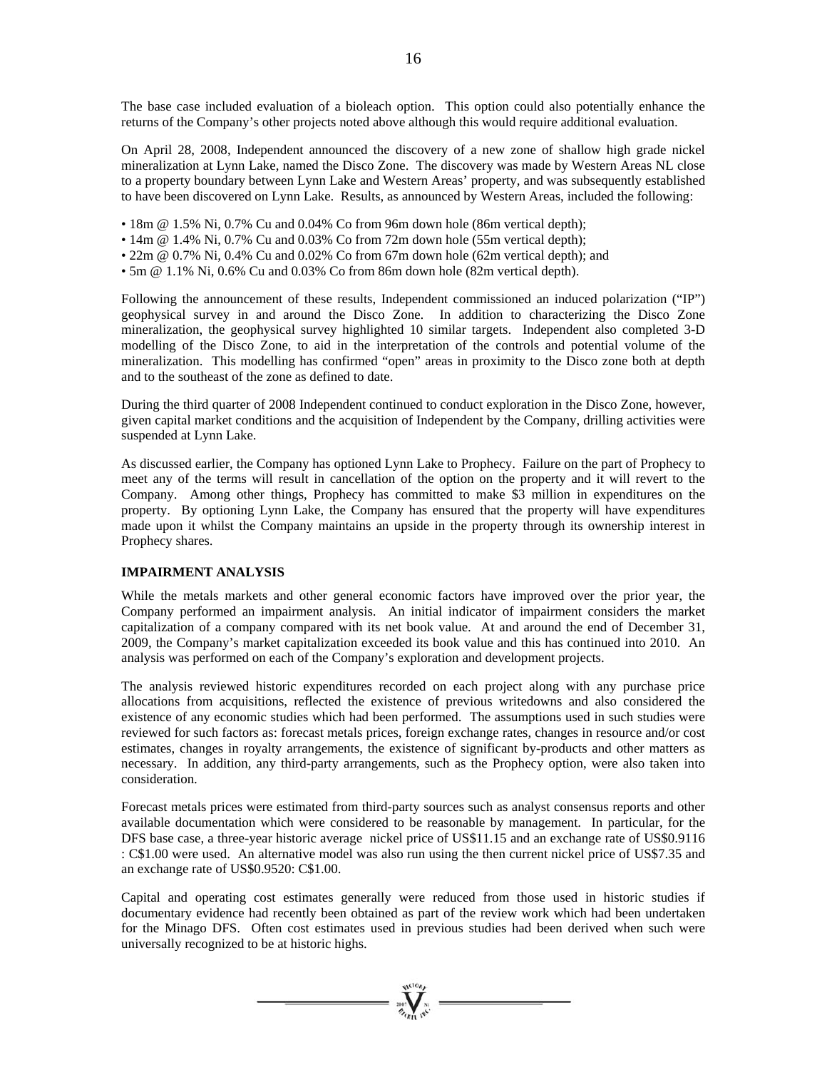The base case included evaluation of a bioleach option. This option could also potentially enhance the returns of the Company's other projects noted above although this would require additional evaluation.

On April 28, 2008, Independent announced the discovery of a new zone of shallow high grade nickel mineralization at Lynn Lake, named the Disco Zone. The discovery was made by Western Areas NL close to a property boundary between Lynn Lake and Western Areas' property, and was subsequently established to have been discovered on Lynn Lake. Results, as announced by Western Areas, included the following:

- 18m @ 1.5% Ni, 0.7% Cu and 0.04% Co from 96m down hole (86m vertical depth);
- 14m @ 1.4% Ni, 0.7% Cu and 0.03% Co from 72m down hole (55m vertical depth);
- 22m @ 0.7% Ni, 0.4% Cu and 0.02% Co from 67m down hole (62m vertical depth); and
- 5m @ 1.1% Ni, 0.6% Cu and 0.03% Co from 86m down hole (82m vertical depth).

Following the announcement of these results, Independent commissioned an induced polarization ("IP") geophysical survey in and around the Disco Zone. In addition to characterizing the Disco Zone mineralization, the geophysical survey highlighted 10 similar targets. Independent also completed 3-D modelling of the Disco Zone, to aid in the interpretation of the controls and potential volume of the mineralization. This modelling has confirmed "open" areas in proximity to the Disco zone both at depth and to the southeast of the zone as defined to date.

During the third quarter of 2008 Independent continued to conduct exploration in the Disco Zone, however, given capital market conditions and the acquisition of Independent by the Company, drilling activities were suspended at Lynn Lake.

As discussed earlier, the Company has optioned Lynn Lake to Prophecy. Failure on the part of Prophecy to meet any of the terms will result in cancellation of the option on the property and it will revert to the Company. Among other things, Prophecy has committed to make $3 million in expenditures on the property. By optioning Lynn Lake, the Company has ensured that the property will have expenditures made upon it whilst the Company maintains an upside in the property through its ownership interest in Prophecy shares.

**IMPAIRMENT ANALYSIS**

While the metals markets and other general economic factors have improved over the prior year, the Company performed an impairment analysis. An initial indicator of impairment considers the market capitalization of a company compared with its net book value. At and around the end of December 31, 2009, the Company's market capitalization exceeded its book value and this has continued into 2010. An analysis was performed on each of the Company's exploration and development projects.

The analysis reviewed historic expenditures recorded on each project along with any purchase price allocations from acquisitions, reflected the existence of previous writedowns and also considered the existence of any economic studies which had been performed. The assumptions used in such studies were reviewed for such factors as: forecast metals prices, foreign exchange rates, changes in resource and/or cost estimates, changes in royalty arrangements, the existence of significant by-products and other matters as necessary. In addition, any third-party arrangements, such as the Prophecy option, were also taken into consideration.

Forecast metals prices were estimated from third-party sources such as analyst consensus reports and other available documentation which were considered to be reasonable by management. In particular, for the DFS base case, a three-year historic average nickel price of US$11.15 and an exchange rate of US$0.9116 : C$1.00 were used. An alternative model was also run using the then current nickel price of US$7.35 and an exchange rate of US$0.9520: C$1.00.

Capital and operating cost estimates generally were reduced from those used in historic studies if documentary evidence had recently been obtained as part of the review work which had been undertaken for the Minago DFS. Often cost estimates used in previous studies had been derived when such were universally recognized to be at historic highs.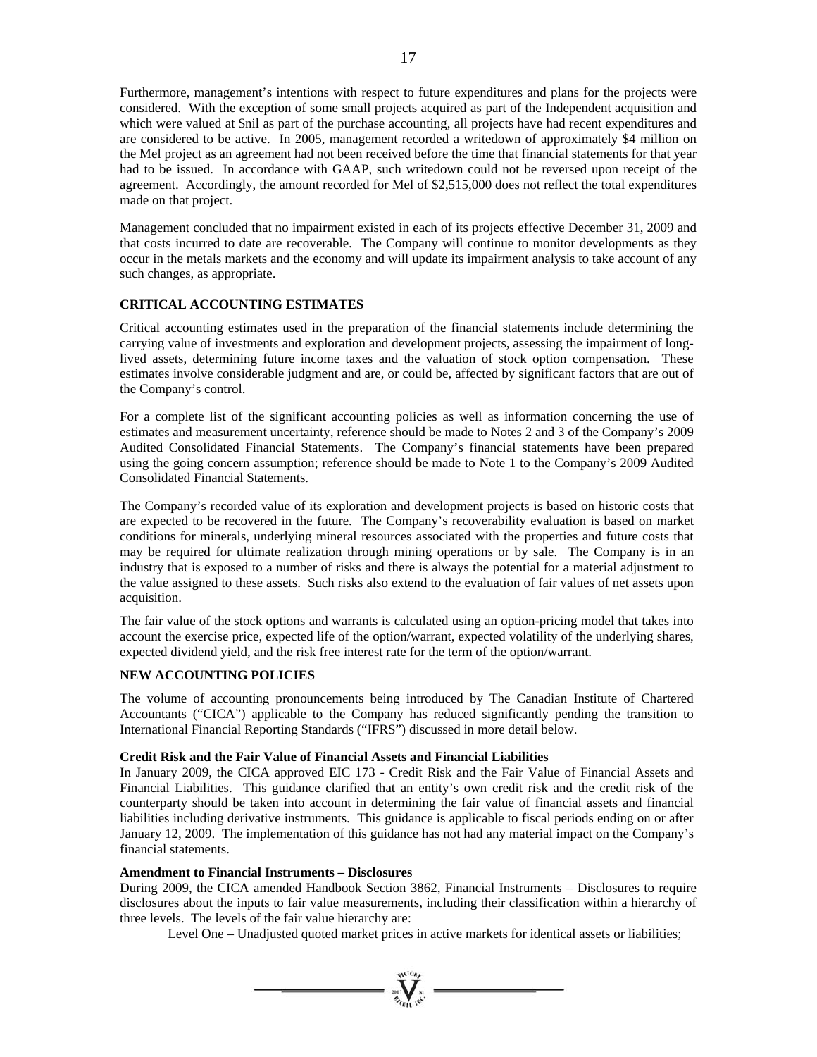Furthermore, management's intentions with respect to future expenditures and plans for the projects were considered. With the exception of some small projects acquired as part of the Independent acquisition and which were valued at $nil as part of the purchase accounting, all projects have had recent expenditures and are considered to be active. In 2005, management recorded a writedown of approximately $4 million on the Mel project as an agreement had not been received before the time that financial statements for that year had to be issued. In accordance with GAAP, such writedown could not be reversed upon receipt of the agreement. Accordingly, the amount recorded for Mel of $2,515,000 does not reflect the total expenditures made on that project.

Management concluded that no impairment existed in each of its projects effective December 31, 2009 and that costs incurred to date are recoverable. The Company will continue to monitor developments as they occur in the metals markets and the economy and will update its impairment analysis to take account of any such changes, as appropriate.

## CRITICAL ACCOUNTING ESTIMATES

Critical accounting estimates used in the preparation of the financial statements include determining the carrying value of investments and exploration and development projects, assessing the impairment of long-lived assets, determining future income taxes and the valuation of stock option compensation. These estimates involve considerable judgment and are, or could be, affected by significant factors that are out of the Company's control.

For a complete list of the significant accounting policies as well as information concerning the use of estimates and measurement uncertainty, reference should be made to Notes 2 and 3 of the Company's 2009 Audited Consolidated Financial Statements. The Company's financial statements have been prepared using the going concern assumption; reference should be made to Note 1 to the Company's 2009 Audited Consolidated Financial Statements.

The Company's recorded value of its exploration and development projects is based on historic costs that are expected to be recovered in the future. The Company's recoverability evaluation is based on market conditions for minerals, underlying mineral resources associated with the properties and future costs that may be required for ultimate realization through mining operations or by sale. The Company is in an industry that is exposed to a number of risks and there is always the potential for a material adjustment to the value assigned to these assets. Such risks also extend to the evaluation of fair values of net assets upon acquisition.

The fair value of the stock options and warrants is calculated using an option-pricing model that takes into account the exercise price, expected life of the option/warrant, expected volatility of the underlying shares, expected dividend yield, and the risk free interest rate for the term of the option/warrant.

## NEW ACCOUNTING POLICIES

The volume of accounting pronouncements being introduced by The Canadian Institute of Chartered Accountants ("CICA") applicable to the Company has reduced significantly pending the transition to International Financial Reporting Standards ("IFRS") discussed in more detail below.

**Credit Risk and the Fair Value of Financial Assets and Financial Liabilities**

In January 2009, the CICA approved EIC 173 - Credit Risk and the Fair Value of Financial Assets and Financial Liabilities. This guidance clarified that an entity's own credit risk and the credit risk of the counterparty should be taken into account in determining the fair value of financial assets and financial liabilities including derivative instruments. This guidance is applicable to fiscal periods ending on or after January 12, 2009. The implementation of this guidance has not had any material impact on the Company's financial statements.

**Amendment to Financial Instruments – Disclosures**

During 2009, the CICA amended Handbook Section 3862, Financial Instruments – Disclosures to require disclosures about the inputs to fair value measurements, including their classification within a hierarchy of three levels. The levels of the fair value hierarchy are:

Level One – Unadjusted quoted market prices in active markets for identical assets or liabilities;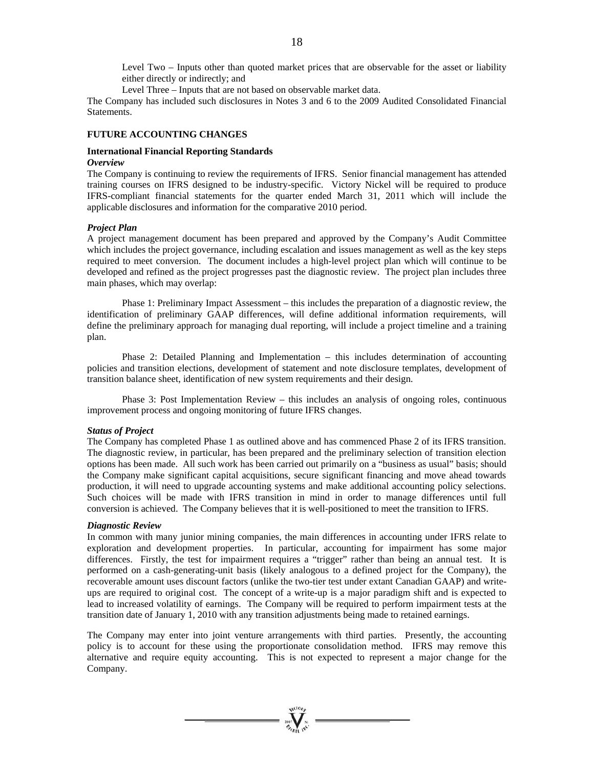Level Two – Inputs other than quoted market prices that are observable for the asset or liability either directly or indirectly; and

Level Three – Inputs that are not based on observable market data.

The Company has included such disclosures in Notes 3 and 6 to the 2009 Audited Consolidated Financial Statements.

## FUTURE ACCOUNTING CHANGES

### International Financial Reporting Standards

***Overview***

The Company is continuing to review the requirements of IFRS. Senior financial management has attended training courses on IFRS designed to be industry-specific. Victory Nickel will be required to produce IFRS-compliant financial statements for the quarter ended March 31, 2011 which will include the applicable disclosures and information for the comparative 2010 period.

***Project Plan***

A project management document has been prepared and approved by the Company's Audit Committee which includes the project governance, including escalation and issues management as well as the key steps required to meet conversion. The document includes a high-level project plan which will continue to be developed and refined as the project progresses past the diagnostic review. The project plan includes three main phases, which may overlap:

Phase 1: Preliminary Impact Assessment – this includes the preparation of a diagnostic review, the identification of preliminary GAAP differences, will define additional information requirements, will define the preliminary approach for managing dual reporting, will include a project timeline and a training plan.

Phase 2: Detailed Planning and Implementation – this includes determination of accounting policies and transition elections, development of statement and note disclosure templates, development of transition balance sheet, identification of new system requirements and their design.

Phase 3: Post Implementation Review – this includes an analysis of ongoing roles, continuous improvement process and ongoing monitoring of future IFRS changes.

***Status of Project***

The Company has completed Phase 1 as outlined above and has commenced Phase 2 of its IFRS transition. The diagnostic review, in particular, has been prepared and the preliminary selection of transition election options has been made. All such work has been carried out primarily on a "business as usual" basis; should the Company make significant capital acquisitions, secure significant financing and move ahead towards production, it will need to upgrade accounting systems and make additional accounting policy selections. Such choices will be made with IFRS transition in mind in order to manage differences until full conversion is achieved. The Company believes that it is well-positioned to meet the transition to IFRS.

***Diagnostic Review***

In common with many junior mining companies, the main differences in accounting under IFRS relate to exploration and development properties. In particular, accounting for impairment has some major differences. Firstly, the test for impairment requires a "trigger" rather than being an annual test. It is performed on a cash-generating-unit basis (likely analogous to a defined project for the Company), the recoverable amount uses discount factors (unlike the two-tier test under extant Canadian GAAP) and write-ups are required to original cost. The concept of a write-up is a major paradigm shift and is expected to lead to increased volatility of earnings. The Company will be required to perform impairment tests at the transition date of January 1, 2010 with any transition adjustments being made to retained earnings.

The Company may enter into joint venture arrangements with third parties. Presently, the accounting policy is to account for these using the proportionate consolidation method. IFRS may remove this alternative and require equity accounting. This is not expected to represent a major change for the Company.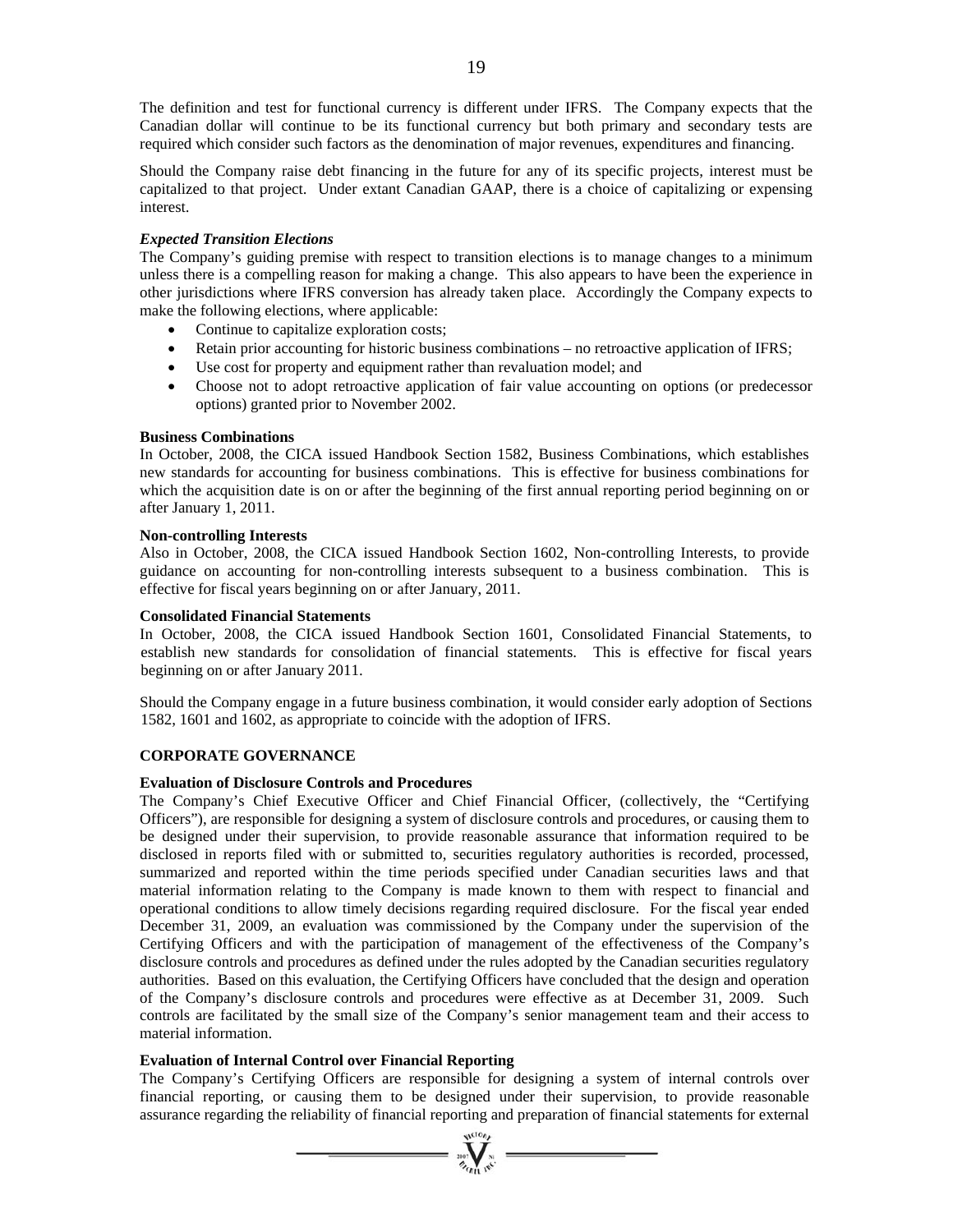The definition and test for functional currency is different under IFRS. The Company expects that the Canadian dollar will continue to be its functional currency but both primary and secondary tests are required which consider such factors as the denomination of major revenues, expenditures and financing.

Should the Company raise debt financing in the future for any of its specific projects, interest must be capitalized to that project. Under extant Canadian GAAP, there is a choice of capitalizing or expensing interest.

***Expected Transition Elections***

The Company's guiding premise with respect to transition elections is to manage changes to a minimum unless there is a compelling reason for making a change. This also appears to have been the experience in other jurisdictions where IFRS conversion has already taken place. Accordingly the Company expects to make the following elections, where applicable:

- Continue to capitalize exploration costs;
- Retain prior accounting for historic business combinations – no retroactive application of IFRS;
- Use cost for property and equipment rather than revaluation model; and
- Choose not to adopt retroactive application of fair value accounting on options (or predecessor options) granted prior to November 2002.

**Business Combinations**

In October, 2008, the CICA issued Handbook Section 1582, Business Combinations, which establishes new standards for accounting for business combinations. This is effective for business combinations for which the acquisition date is on or after the beginning of the first annual reporting period beginning on or after January 1, 2011.

**Non-controlling Interests**

Also in October, 2008, the CICA issued Handbook Section 1602, Non-controlling Interests, to provide guidance on accounting for non-controlling interests subsequent to a business combination. This is effective for fiscal years beginning on or after January, 2011.

**Consolidated Financial Statements**

In October, 2008, the CICA issued Handbook Section 1601, Consolidated Financial Statements, to establish new standards for consolidation of financial statements. This is effective for fiscal years beginning on or after January 2011.

Should the Company engage in a future business combination, it would consider early adoption of Sections 1582, 1601 and 1602, as appropriate to coincide with the adoption of IFRS.

**CORPORATE GOVERNANCE**

**Evaluation of Disclosure Controls and Procedures**

The Company's Chief Executive Officer and Chief Financial Officer, (collectively, the "Certifying Officers"), are responsible for designing a system of disclosure controls and procedures, or causing them to be designed under their supervision, to provide reasonable assurance that information required to be disclosed in reports filed with or submitted to, securities regulatory authorities is recorded, processed, summarized and reported within the time periods specified under Canadian securities laws and that material information relating to the Company is made known to them with respect to financial and operational conditions to allow timely decisions regarding required disclosure. For the fiscal year ended December 31, 2009, an evaluation was commissioned by the Company under the supervision of the Certifying Officers and with the participation of management of the effectiveness of the Company's disclosure controls and procedures as defined under the rules adopted by the Canadian securities regulatory authorities. Based on this evaluation, the Certifying Officers have concluded that the design and operation of the Company's disclosure controls and procedures were effective as at December 31, 2009. Such controls are facilitated by the small size of the Company's senior management team and their access to material information.

**Evaluation of Internal Control over Financial Reporting**

The Company's Certifying Officers are responsible for designing a system of internal controls over financial reporting, or causing them to be designed under their supervision, to provide reasonable assurance regarding the reliability of financial reporting and preparation of financial statements for external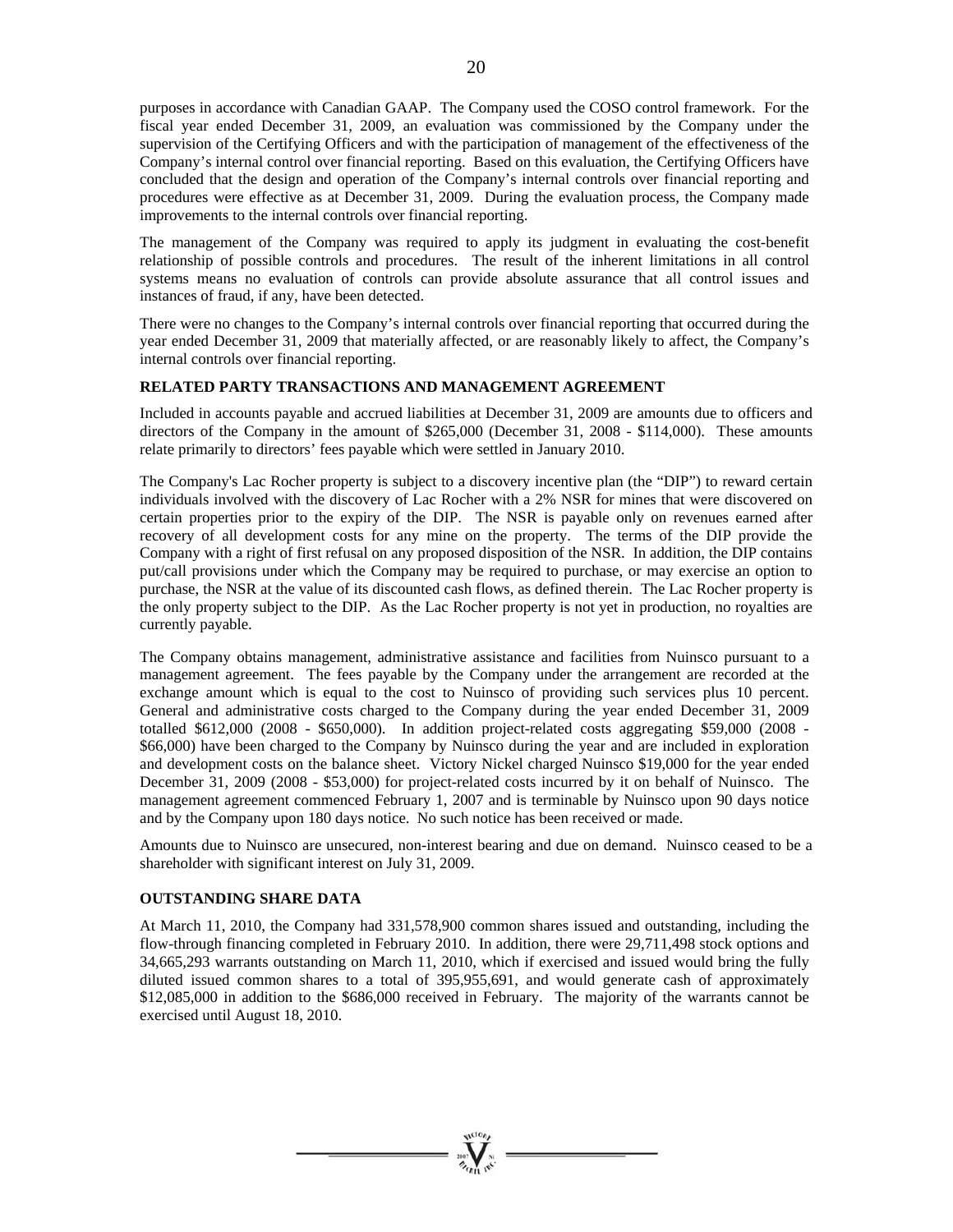purposes in accordance with Canadian GAAP. The Company used the COSO control framework. For the fiscal year ended December 31, 2009, an evaluation was commissioned by the Company under the supervision of the Certifying Officers and with the participation of management of the effectiveness of the Company's internal control over financial reporting. Based on this evaluation, the Certifying Officers have concluded that the design and operation of the Company's internal controls over financial reporting and procedures were effective as at December 31, 2009. During the evaluation process, the Company made improvements to the internal controls over financial reporting.

The management of the Company was required to apply its judgment in evaluating the cost-benefit relationship of possible controls and procedures. The result of the inherent limitations in all control systems means no evaluation of controls can provide absolute assurance that all control issues and instances of fraud, if any, have been detected.

There were no changes to the Company's internal controls over financial reporting that occurred during the year ended December 31, 2009 that materially affected, or are reasonably likely to affect, the Company's internal controls over financial reporting.

## RELATED PARTY TRANSACTIONS AND MANAGEMENT AGREEMENT

Included in accounts payable and accrued liabilities at December 31, 2009 are amounts due to officers and directors of the Company in the amount of $265,000 (December 31, 2008 - $114,000). These amounts relate primarily to directors' fees payable which were settled in January 2010.

The Company's Lac Rocher property is subject to a discovery incentive plan (the "DIP") to reward certain individuals involved with the discovery of Lac Rocher with a 2% NSR for mines that were discovered on certain properties prior to the expiry of the DIP. The NSR is payable only on revenues earned after recovery of all development costs for any mine on the property. The terms of the DIP provide the Company with a right of first refusal on any proposed disposition of the NSR. In addition, the DIP contains put/call provisions under which the Company may be required to purchase, or may exercise an option to purchase, the NSR at the value of its discounted cash flows, as defined therein. The Lac Rocher property is the only property subject to the DIP. As the Lac Rocher property is not yet in production, no royalties are currently payable.

The Company obtains management, administrative assistance and facilities from Nuinsco pursuant to a management agreement. The fees payable by the Company under the arrangement are recorded at the exchange amount which is equal to the cost to Nuinsco of providing such services plus 10 percent. General and administrative costs charged to the Company during the year ended December 31, 2009 totalled $612,000 (2008 - $650,000). In addition project-related costs aggregating $59,000 (2008 - $66,000) have been charged to the Company by Nuinsco during the year and are included in exploration and development costs on the balance sheet. Victory Nickel charged Nuinsco $19,000 for the year ended December 31, 2009 (2008 - $53,000) for project-related costs incurred by it on behalf of Nuinsco. The management agreement commenced February 1, 2007 and is terminable by Nuinsco upon 90 days notice and by the Company upon 180 days notice. No such notice has been received or made.

Amounts due to Nuinsco are unsecured, non-interest bearing and due on demand. Nuinsco ceased to be a shareholder with significant interest on July 31, 2009.

## OUTSTANDING SHARE DATA

At March 11, 2010, the Company had 331,578,900 common shares issued and outstanding, including the flow-through financing completed in February 2010. In addition, there were 29,711,498 stock options and 34,665,293 warrants outstanding on March 11, 2010, which if exercised and issued would bring the fully diluted issued common shares to a total of 395,955,691, and would generate cash of approximately $12,085,000 in addition to the $686,000 received in February. The majority of the warrants cannot be exercised until August 18, 2010.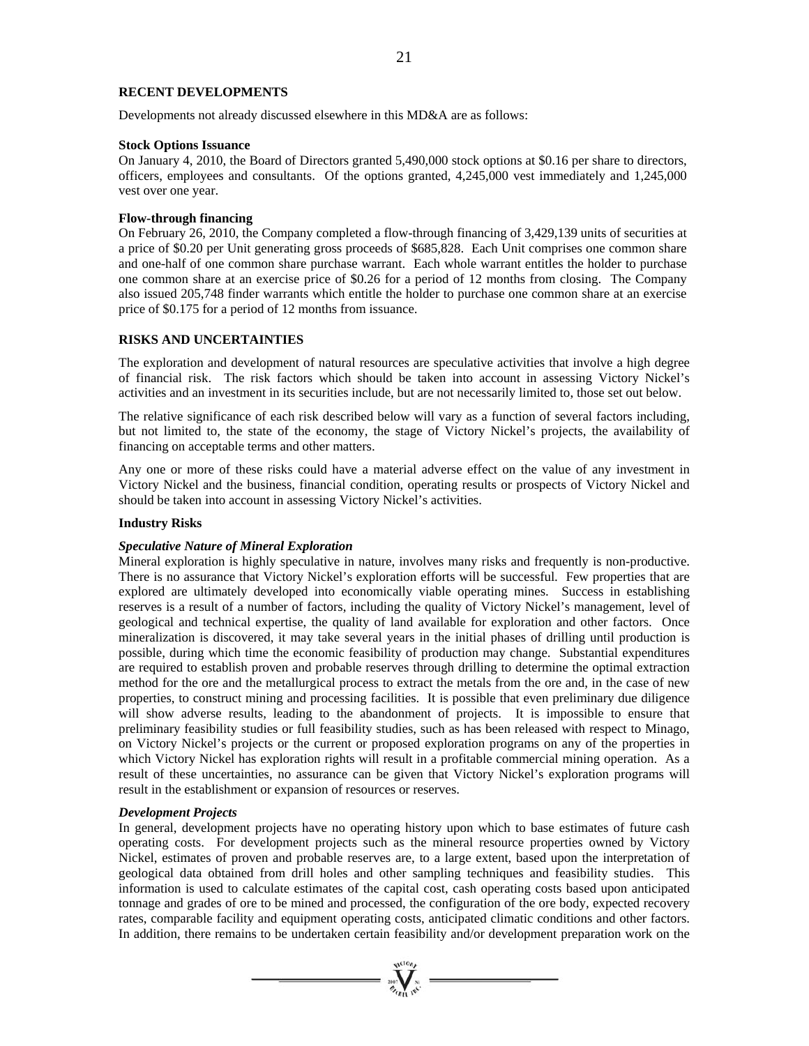## RECENT DEVELOPMENTS

Developments not already discussed elsewhere in this MD&A are as follows:

**Stock Options Issuance**

On January 4, 2010, the Board of Directors granted 5,490,000 stock options at $0.16 per share to directors, officers, employees and consultants. Of the options granted, 4,245,000 vest immediately and 1,245,000 vest over one year.

**Flow-through financing**

On February 26, 2010, the Company completed a flow-through financing of 3,429,139 units of securities at a price of $0.20 per Unit generating gross proceeds of $685,828. Each Unit comprises one common share and one-half of one common share purchase warrant. Each whole warrant entitles the holder to purchase one common share at an exercise price of $0.26 for a period of 12 months from closing. The Company also issued 205,748 finder warrants which entitle the holder to purchase one common share at an exercise price of $0.175 for a period of 12 months from issuance.

## RISKS AND UNCERTAINTIES

The exploration and development of natural resources are speculative activities that involve a high degree of financial risk. The risk factors which should be taken into account in assessing Victory Nickel's activities and an investment in its securities include, but are not necessarily limited to, those set out below.

The relative significance of each risk described below will vary as a function of several factors including, but not limited to, the state of the economy, the stage of Victory Nickel's projects, the availability of financing on acceptable terms and other matters.

Any one or more of these risks could have a material adverse effect on the value of any investment in Victory Nickel and the business, financial condition, operating results or prospects of Victory Nickel and should be taken into account in assessing Victory Nickel's activities.

**Industry Risks**

***Speculative Nature of Mineral Exploration***

Mineral exploration is highly speculative in nature, involves many risks and frequently is non-productive. There is no assurance that Victory Nickel's exploration efforts will be successful. Few properties that are explored are ultimately developed into economically viable operating mines. Success in establishing reserves is a result of a number of factors, including the quality of Victory Nickel's management, level of geological and technical expertise, the quality of land available for exploration and other factors. Once mineralization is discovered, it may take several years in the initial phases of drilling until production is possible, during which time the economic feasibility of production may change. Substantial expenditures are required to establish proven and probable reserves through drilling to determine the optimal extraction method for the ore and the metallurgical process to extract the metals from the ore and, in the case of new properties, to construct mining and processing facilities. It is possible that even preliminary due diligence will show adverse results, leading to the abandonment of projects. It is impossible to ensure that preliminary feasibility studies or full feasibility studies, such as has been released with respect to Minago, on Victory Nickel's projects or the current or proposed exploration programs on any of the properties in which Victory Nickel has exploration rights will result in a profitable commercial mining operation. As a result of these uncertainties, no assurance can be given that Victory Nickel's exploration programs will result in the establishment or expansion of resources or reserves.

***Development Projects***

In general, development projects have no operating history upon which to base estimates of future cash operating costs. For development projects such as the mineral resource properties owned by Victory Nickel, estimates of proven and probable reserves are, to a large extent, based upon the interpretation of geological data obtained from drill holes and other sampling techniques and feasibility studies. This information is used to calculate estimates of the capital cost, cash operating costs based upon anticipated tonnage and grades of ore to be mined and processed, the configuration of the ore body, expected recovery rates, comparable facility and equipment operating costs, anticipated climatic conditions and other factors. In addition, there remains to be undertaken certain feasibility and/or development preparation work on the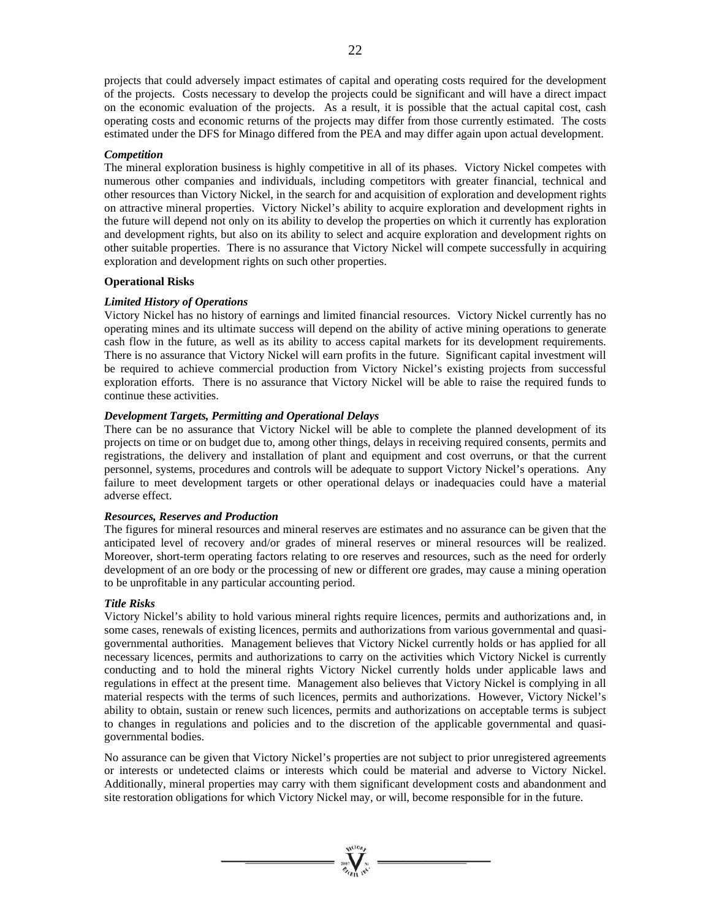projects that could adversely impact estimates of capital and operating costs required for the development of the projects. Costs necessary to develop the projects could be significant and will have a direct impact on the economic evaluation of the projects. As a result, it is possible that the actual capital cost, cash operating costs and economic returns of the projects may differ from those currently estimated. The costs estimated under the DFS for Minago differed from the PEA and may differ again upon actual development.

***Competition***

The mineral exploration business is highly competitive in all of its phases. Victory Nickel competes with numerous other companies and individuals, including competitors with greater financial, technical and other resources than Victory Nickel, in the search for and acquisition of exploration and development rights on attractive mineral properties. Victory Nickel's ability to acquire exploration and development rights in the future will depend not only on its ability to develop the properties on which it currently has exploration and development rights, but also on its ability to select and acquire exploration and development rights on other suitable properties. There is no assurance that Victory Nickel will compete successfully in acquiring exploration and development rights on such other properties.

**Operational Risks**

***Limited History of Operations***

Victory Nickel has no history of earnings and limited financial resources. Victory Nickel currently has no operating mines and its ultimate success will depend on the ability of active mining operations to generate cash flow in the future, as well as its ability to access capital markets for its development requirements. There is no assurance that Victory Nickel will earn profits in the future. Significant capital investment will be required to achieve commercial production from Victory Nickel's existing projects from successful exploration efforts. There is no assurance that Victory Nickel will be able to raise the required funds to continue these activities.

***Development Targets, Permitting and Operational Delays***

There can be no assurance that Victory Nickel will be able to complete the planned development of its projects on time or on budget due to, among other things, delays in receiving required consents, permits and registrations, the delivery and installation of plant and equipment and cost overruns, or that the current personnel, systems, procedures and controls will be adequate to support Victory Nickel's operations. Any failure to meet development targets or other operational delays or inadequacies could have a material adverse effect.

***Resources, Reserves and Production***

The figures for mineral resources and mineral reserves are estimates and no assurance can be given that the anticipated level of recovery and/or grades of mineral reserves or mineral resources will be realized. Moreover, short-term operating factors relating to ore reserves and resources, such as the need for orderly development of an ore body or the processing of new or different ore grades, may cause a mining operation to be unprofitable in any particular accounting period.

***Title Risks***

Victory Nickel's ability to hold various mineral rights require licences, permits and authorizations and, in some cases, renewals of existing licences, permits and authorizations from various governmental and quasi-governmental authorities. Management believes that Victory Nickel currently holds or has applied for all necessary licences, permits and authorizations to carry on the activities which Victory Nickel is currently conducting and to hold the mineral rights Victory Nickel currently holds under applicable laws and regulations in effect at the present time. Management also believes that Victory Nickel is complying in all material respects with the terms of such licences, permits and authorizations. However, Victory Nickel's ability to obtain, sustain or renew such licences, permits and authorizations on acceptable terms is subject to changes in regulations and policies and to the discretion of the applicable governmental and quasi-governmental bodies.

No assurance can be given that Victory Nickel's properties are not subject to prior unregistered agreements or interests or undetected claims or interests which could be material and adverse to Victory Nickel. Additionally, mineral properties may carry with them significant development costs and abandonment and site restoration obligations for which Victory Nickel may, or will, become responsible for in the future.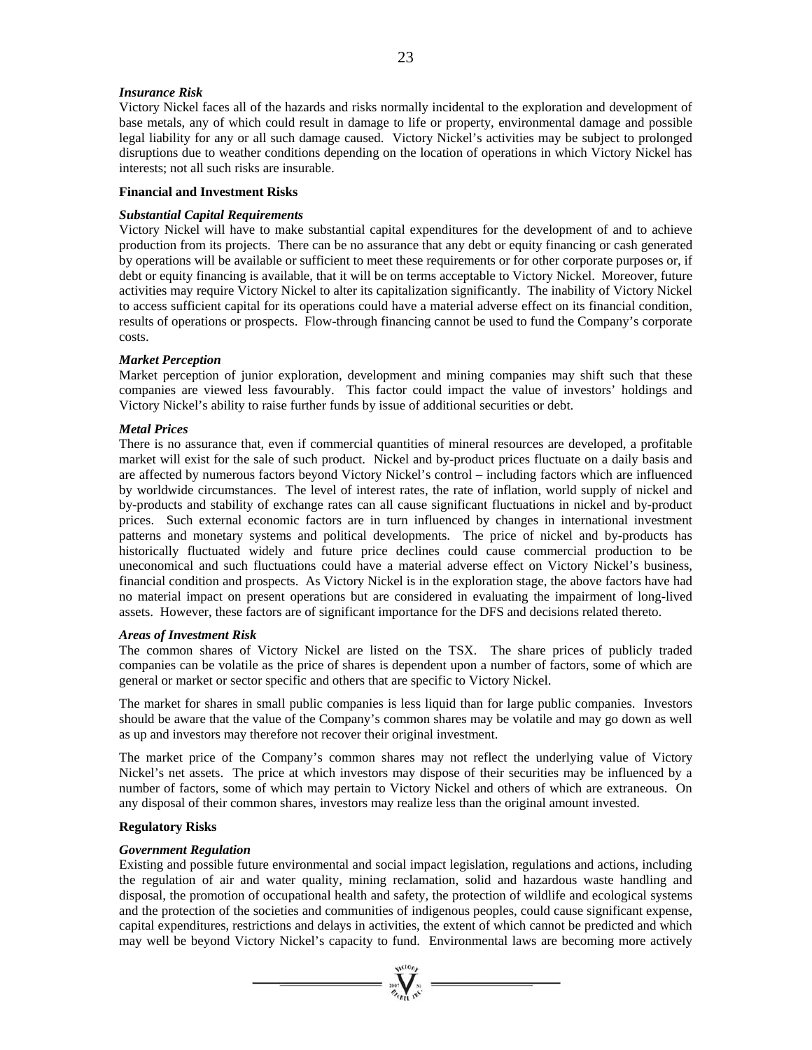*Insurance Risk*

Victory Nickel faces all of the hazards and risks normally incidental to the exploration and development of base metals, any of which could result in damage to life or property, environmental damage and possible legal liability for any or all such damage caused. Victory Nickel's activities may be subject to prolonged disruptions due to weather conditions depending on the location of operations in which Victory Nickel has interests; not all such risks are insurable.

**Financial and Investment Risks**

*Substantial Capital Requirements*

Victory Nickel will have to make substantial capital expenditures for the development of and to achieve production from its projects. There can be no assurance that any debt or equity financing or cash generated by operations will be available or sufficient to meet these requirements or for other corporate purposes or, if debt or equity financing is available, that it will be on terms acceptable to Victory Nickel. Moreover, future activities may require Victory Nickel to alter its capitalization significantly. The inability of Victory Nickel to access sufficient capital for its operations could have a material adverse effect on its financial condition, results of operations or prospects. Flow-through financing cannot be used to fund the Company's corporate costs.

*Market Perception*

Market perception of junior exploration, development and mining companies may shift such that these companies are viewed less favourably. This factor could impact the value of investors' holdings and Victory Nickel's ability to raise further funds by issue of additional securities or debt.

*Metal Prices*

There is no assurance that, even if commercial quantities of mineral resources are developed, a profitable market will exist for the sale of such product. Nickel and by-product prices fluctuate on a daily basis and are affected by numerous factors beyond Victory Nickel's control – including factors which are influenced by worldwide circumstances. The level of interest rates, the rate of inflation, world supply of nickel and by-products and stability of exchange rates can all cause significant fluctuations in nickel and by-product prices. Such external economic factors are in turn influenced by changes in international investment patterns and monetary systems and political developments. The price of nickel and by-products has historically fluctuated widely and future price declines could cause commercial production to be uneconomical and such fluctuations could have a material adverse effect on Victory Nickel's business, financial condition and prospects. As Victory Nickel is in the exploration stage, the above factors have had no material impact on present operations but are considered in evaluating the impairment of long-lived assets. However, these factors are of significant importance for the DFS and decisions related thereto.

*Areas of Investment Risk*

The common shares of Victory Nickel are listed on the TSX. The share prices of publicly traded companies can be volatile as the price of shares is dependent upon a number of factors, some of which are general or market or sector specific and others that are specific to Victory Nickel.

The market for shares in small public companies is less liquid than for large public companies. Investors should be aware that the value of the Company's common shares may be volatile and may go down as well as up and investors may therefore not recover their original investment.

The market price of the Company's common shares may not reflect the underlying value of Victory Nickel's net assets. The price at which investors may dispose of their securities may be influenced by a number of factors, some of which may pertain to Victory Nickel and others of which are extraneous. On any disposal of their common shares, investors may realize less than the original amount invested.

**Regulatory Risks**

*Government Regulation*

Existing and possible future environmental and social impact legislation, regulations and actions, including the regulation of air and water quality, mining reclamation, solid and hazardous waste handling and disposal, the promotion of occupational health and safety, the protection of wildlife and ecological systems and the protection of the societies and communities of indigenous peoples, could cause significant expense, capital expenditures, restrictions and delays in activities, the extent of which cannot be predicted and which may well be beyond Victory Nickel's capacity to fund. Environmental laws are becoming more actively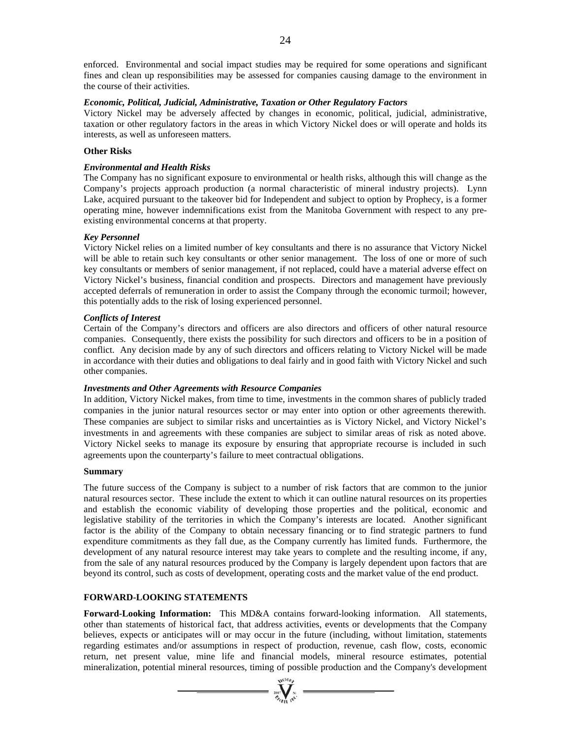enforced. Environmental and social impact studies may be required for some operations and significant fines and clean up responsibilities may be assessed for companies causing damage to the environment in the course of their activities.

***Economic, Political, Judicial, Administrative, Taxation or Other Regulatory Factors***

Victory Nickel may be adversely affected by changes in economic, political, judicial, administrative, taxation or other regulatory factors in the areas in which Victory Nickel does or will operate and holds its interests, as well as unforeseen matters.

**Other Risks**

***Environmental and Health Risks***

The Company has no significant exposure to environmental or health risks, although this will change as the Company's projects approach production (a normal characteristic of mineral industry projects). Lynn Lake, acquired pursuant to the takeover bid for Independent and subject to option by Prophecy, is a former operating mine, however indemnifications exist from the Manitoba Government with respect to any pre-existing environmental concerns at that property.

***Key Personnel***

Victory Nickel relies on a limited number of key consultants and there is no assurance that Victory Nickel will be able to retain such key consultants or other senior management. The loss of one or more of such key consultants or members of senior management, if not replaced, could have a material adverse effect on Victory Nickel's business, financial condition and prospects. Directors and management have previously accepted deferrals of remuneration in order to assist the Company through the economic turmoil; however, this potentially adds to the risk of losing experienced personnel.

***Conflicts of Interest***

Certain of the Company's directors and officers are also directors and officers of other natural resource companies. Consequently, there exists the possibility for such directors and officers to be in a position of conflict. Any decision made by any of such directors and officers relating to Victory Nickel will be made in accordance with their duties and obligations to deal fairly and in good faith with Victory Nickel and such other companies.

***Investments and Other Agreements with Resource Companies***

In addition, Victory Nickel makes, from time to time, investments in the common shares of publicly traded companies in the junior natural resources sector or may enter into option or other agreements therewith. These companies are subject to similar risks and uncertainties as is Victory Nickel, and Victory Nickel's investments in and agreements with these companies are subject to similar areas of risk as noted above. Victory Nickel seeks to manage its exposure by ensuring that appropriate recourse is included in such agreements upon the counterparty's failure to meet contractual obligations.

**Summary**

The future success of the Company is subject to a number of risk factors that are common to the junior natural resources sector. These include the extent to which it can outline natural resources on its properties and establish the economic viability of developing those properties and the political, economic and legislative stability of the territories in which the Company's interests are located. Another significant factor is the ability of the Company to obtain necessary financing or to find strategic partners to fund expenditure commitments as they fall due, as the Company currently has limited funds. Furthermore, the development of any natural resource interest may take years to complete and the resulting income, if any, from the sale of any natural resources produced by the Company is largely dependent upon factors that are beyond its control, such as costs of development, operating costs and the market value of the end product.

## FORWARD-LOOKING STATEMENTS

**Forward-Looking Information:** This MD&A contains forward-looking information. All statements, other than statements of historical fact, that address activities, events or developments that the Company believes, expects or anticipates will or may occur in the future (including, without limitation, statements regarding estimates and/or assumptions in respect of production, revenue, cash flow, costs, economic return, net present value, mine life and financial models, mineral resource estimates, potential mineralization, potential mineral resources, timing of possible production and the Company's development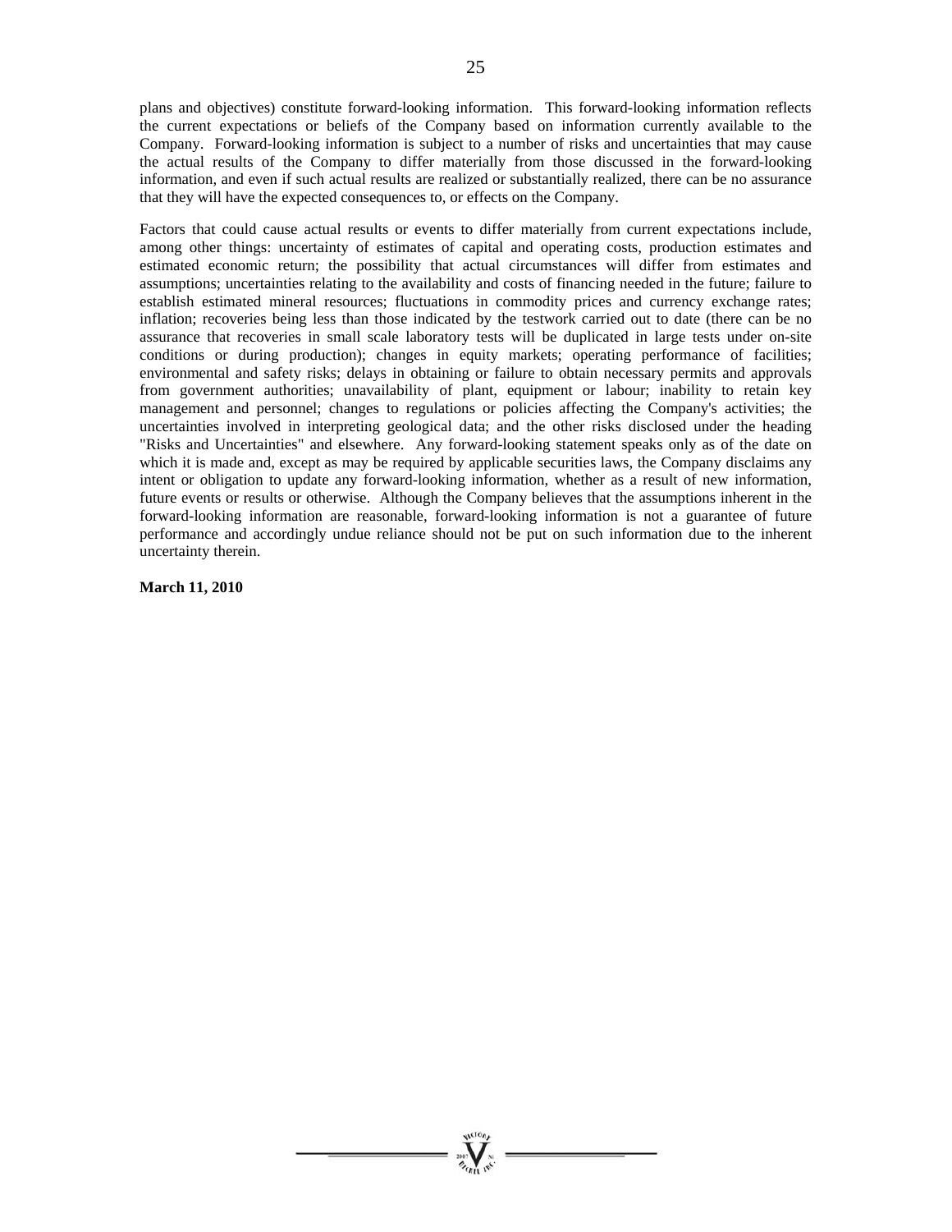plans and objectives) constitute forward-looking information. This forward-looking information reflects the current expectations or beliefs of the Company based on information currently available to the Company. Forward-looking information is subject to a number of risks and uncertainties that may cause the actual results of the Company to differ materially from those discussed in the forward-looking information, and even if such actual results are realized or substantially realized, there can be no assurance that they will have the expected consequences to, or effects on the Company.

Factors that could cause actual results or events to differ materially from current expectations include, among other things: uncertainty of estimates of capital and operating costs, production estimates and estimated economic return; the possibility that actual circumstances will differ from estimates and assumptions; uncertainties relating to the availability and costs of financing needed in the future; failure to establish estimated mineral resources; fluctuations in commodity prices and currency exchange rates; inflation; recoveries being less than those indicated by the testwork carried out to date (there can be no assurance that recoveries in small scale laboratory tests will be duplicated in large tests under on-site conditions or during production); changes in equity markets; operating performance of facilities; environmental and safety risks; delays in obtaining or failure to obtain necessary permits and approvals from government authorities; unavailability of plant, equipment or labour; inability to retain key management and personnel; changes to regulations or policies affecting the Company's activities; the uncertainties involved in interpreting geological data; and the other risks disclosed under the heading "Risks and Uncertainties" and elsewhere. Any forward-looking statement speaks only as of the date on which it is made and, except as may be required by applicable securities laws, the Company disclaims any intent or obligation to update any forward-looking information, whether as a result of new information, future events or results or otherwise. Although the Company believes that the assumptions inherent in the forward-looking information are reasonable, forward-looking information is not a guarantee of future performance and accordingly undue reliance should not be put on such information due to the inherent uncertainty therein.

**March 11, 2010**